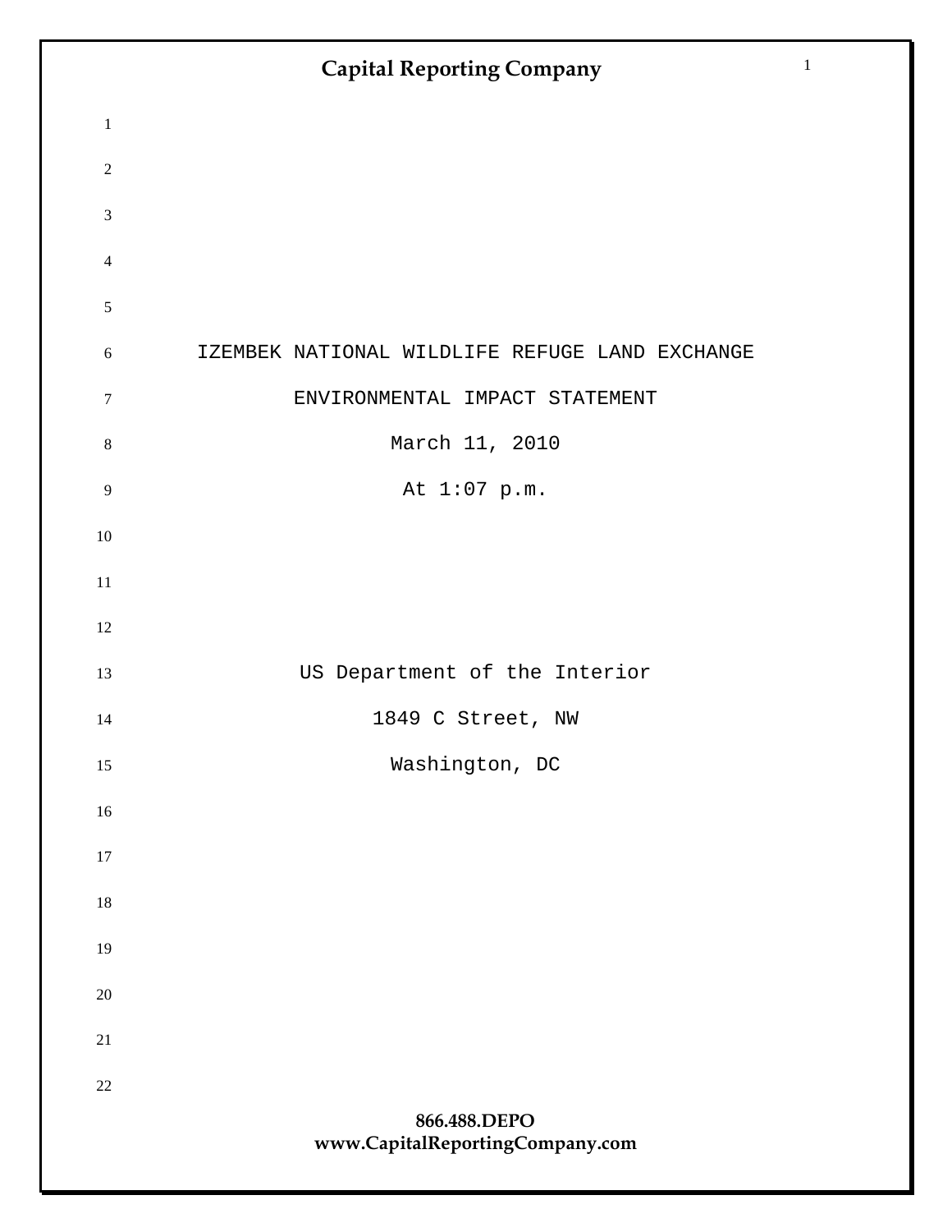IZEMBEK NATIONAL WILDLIFE REFUGE LAND EXCHANGE

ENVIRONMENTAL IMPACT STATEMENT

March 11, 2010

At 1:07 p.m.

US Department of the Interior

1849 C Street, NW

Washington, DC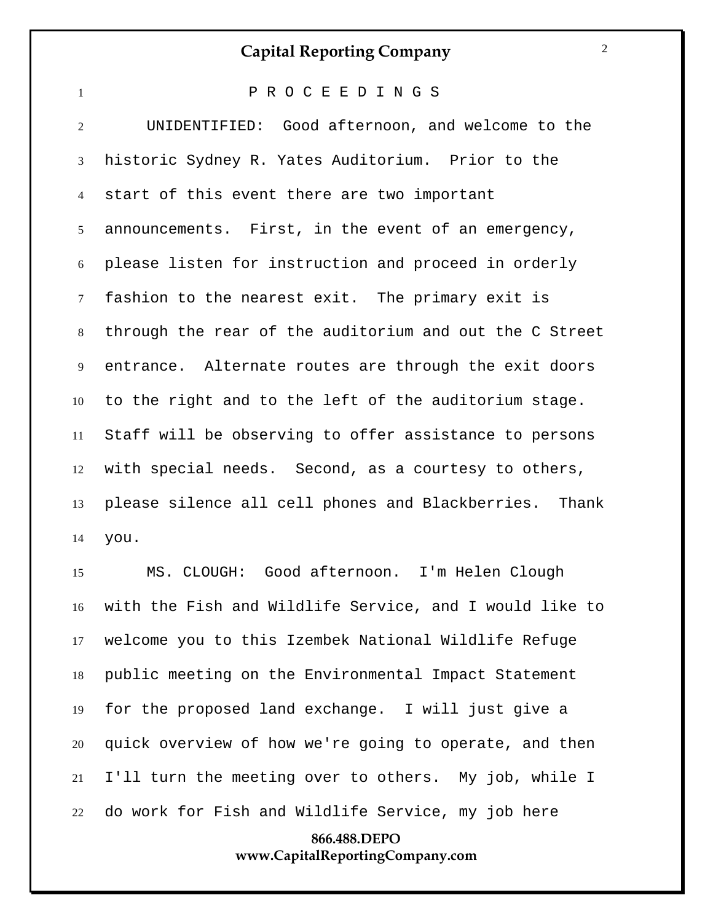P R O C E E D I N G S

UNIDENTIFIED: Good afternoon, and welcome to the historic Sydney R. Yates Auditorium. Prior to the start of this event there are two important announcements. First, in the event of an emergency, please listen for instruction and proceed in orderly fashion to the nearest exit. The primary exit is through the rear of the auditorium and out the C Street entrance. Alternate routes are through the exit doors to the right and to the left of the auditorium stage. Staff will be observing to offer assistance to persons with special needs. Second, as a courtesy to others, please silence all cell phones and Blackberries. Thank you.

MS. CLOUGH: Good afternoon. I'm Helen Clough with the Fish and Wildlife Service, and I would like to welcome you to this Izembek National Wildlife Refuge public meeting on the Environmental Impact Statement for the proposed land exchange. I will just give a quick overview of how we're going to operate, and then I'll turn the meeting over to others. My job, while I do work for Fish and Wildlife Service, my job here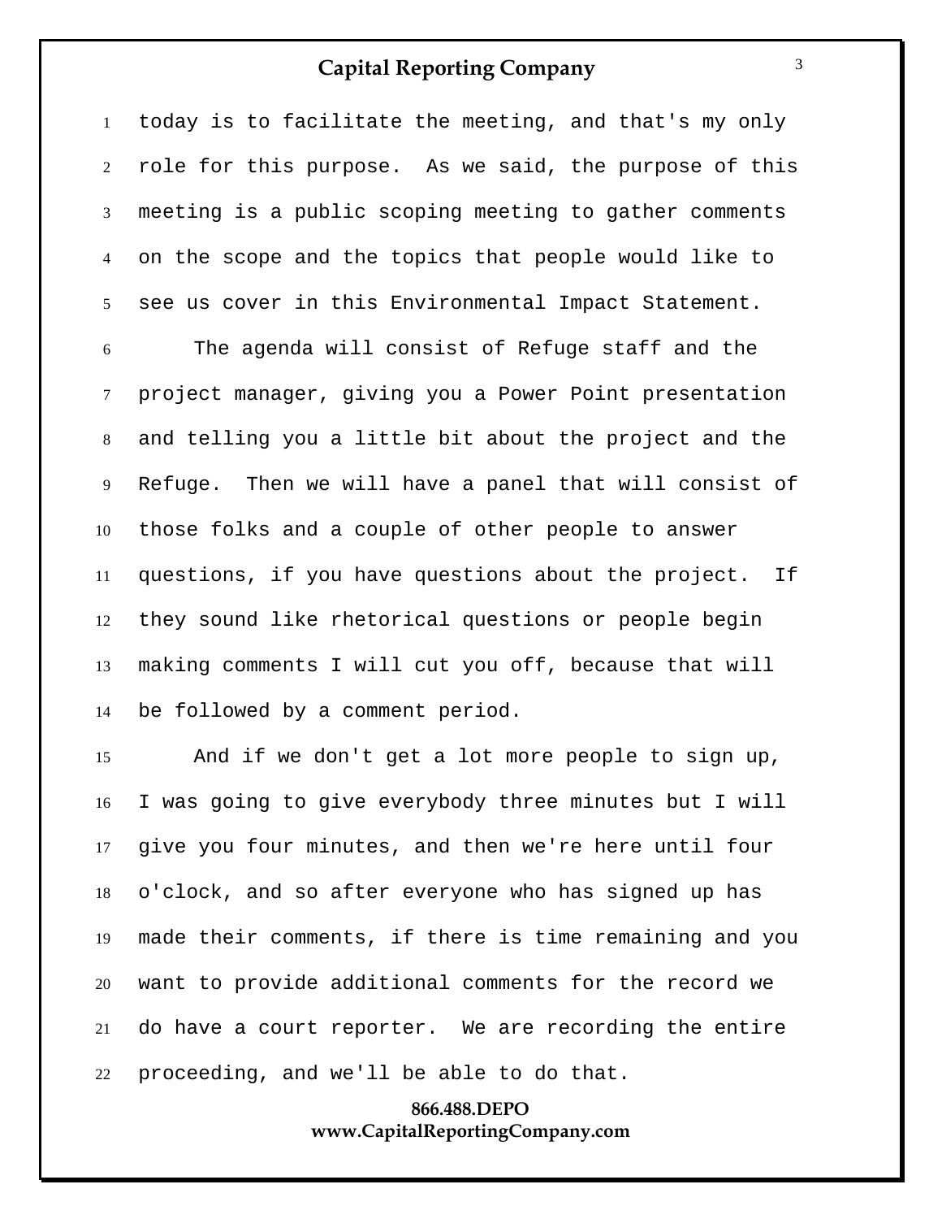today is to facilitate the meeting, and that's my only role for this purpose. As we said, the purpose of this meeting is a public scoping meeting to gather comments on the scope and the topics that people would like to see us cover in this Environmental Impact Statement.

The agenda will consist of Refuge staff and the project manager, giving you a Power Point presentation and telling you a little bit about the project and the Refuge. Then we will have a panel that will consist of those folks and a couple of other people to answer questions, if you have questions about the project. If they sound like rhetorical questions or people begin making comments I will cut you off, because that will be followed by a comment period.

And if we don't get a lot more people to sign up, I was going to give everybody three minutes but I will give you four minutes, and then we're here until four o'clock, and so after everyone who has signed up has made their comments, if there is time remaining and you want to provide additional comments for the record we do have a court reporter. We are recording the entire proceeding, and we'll be able to do that.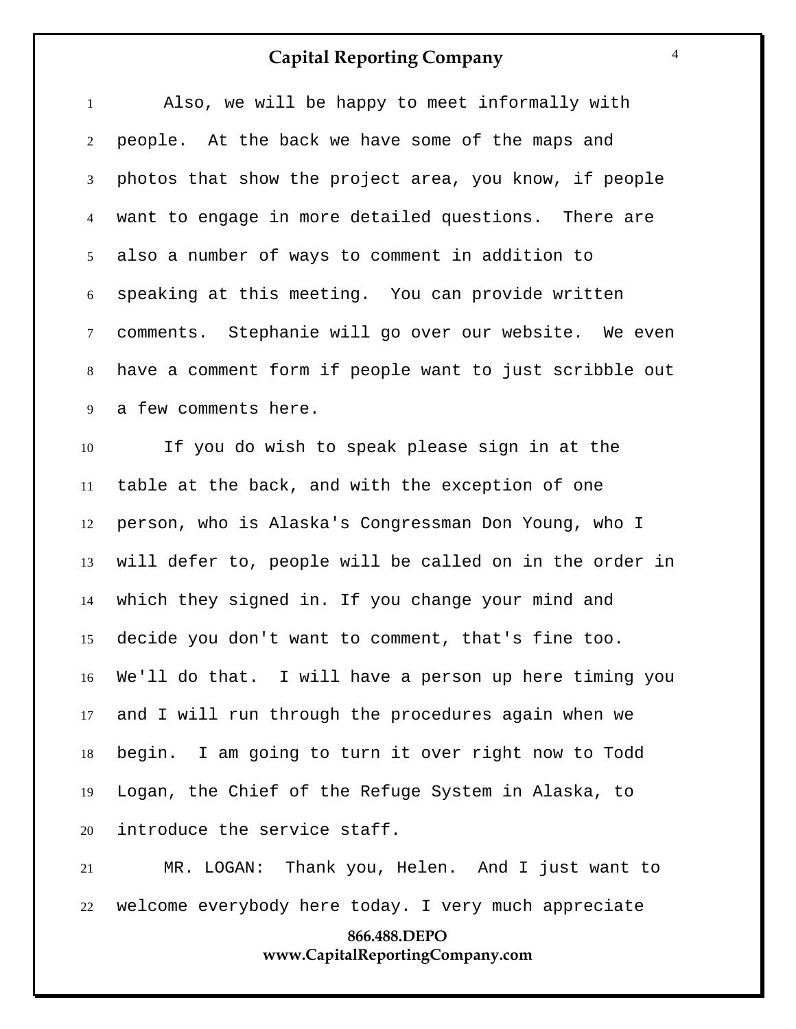Also, we will be happy to meet informally with people. At the back we have some of the maps and photos that show the project area, you know, if people want to engage in more detailed questions. There are also a number of ways to comment in addition to speaking at this meeting. You can provide written comments. Stephanie will go over our website. We even have a comment form if people want to just scribble out a few comments here.

If you do wish to speak please sign in at the table at the back, and with the exception of one person, who is Alaska's Congressman Don Young, who I will defer to, people will be called on in the order in which they signed in. If you change your mind and decide you don't want to comment, that's fine too. We'll do that. I will have a person up here timing you and I will run through the procedures again when we begin. I am going to turn it over right now to Todd Logan, the Chief of the Refuge System in Alaska, to introduce the service staff.

MR. LOGAN: Thank you, Helen. And I just want to welcome everybody here today. I very much appreciate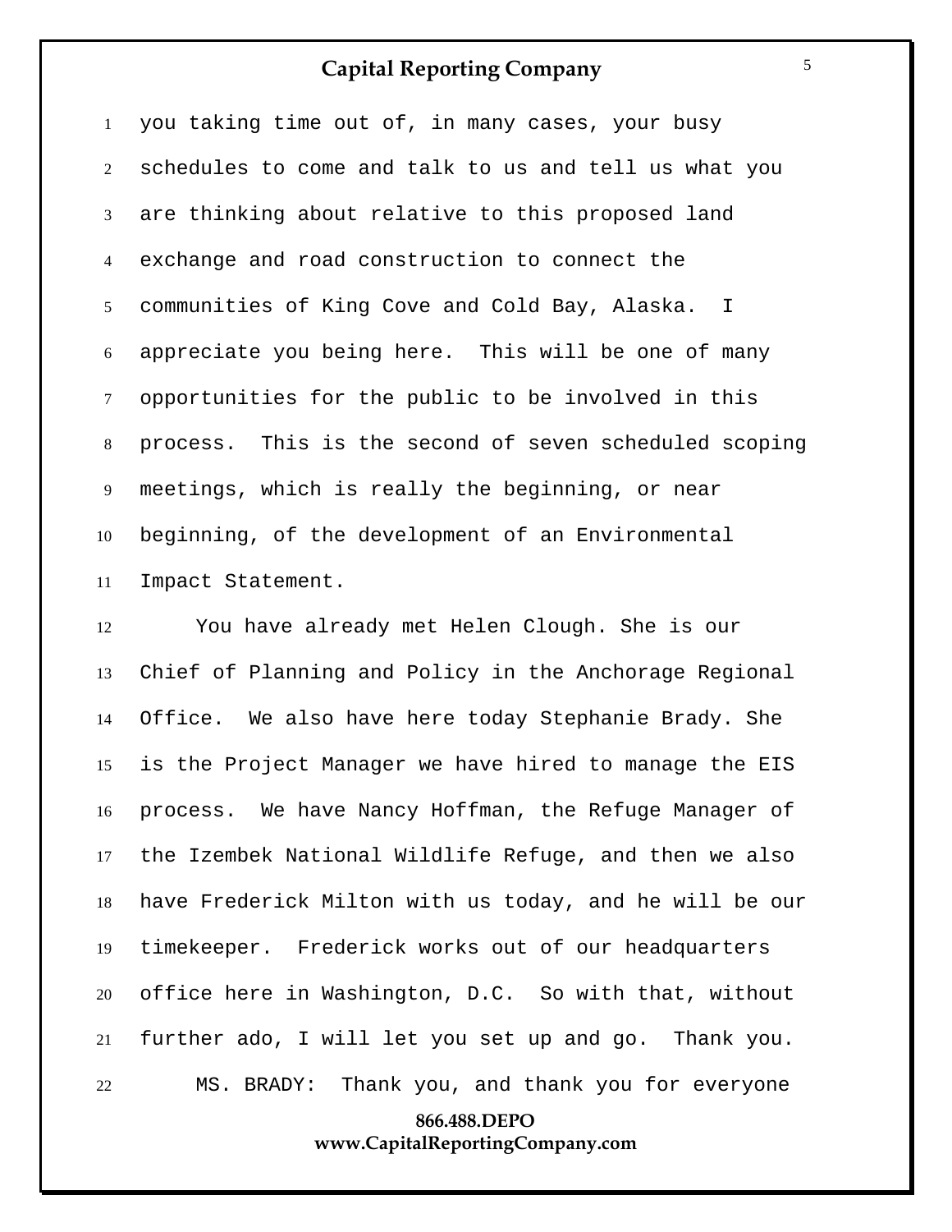you taking time out of, in many cases, your busy schedules to come and talk to us and tell us what you are thinking about relative to this proposed land exchange and road construction to connect the communities of King Cove and Cold Bay, Alaska. I appreciate you being here. This will be one of many opportunities for the public to be involved in this process. This is the second of seven scheduled scoping meetings, which is really the beginning, or near beginning, of the development of an Environmental Impact Statement.

You have already met Helen Clough. She is our Chief of Planning and Policy in the Anchorage Regional Office. We also have here today Stephanie Brady. She is the Project Manager we have hired to manage the EIS process. We have Nancy Hoffman, the Refuge Manager of the Izembek National Wildlife Refuge, and then we also have Frederick Milton with us today, and he will be our timekeeper. Frederick works out of our headquarters office here in Washington, D.C. So with that, without further ado, I will let you set up and go. Thank you.

MS. BRADY: Thank you, and thank you for everyone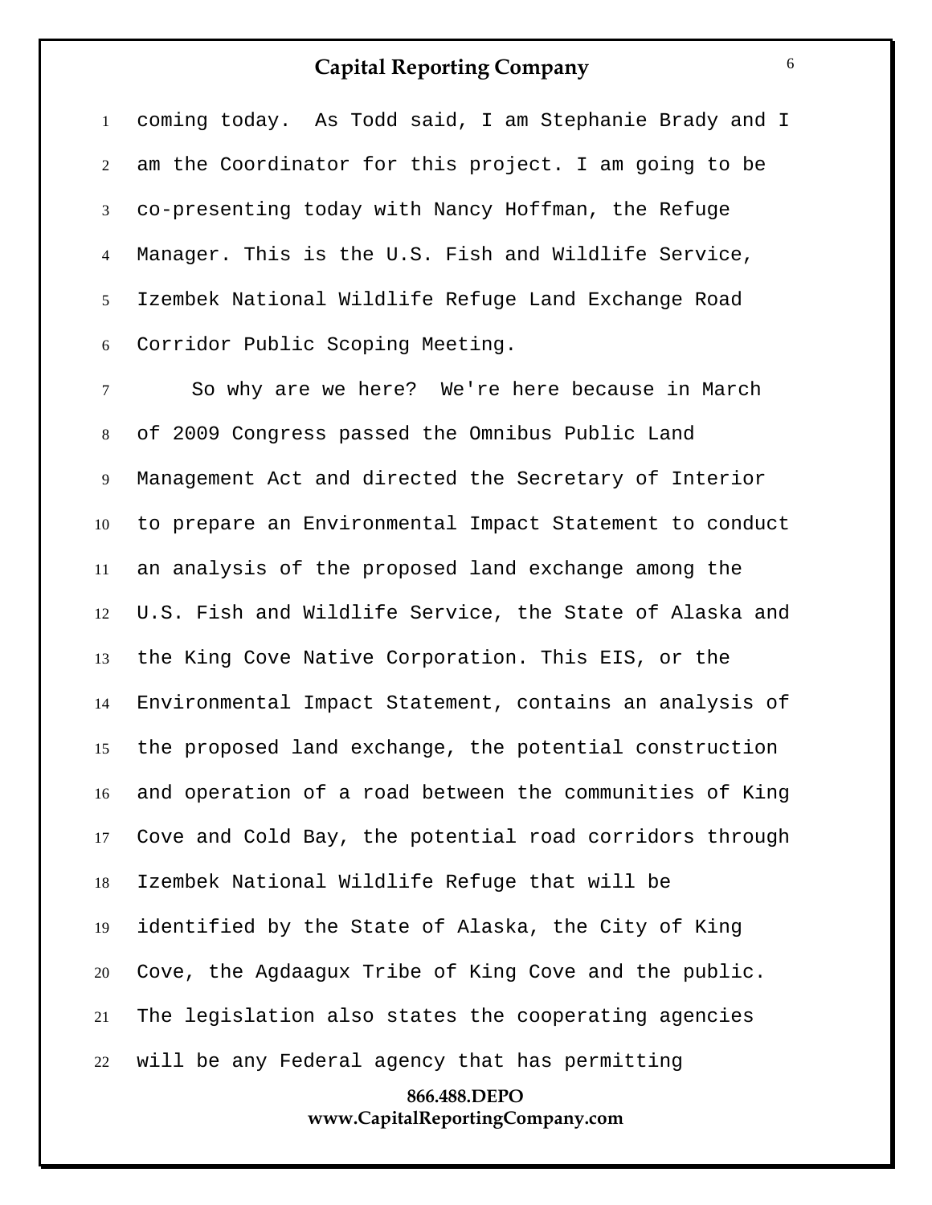coming today. As Todd said, I am Stephanie Brady and I am the Coordinator for this project. I am going to be co-presenting today with Nancy Hoffman, the Refuge Manager. This is the U.S. Fish and Wildlife Service, Izembek National Wildlife Refuge Land Exchange Road Corridor Public Scoping Meeting.

So why are we here? We're here because in March of 2009 Congress passed the Omnibus Public Land Management Act and directed the Secretary of Interior to prepare an Environmental Impact Statement to conduct an analysis of the proposed land exchange among the U.S. Fish and Wildlife Service, the State of Alaska and the King Cove Native Corporation. This EIS, or the Environmental Impact Statement, contains an analysis of the proposed land exchange, the potential construction and operation of a road between the communities of King Cove and Cold Bay, the potential road corridors through Izembek National Wildlife Refuge that will be identified by the State of Alaska, the City of King Cove, the Agdaagux Tribe of King Cove and the public. The legislation also states the cooperating agencies will be any Federal agency that has permitting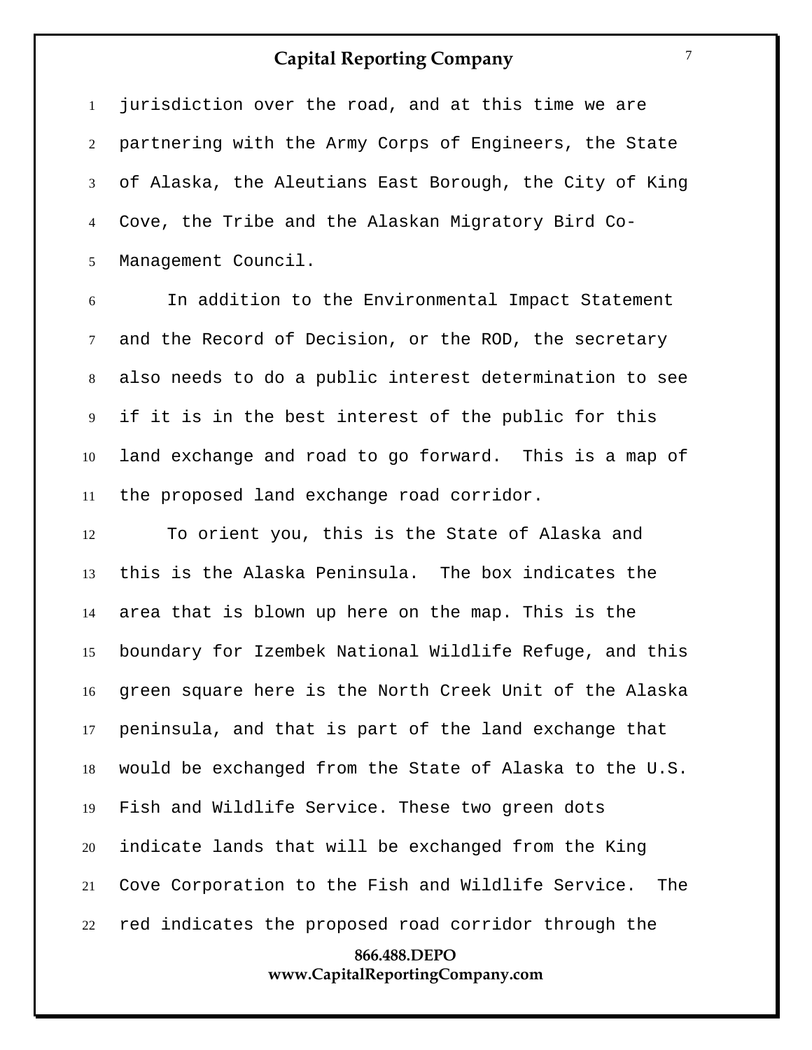jurisdiction over the road, and at this time we are partnering with the Army Corps of Engineers, the State of Alaska, the Aleutians East Borough, the City of King Cove, the Tribe and the Alaskan Migratory Bird Co-Management Council.

In addition to the Environmental Impact Statement and the Record of Decision, or the ROD, the secretary also needs to do a public interest determination to see if it is in the best interest of the public for this land exchange and road to go forward. This is a map of the proposed land exchange road corridor.

To orient you, this is the State of Alaska and this is the Alaska Peninsula. The box indicates the area that is blown up here on the map. This is the boundary for Izembek National Wildlife Refuge, and this green square here is the North Creek Unit of the Alaska peninsula, and that is part of the land exchange that would be exchanged from the State of Alaska to the U.S. Fish and Wildlife Service. These two green dots indicate lands that will be exchanged from the King Cove Corporation to the Fish and Wildlife Service. The red indicates the proposed road corridor through the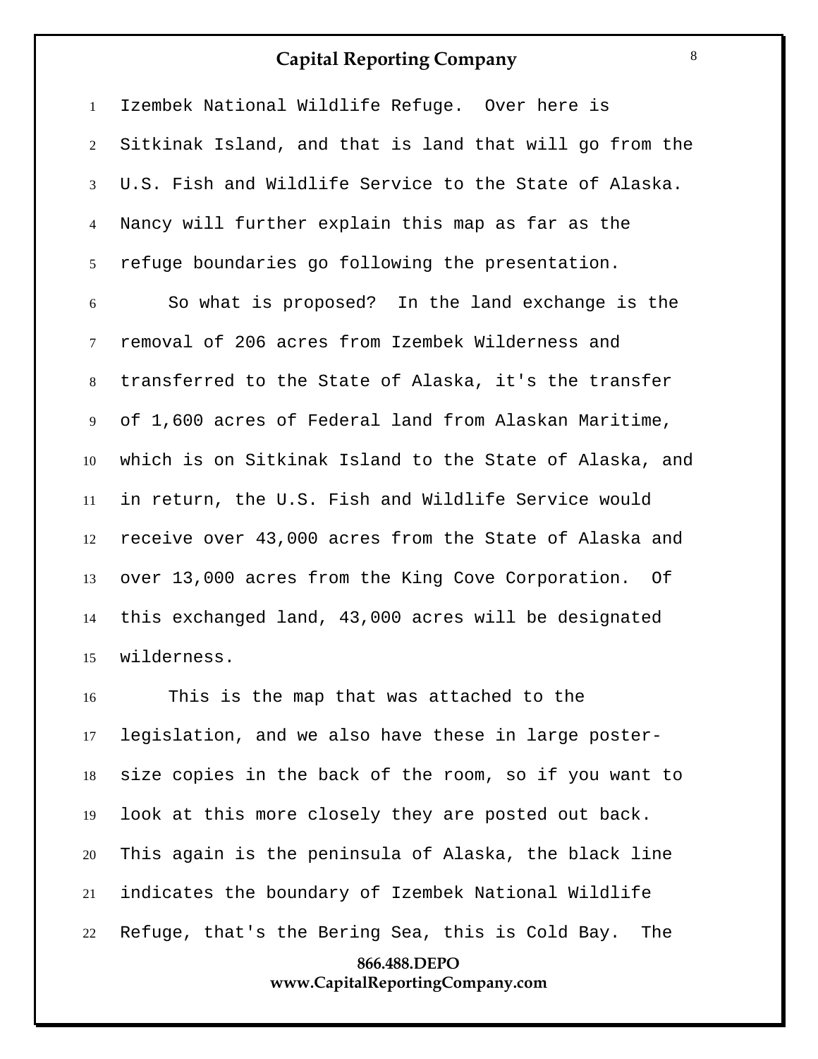Izembek National Wildlife Refuge. Over here is Sitkinak Island, and that is land that will go from the U.S. Fish and Wildlife Service to the State of Alaska. Nancy will further explain this map as far as the refuge boundaries go following the presentation.

So what is proposed? In the land exchange is the removal of 206 acres from Izembek Wilderness and transferred to the State of Alaska, it's the transfer of 1,600 acres of Federal land from Alaskan Maritime, which is on Sitkinak Island to the State of Alaska, and in return, the U.S. Fish and Wildlife Service would receive over 43,000 acres from the State of Alaska and over 13,000 acres from the King Cove Corporation. Of this exchanged land, 43,000 acres will be designated wilderness.

This is the map that was attached to the legislation, and we also have these in large poster-size copies in the back of the room, so if you want to look at this more closely they are posted out back. This again is the peninsula of Alaska, the black line indicates the boundary of Izembek National Wildlife Refuge, that's the Bering Sea, this is Cold Bay. The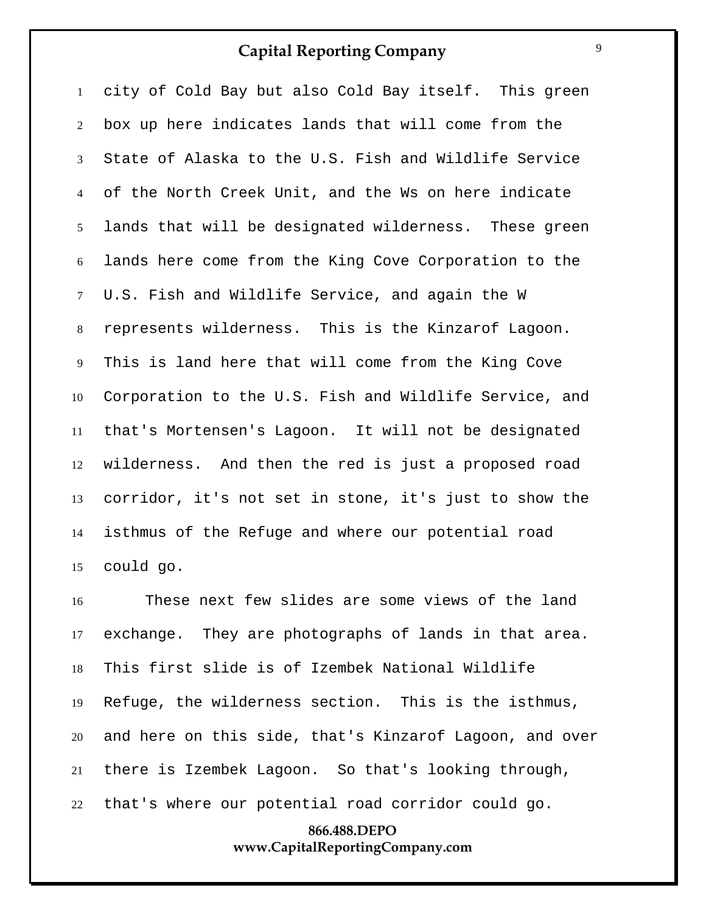city of Cold Bay but also Cold Bay itself. This green box up here indicates lands that will come from the State of Alaska to the U.S. Fish and Wildlife Service of the North Creek Unit, and the Ws on here indicate lands that will be designated wilderness. These green lands here come from the King Cove Corporation to the U.S. Fish and Wildlife Service, and again the W represents wilderness. This is the Kinzarof Lagoon. This is land here that will come from the King Cove Corporation to the U.S. Fish and Wildlife Service, and that's Mortensen's Lagoon. It will not be designated wilderness. And then the red is just a proposed road corridor, it's not set in stone, it's just to show the isthmus of the Refuge and where our potential road could go.

These next few slides are some views of the land exchange. They are photographs of lands in that area. This first slide is of Izembek National Wildlife Refuge, the wilderness section. This is the isthmus, and here on this side, that's Kinzarof Lagoon, and over there is Izembek Lagoon. So that's looking through, that's where our potential road corridor could go.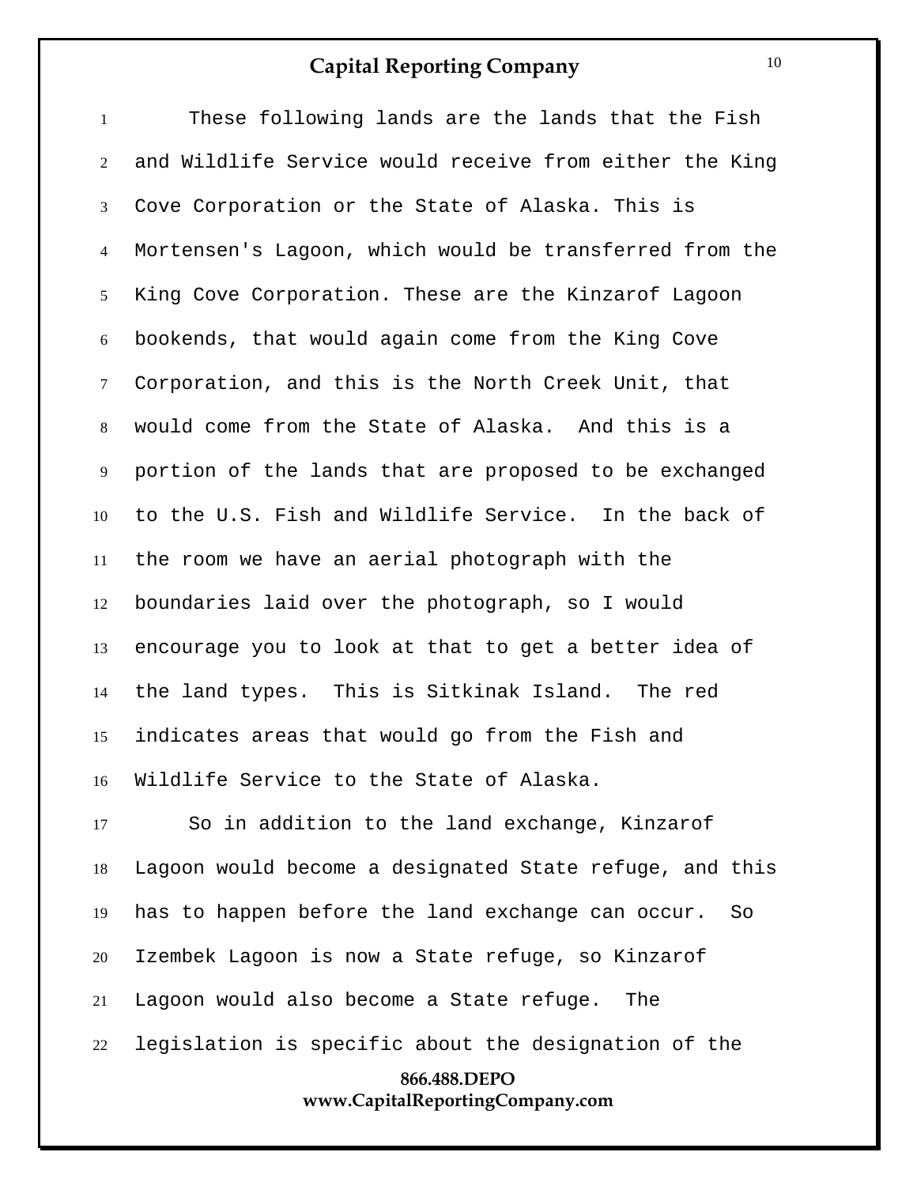These following lands are the lands that the Fish and Wildlife Service would receive from either the King Cove Corporation or the State of Alaska. This is Mortensen's Lagoon, which would be transferred from the King Cove Corporation. These are the Kinzarof Lagoon bookends, that would again come from the King Cove Corporation, and this is the North Creek Unit, that would come from the State of Alaska. And this is a portion of the lands that are proposed to be exchanged to the U.S. Fish and Wildlife Service. In the back of the room we have an aerial photograph with the boundaries laid over the photograph, so I would encourage you to look at that to get a better idea of the land types. This is Sitkinak Island. The red indicates areas that would go from the Fish and Wildlife Service to the State of Alaska.

So in addition to the land exchange, Kinzarof Lagoon would become a designated State refuge, and this has to happen before the land exchange can occur. So Izembek Lagoon is now a State refuge, so Kinzarof Lagoon would also become a State refuge. The legislation is specific about the designation of the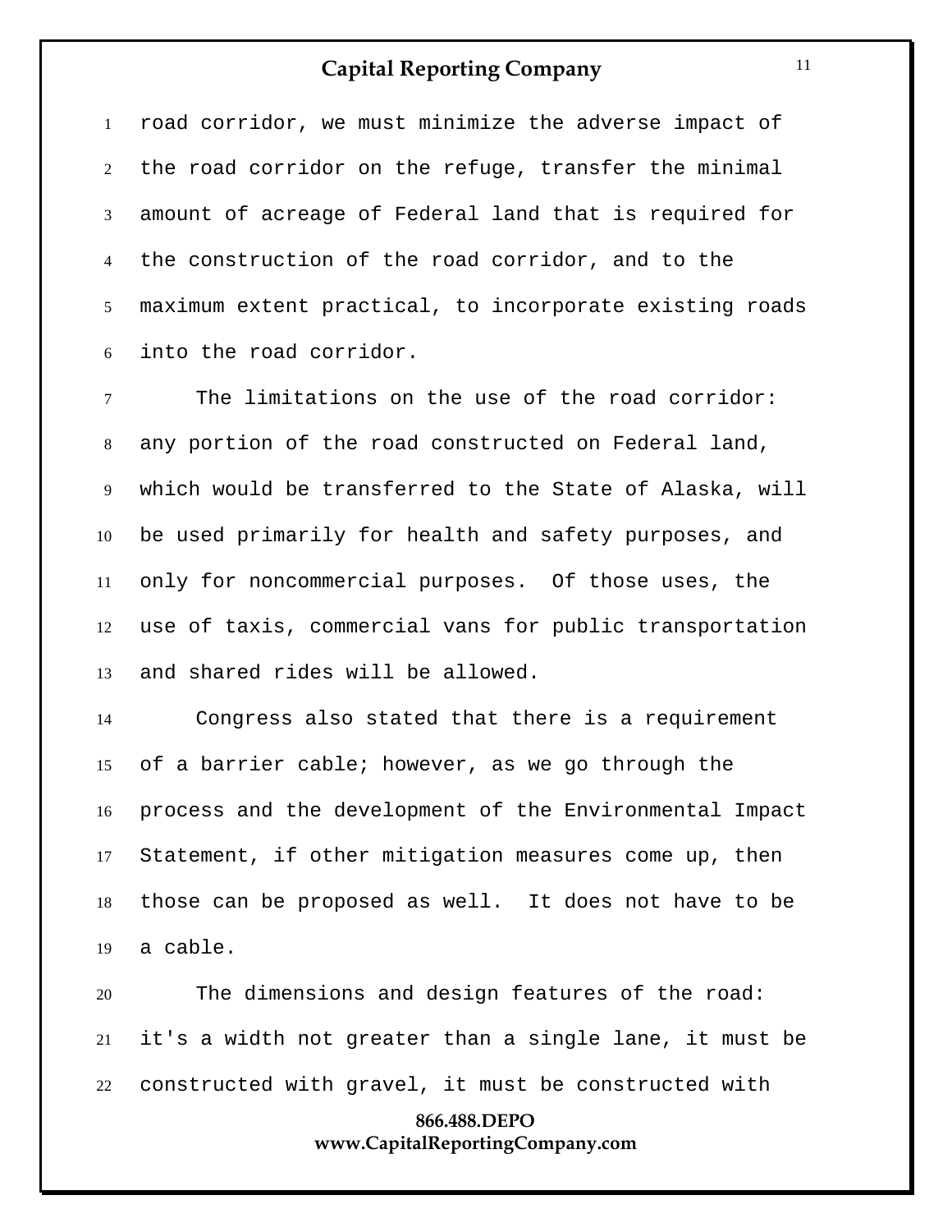road corridor, we must minimize the adverse impact of the road corridor on the refuge, transfer the minimal amount of acreage of Federal land that is required for the construction of the road corridor, and to the maximum extent practical, to incorporate existing roads into the road corridor.

The limitations on the use of the road corridor: any portion of the road constructed on Federal land, which would be transferred to the State of Alaska, will be used primarily for health and safety purposes, and only for noncommercial purposes. Of those uses, the use of taxis, commercial vans for public transportation and shared rides will be allowed.

Congress also stated that there is a requirement of a barrier cable; however, as we go through the process and the development of the Environmental Impact Statement, if other mitigation measures come up, then those can be proposed as well. It does not have to be a cable.

The dimensions and design features of the road: it's a width not greater than a single lane, it must be constructed with gravel, it must be constructed with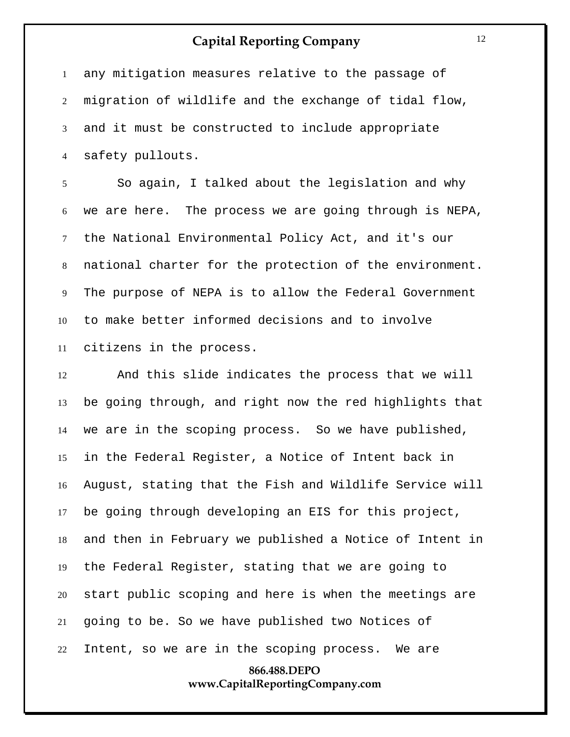any mitigation measures relative to the passage of migration of wildlife and the exchange of tidal flow, and it must be constructed to include appropriate safety pullouts.

So again, I talked about the legislation and why we are here. The process we are going through is NEPA, the National Environmental Policy Act, and it's our national charter for the protection of the environment. The purpose of NEPA is to allow the Federal Government to make better informed decisions and to involve citizens in the process.

And this slide indicates the process that we will be going through, and right now the red highlights that we are in the scoping process. So we have published, in the Federal Register, a Notice of Intent back in August, stating that the Fish and Wildlife Service will be going through developing an EIS for this project, and then in February we published a Notice of Intent in the Federal Register, stating that we are going to start public scoping and here is when the meetings are going to be. So we have published two Notices of Intent, so we are in the scoping process. We are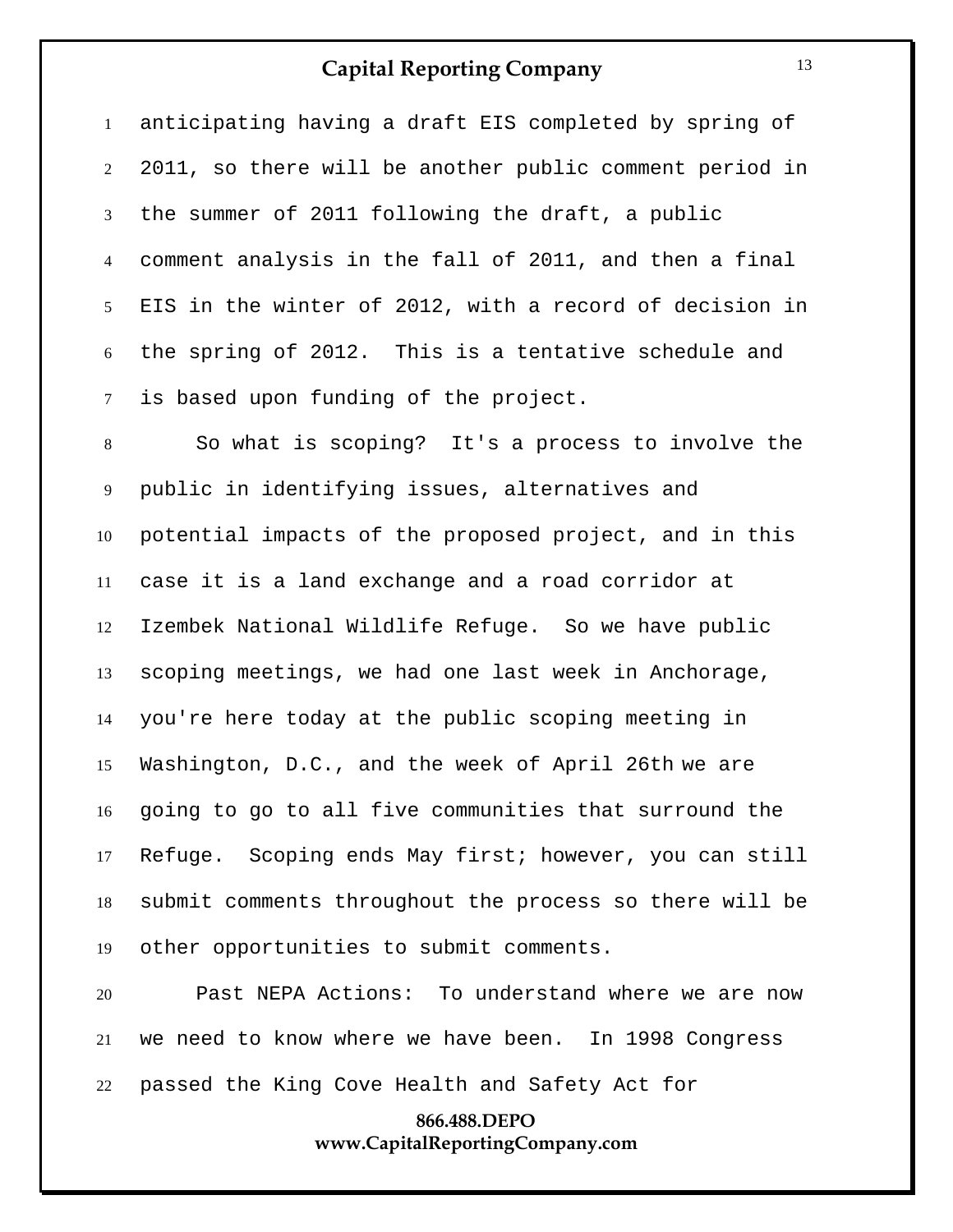anticipating having a draft EIS completed by spring of 2011, so there will be another public comment period in the summer of 2011 following the draft, a public comment analysis in the fall of 2011, and then a final EIS in the winter of 2012, with a record of decision in the spring of 2012. This is a tentative schedule and is based upon funding of the project.

So what is scoping? It's a process to involve the public in identifying issues, alternatives and potential impacts of the proposed project, and in this case it is a land exchange and a road corridor at Izembek National Wildlife Refuge. So we have public scoping meetings, we had one last week in Anchorage, you're here today at the public scoping meeting in Washington, D.C., and the week of April 26th we are going to go to all five communities that surround the Refuge. Scoping ends May first; however, you can still submit comments throughout the process so there will be other opportunities to submit comments.

Past NEPA Actions: To understand where we are now we need to know where we have been. In 1998 Congress passed the King Cove Health and Safety Act for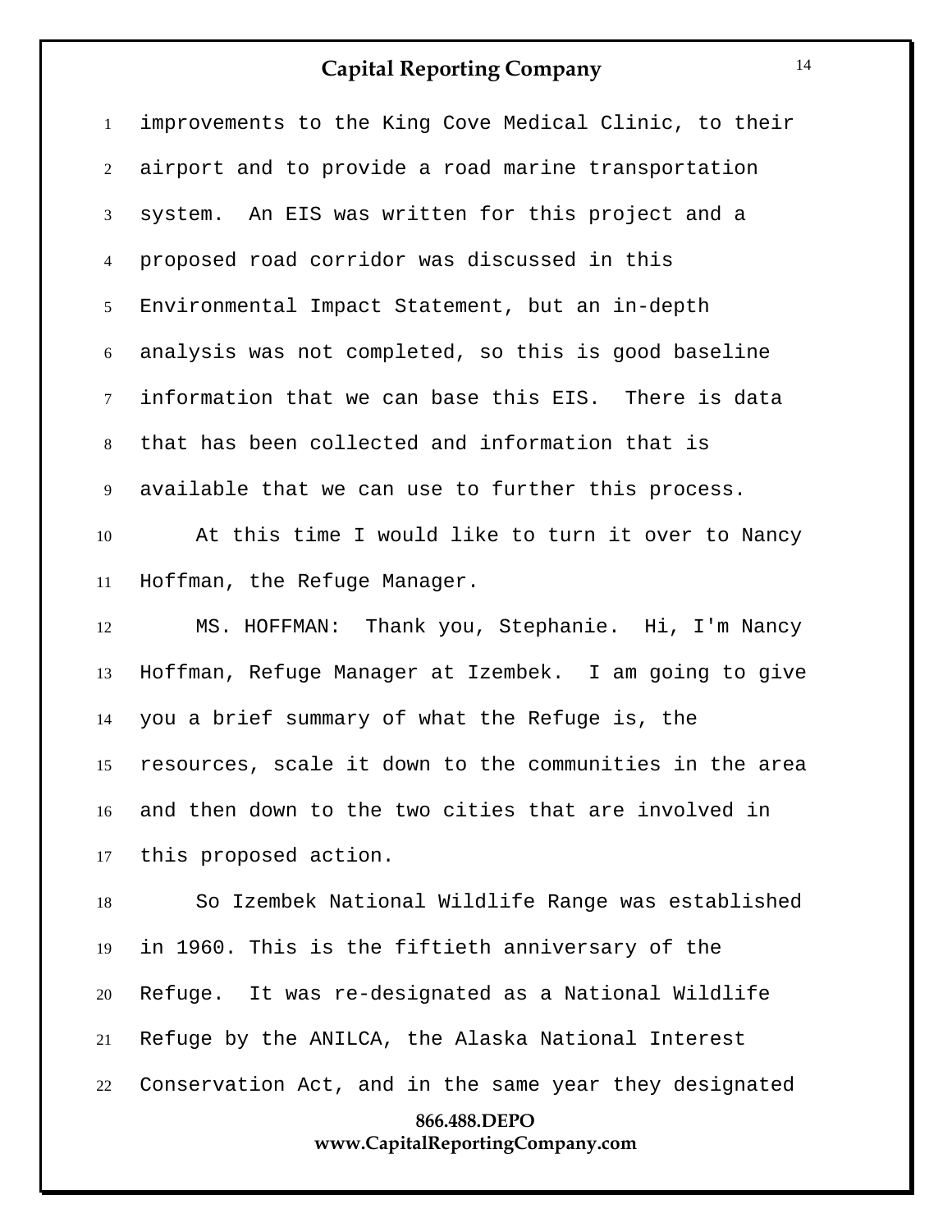improvements to the King Cove Medical Clinic, to their airport and to provide a road marine transportation system. An EIS was written for this project and a proposed road corridor was discussed in this Environmental Impact Statement, but an in-depth analysis was not completed, so this is good baseline information that we can base this EIS. There is data that has been collected and information that is available that we can use to further this process.

At this time I would like to turn it over to Nancy Hoffman, the Refuge Manager.

MS. HOFFMAN: Thank you, Stephanie. Hi, I'm Nancy Hoffman, Refuge Manager at Izembek. I am going to give you a brief summary of what the Refuge is, the resources, scale it down to the communities in the area and then down to the two cities that are involved in this proposed action.

So Izembek National Wildlife Range was established in 1960. This is the fiftieth anniversary of the Refuge. It was re-designated as a National Wildlife Refuge by the ANILCA, the Alaska National Interest Conservation Act, and in the same year they designated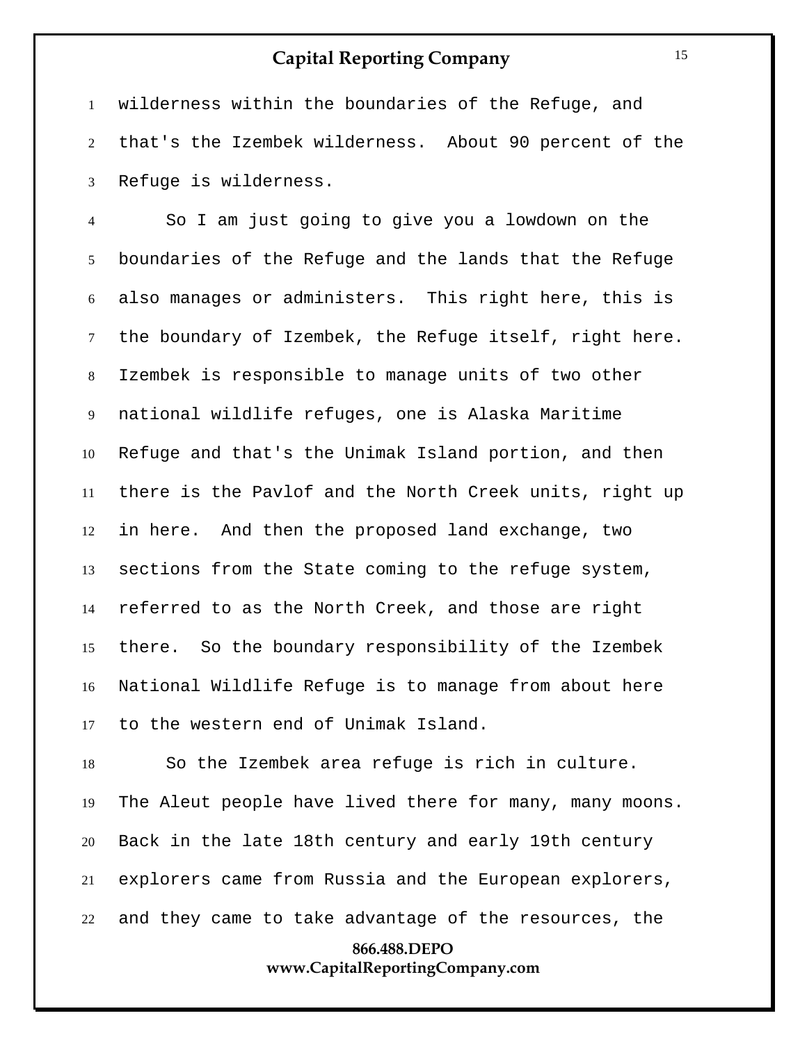wilderness within the boundaries of the Refuge, and that's the Izembek wilderness. About 90 percent of the Refuge is wilderness.

So I am just going to give you a lowdown on the boundaries of the Refuge and the lands that the Refuge also manages or administers. This right here, this is the boundary of Izembek, the Refuge itself, right here. Izembek is responsible to manage units of two other national wildlife refuges, one is Alaska Maritime Refuge and that's the Unimak Island portion, and then there is the Pavlof and the North Creek units, right up in here. And then the proposed land exchange, two sections from the State coming to the refuge system, referred to as the North Creek, and those are right there. So the boundary responsibility of the Izembek National Wildlife Refuge is to manage from about here to the western end of Unimak Island.

So the Izembek area refuge is rich in culture. The Aleut people have lived there for many, many moons. Back in the late 18th century and early 19th century explorers came from Russia and the European explorers, and they came to take advantage of the resources, the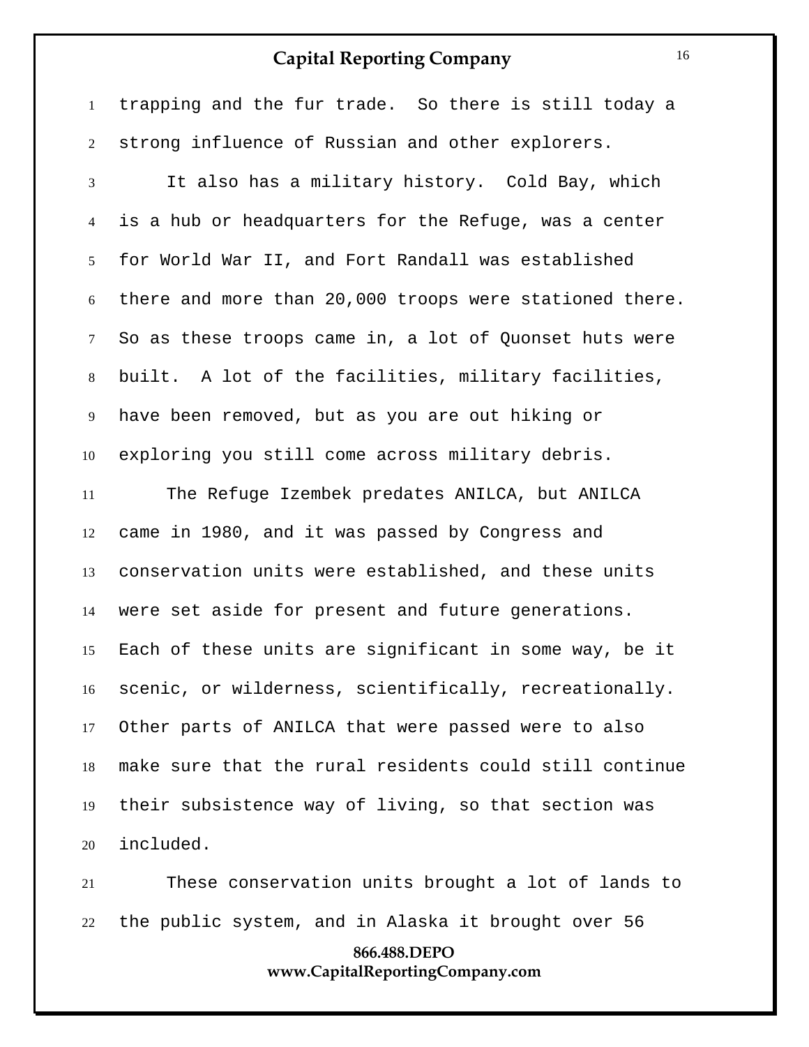trapping and the fur trade. So there is still today a strong influence of Russian and other explorers.

It also has a military history. Cold Bay, which is a hub or headquarters for the Refuge, was a center for World War II, and Fort Randall was established there and more than 20,000 troops were stationed there. So as these troops came in, a lot of Quonset huts were built. A lot of the facilities, military facilities, have been removed, but as you are out hiking or exploring you still come across military debris.

The Refuge Izembek predates ANILCA, but ANILCA came in 1980, and it was passed by Congress and conservation units were established, and these units were set aside for present and future generations. Each of these units are significant in some way, be it scenic, or wilderness, scientifically, recreationally. Other parts of ANILCA that were passed were to also make sure that the rural residents could still continue their subsistence way of living, so that section was included.

These conservation units brought a lot of lands to the public system, and in Alaska it brought over 56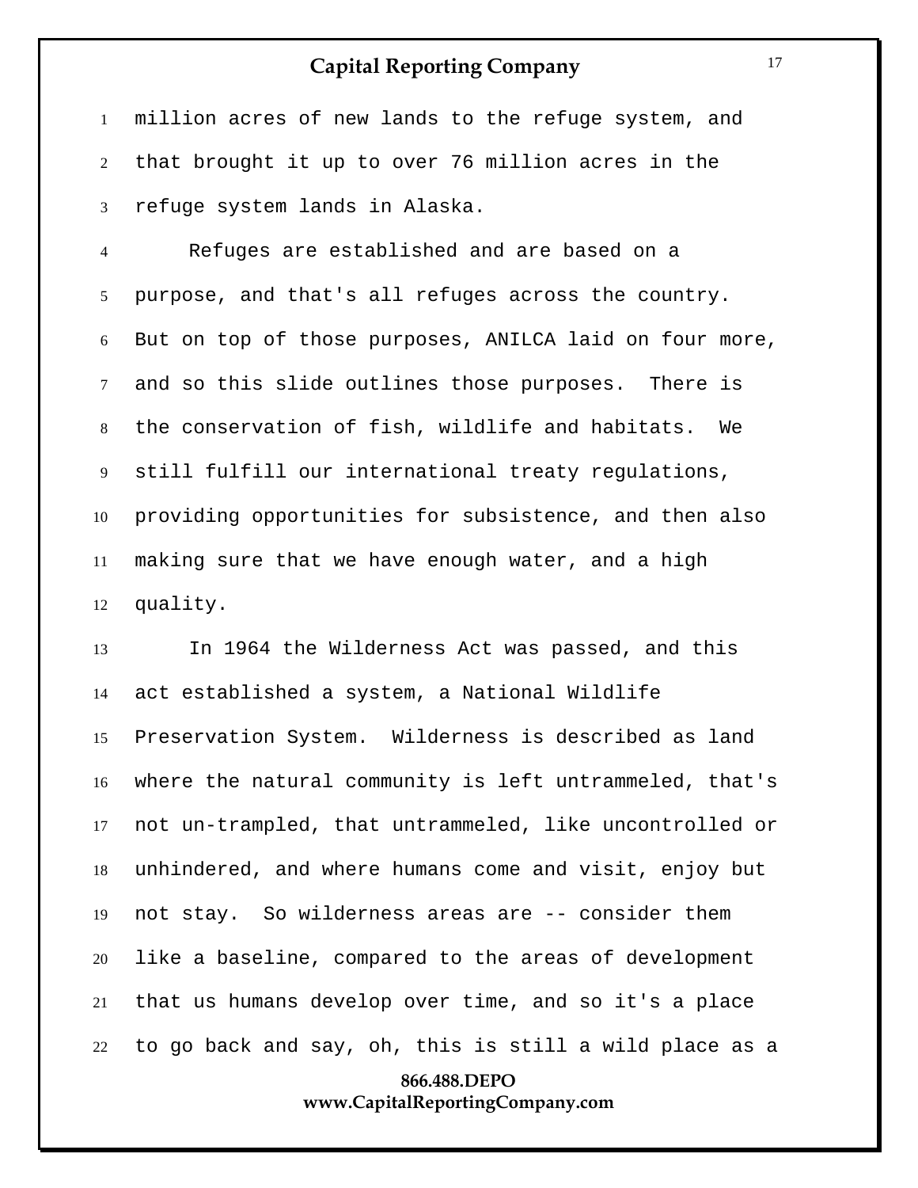million acres of new lands to the refuge system, and that brought it up to over 76 million acres in the refuge system lands in Alaska.

Refuges are established and are based on a purpose, and that's all refuges across the country. But on top of those purposes, ANILCA laid on four more, and so this slide outlines those purposes. There is the conservation of fish, wildlife and habitats. We still fulfill our international treaty regulations, providing opportunities for subsistence, and then also making sure that we have enough water, and a high quality.

In 1964 the Wilderness Act was passed, and this act established a system, a National Wildlife Preservation System. Wilderness is described as land where the natural community is left untrammeled, that's not un-trampled, that untrammeled, like uncontrolled or unhindered, and where humans come and visit, enjoy but not stay. So wilderness areas are -- consider them like a baseline, compared to the areas of development that us humans develop over time, and so it's a place to go back and say, oh, this is still a wild place as a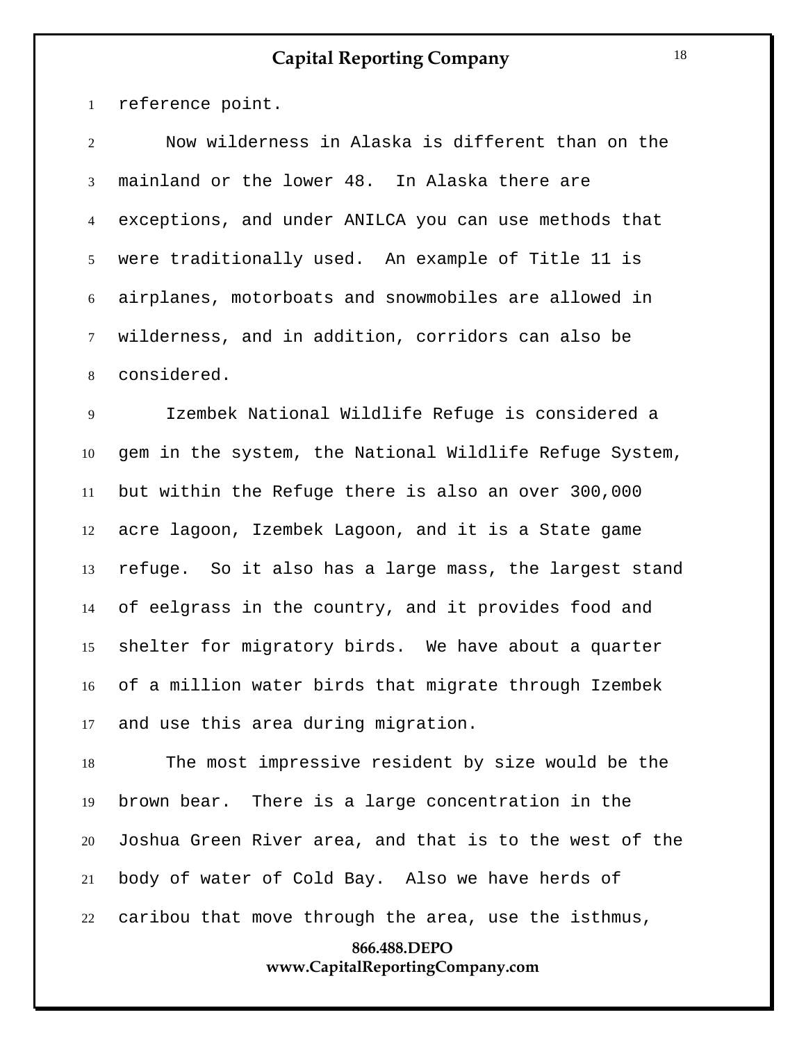reference point.

Now wilderness in Alaska is different than on the mainland or the lower 48. In Alaska there are exceptions, and under ANILCA you can use methods that were traditionally used. An example of Title 11 is airplanes, motorboats and snowmobiles are allowed in wilderness, and in addition, corridors can also be considered.

Izembek National Wildlife Refuge is considered a gem in the system, the National Wildlife Refuge System, but within the Refuge there is also an over 300,000 acre lagoon, Izembek Lagoon, and it is a State game refuge. So it also has a large mass, the largest stand of eelgrass in the country, and it provides food and shelter for migratory birds. We have about a quarter of a million water birds that migrate through Izembek and use this area during migration.

The most impressive resident by size would be the brown bear. There is a large concentration in the Joshua Green River area, and that is to the west of the body of water of Cold Bay. Also we have herds of caribou that move through the area, use the isthmus,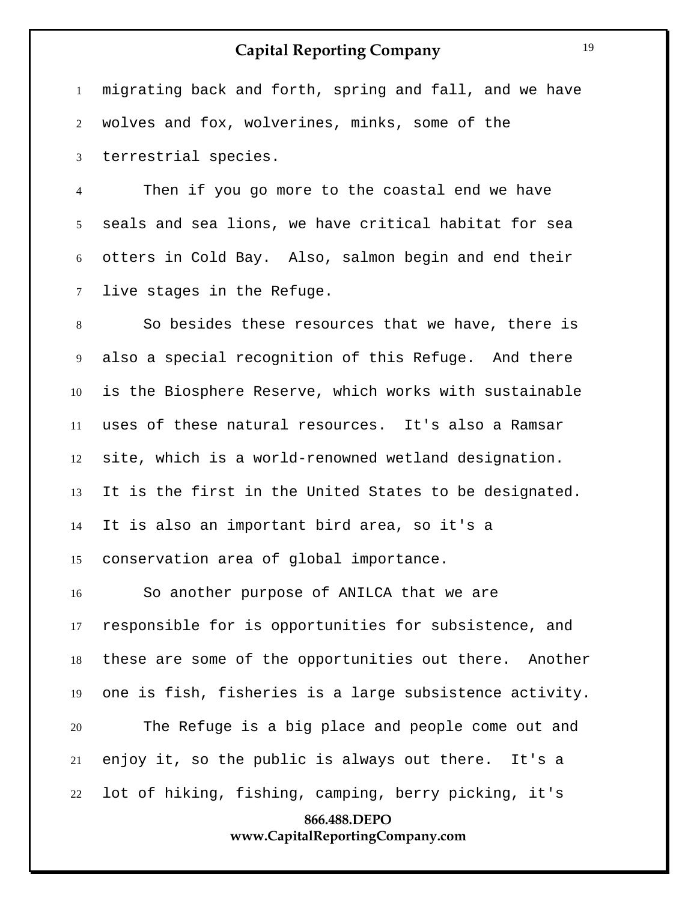migrating back and forth, spring and fall, and we have wolves and fox, wolverines, minks, some of the terrestrial species.

Then if you go more to the coastal end we have seals and sea lions, we have critical habitat for sea otters in Cold Bay. Also, salmon begin and end their live stages in the Refuge.

So besides these resources that we have, there is also a special recognition of this Refuge. And there is the Biosphere Reserve, which works with sustainable uses of these natural resources. It's also a Ramsar site, which is a world-renowned wetland designation. It is the first in the United States to be designated. It is also an important bird area, so it's a conservation area of global importance.

So another purpose of ANILCA that we are responsible for is opportunities for subsistence, and these are some of the opportunities out there. Another one is fish, fisheries is a large subsistence activity.

The Refuge is a big place and people come out and enjoy it, so the public is always out there. It's a lot of hiking, fishing, camping, berry picking, it's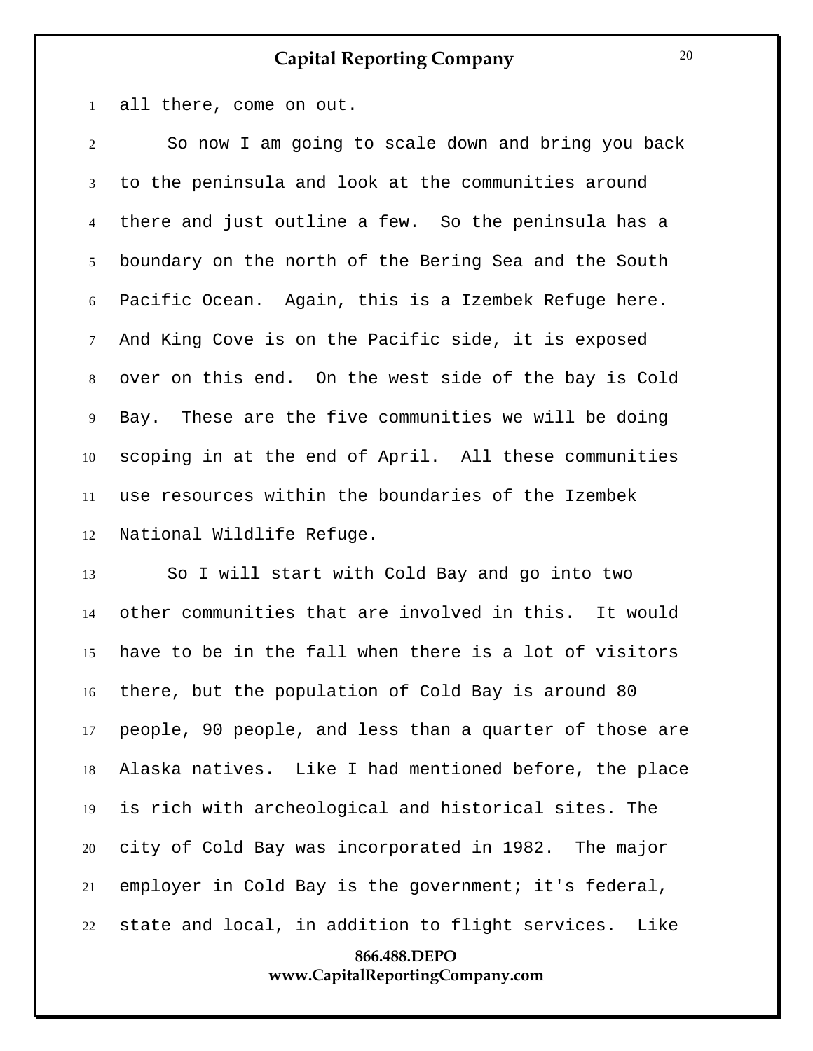all there, come on out.

So now I am going to scale down and bring you back to the peninsula and look at the communities around there and just outline a few. So the peninsula has a boundary on the north of the Bering Sea and the South Pacific Ocean. Again, this is a Izembek Refuge here. And King Cove is on the Pacific side, it is exposed over on this end. On the west side of the bay is Cold Bay. These are the five communities we will be doing scoping in at the end of April. All these communities use resources within the boundaries of the Izembek National Wildlife Refuge.

So I will start with Cold Bay and go into two other communities that are involved in this. It would have to be in the fall when there is a lot of visitors there, but the population of Cold Bay is around 80 people, 90 people, and less than a quarter of those are Alaska natives. Like I had mentioned before, the place is rich with archeological and historical sites. The city of Cold Bay was incorporated in 1982. The major employer in Cold Bay is the government; it's federal, state and local, in addition to flight services. Like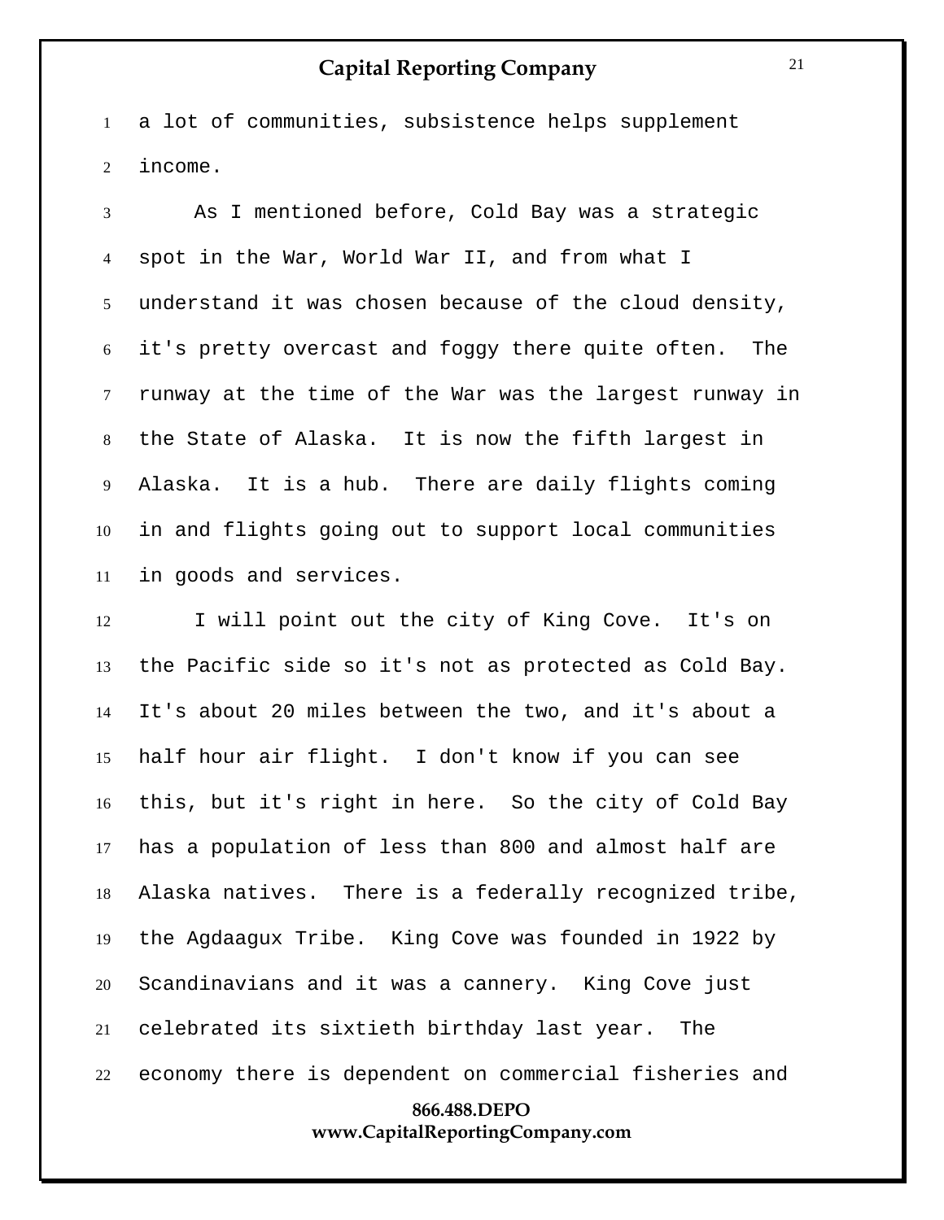a lot of communities, subsistence helps supplement income.

As I mentioned before, Cold Bay was a strategic spot in the War, World War II, and from what I understand it was chosen because of the cloud density, it's pretty overcast and foggy there quite often. The runway at the time of the War was the largest runway in the State of Alaska. It is now the fifth largest in Alaska. It is a hub. There are daily flights coming in and flights going out to support local communities in goods and services.

I will point out the city of King Cove. It's on the Pacific side so it's not as protected as Cold Bay. It's about 20 miles between the two, and it's about a half hour air flight. I don't know if you can see this, but it's right in here. So the city of Cold Bay has a population of less than 800 and almost half are Alaska natives. There is a federally recognized tribe, the Agdaagux Tribe. King Cove was founded in 1922 by Scandinavians and it was a cannery. King Cove just celebrated its sixtieth birthday last year. The economy there is dependent on commercial fisheries and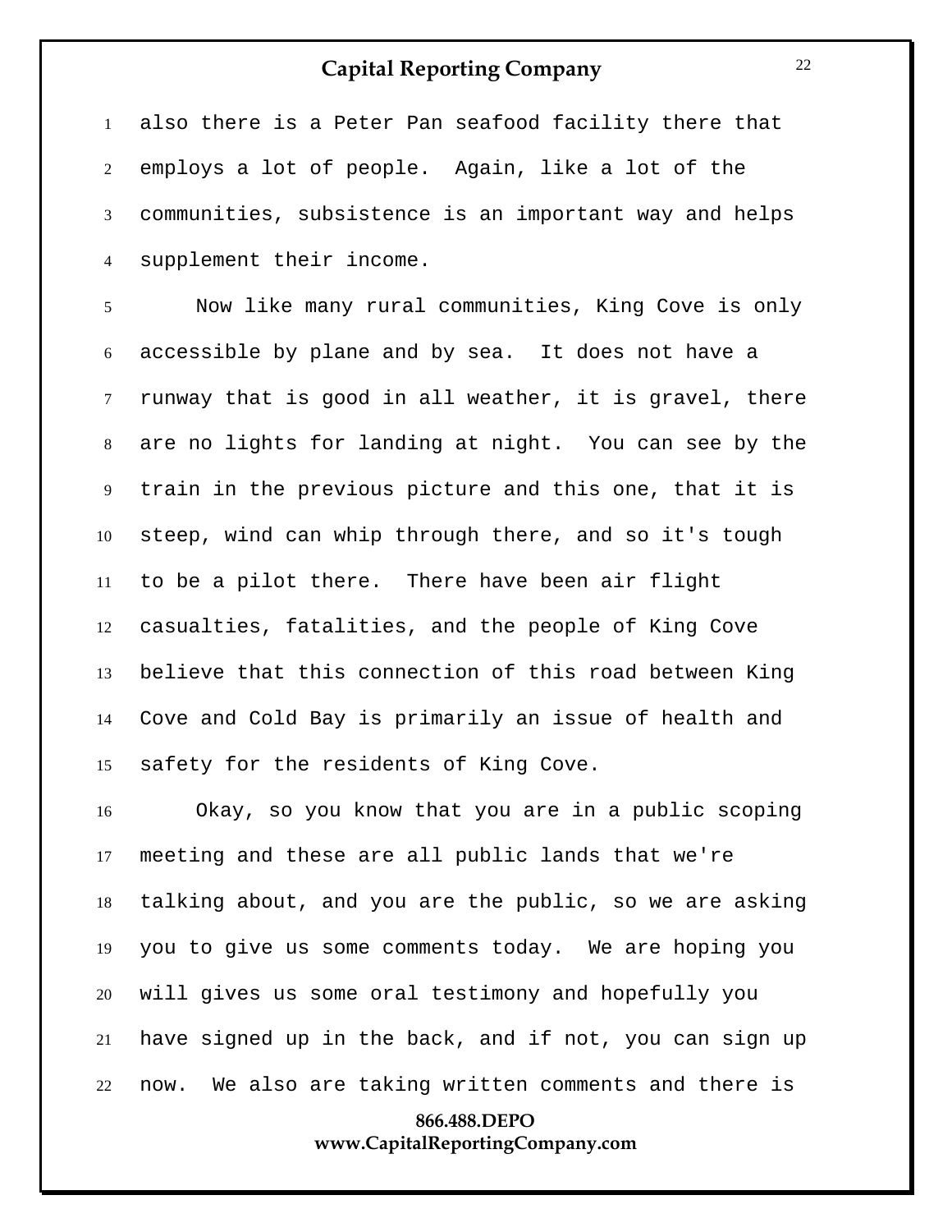also there is a Peter Pan seafood facility there that employs a lot of people. Again, like a lot of the communities, subsistence is an important way and helps supplement their income.

Now like many rural communities, King Cove is only accessible by plane and by sea. It does not have a runway that is good in all weather, it is gravel, there are no lights for landing at night. You can see by the train in the previous picture and this one, that it is steep, wind can whip through there, and so it's tough to be a pilot there. There have been air flight casualties, fatalities, and the people of King Cove believe that this connection of this road between King Cove and Cold Bay is primarily an issue of health and safety for the residents of King Cove.

Okay, so you know that you are in a public scoping meeting and these are all public lands that we're talking about, and you are the public, so we are asking you to give us some comments today. We are hoping you will gives us some oral testimony and hopefully you have signed up in the back, and if not, you can sign up now. We also are taking written comments and there is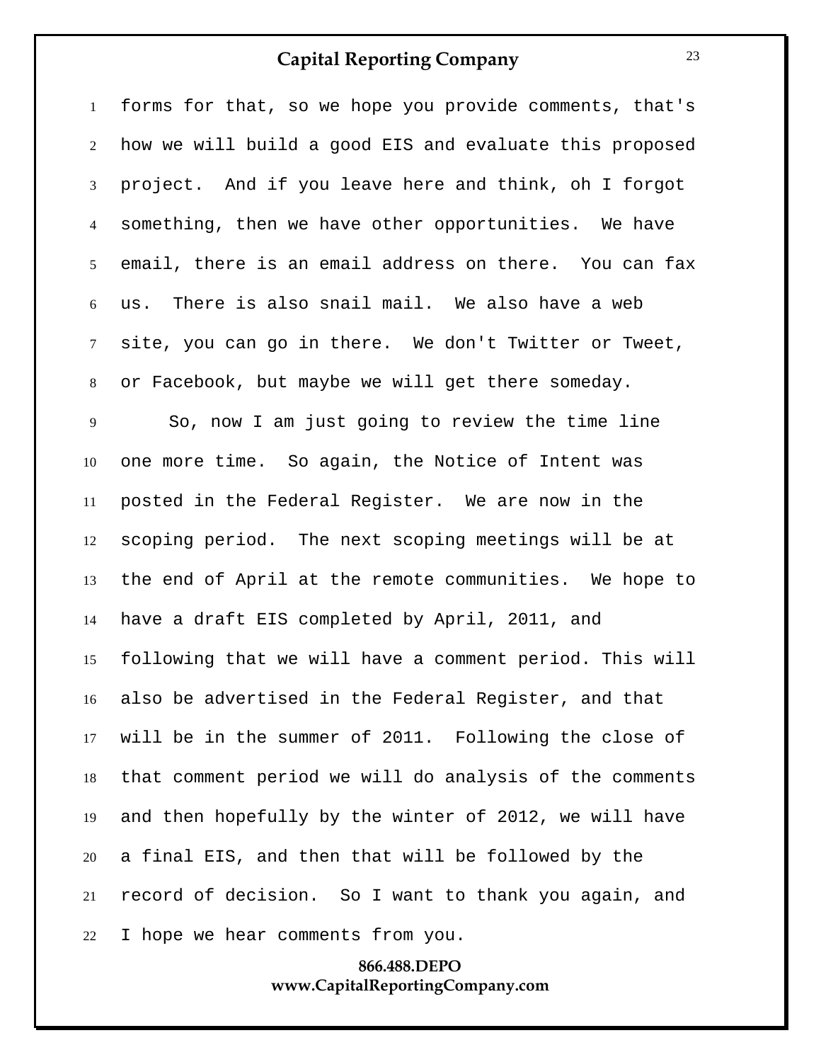forms for that, so we hope you provide comments, that's how we will build a good EIS and evaluate this proposed project. And if you leave here and think, oh I forgot something, then we have other opportunities. We have email, there is an email address on there. You can fax us. There is also snail mail. We also have a web site, you can go in there. We don't Twitter or Tweet, or Facebook, but maybe we will get there someday.

So, now I am just going to review the time line one more time. So again, the Notice of Intent was posted in the Federal Register. We are now in the scoping period. The next scoping meetings will be at the end of April at the remote communities. We hope to have a draft EIS completed by April, 2011, and following that we will have a comment period. This will also be advertised in the Federal Register, and that will be in the summer of 2011. Following the close of that comment period we will do analysis of the comments and then hopefully by the winter of 2012, we will have a final EIS, and then that will be followed by the record of decision. So I want to thank you again, and I hope we hear comments from you.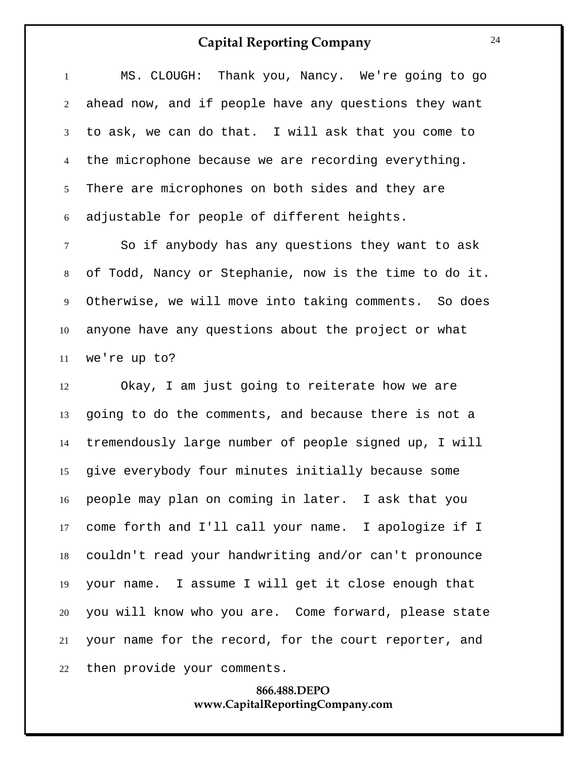MS. CLOUGH: Thank you, Nancy. We're going to go ahead now, and if people have any questions they want to ask, we can do that. I will ask that you come to the microphone because we are recording everything. There are microphones on both sides and they are adjustable for people of different heights.

So if anybody has any questions they want to ask of Todd, Nancy or Stephanie, now is the time to do it. Otherwise, we will move into taking comments. So does anyone have any questions about the project or what we're up to?

Okay, I am just going to reiterate how we are going to do the comments, and because there is not a tremendously large number of people signed up, I will give everybody four minutes initially because some people may plan on coming in later. I ask that you come forth and I'll call your name. I apologize if I couldn't read your handwriting and/or can't pronounce your name. I assume I will get it close enough that you will know who you are. Come forward, please state your name for the record, for the court reporter, and then provide your comments.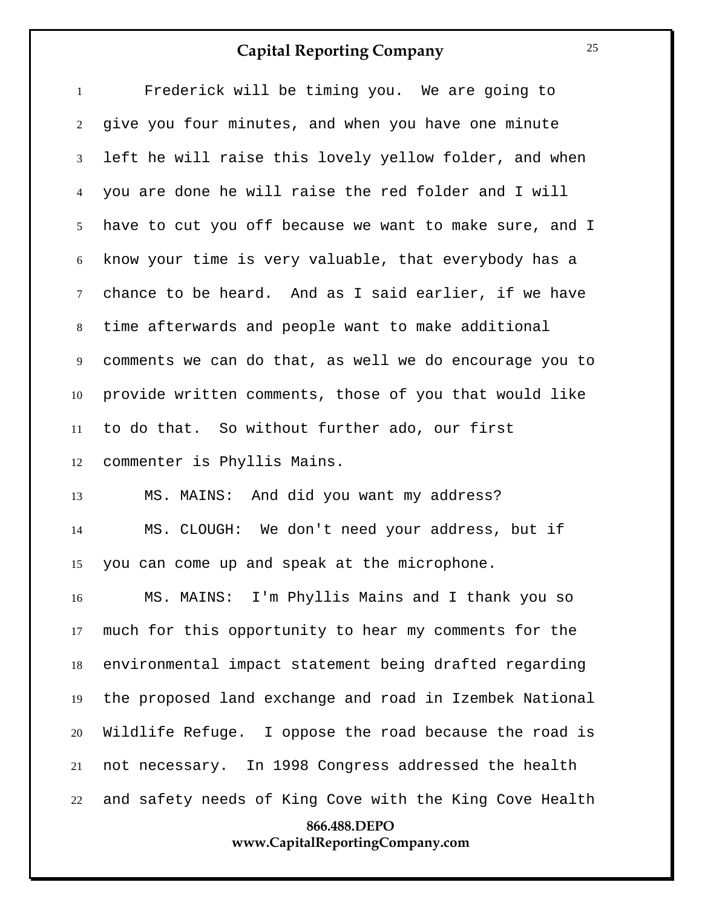Frederick will be timing you. We are going to give you four minutes, and when you have one minute left he will raise this lovely yellow folder, and when you are done he will raise the red folder and I will have to cut you off because we want to make sure, and I know your time is very valuable, that everybody has a chance to be heard. And as I said earlier, if we have time afterwards and people want to make additional comments we can do that, as well we do encourage you to provide written comments, those of you that would like to do that. So without further ado, our first commenter is Phyllis Mains.

MS. MAINS: And did you want my address?

MS. CLOUGH: We don't need your address, but if you can come up and speak at the microphone.

MS. MAINS: I'm Phyllis Mains and I thank you so much for this opportunity to hear my comments for the environmental impact statement being drafted regarding the proposed land exchange and road in Izembek National Wildlife Refuge. I oppose the road because the road is not necessary. In 1998 Congress addressed the health and safety needs of King Cove with the King Cove Health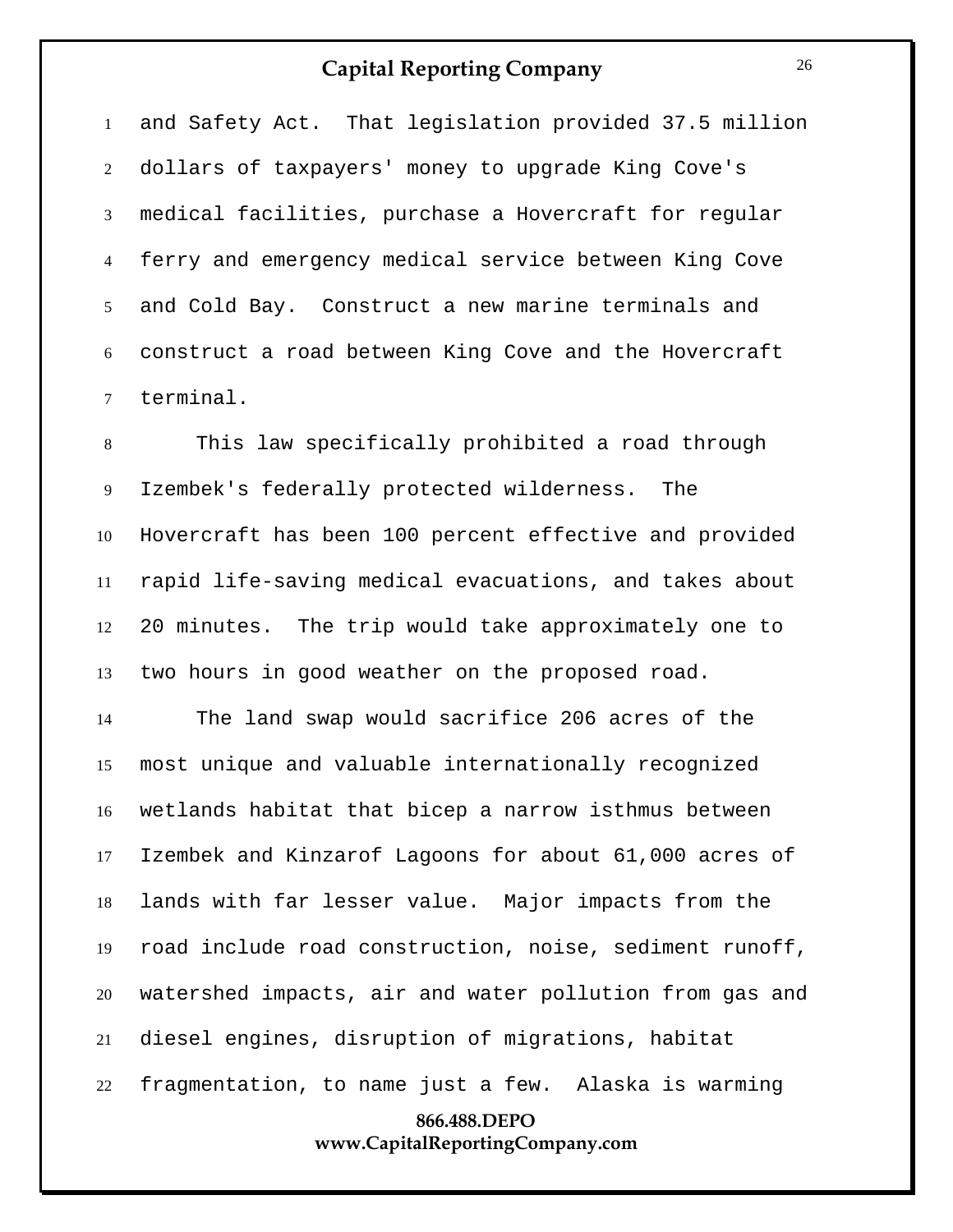and Safety Act. That legislation provided 37.5 million dollars of taxpayers' money to upgrade King Cove's medical facilities, purchase a Hovercraft for regular ferry and emergency medical service between King Cove and Cold Bay. Construct a new marine terminals and construct a road between King Cove and the Hovercraft terminal.

This law specifically prohibited a road through Izembek's federally protected wilderness. The Hovercraft has been 100 percent effective and provided rapid life-saving medical evacuations, and takes about 20 minutes. The trip would take approximately one to two hours in good weather on the proposed road.

The land swap would sacrifice 206 acres of the most unique and valuable internationally recognized wetlands habitat that bicep a narrow isthmus between Izembek and Kinzarof Lagoons for about 61,000 acres of lands with far lesser value. Major impacts from the road include road construction, noise, sediment runoff, watershed impacts, air and water pollution from gas and diesel engines, disruption of migrations, habitat fragmentation, to name just a few. Alaska is warming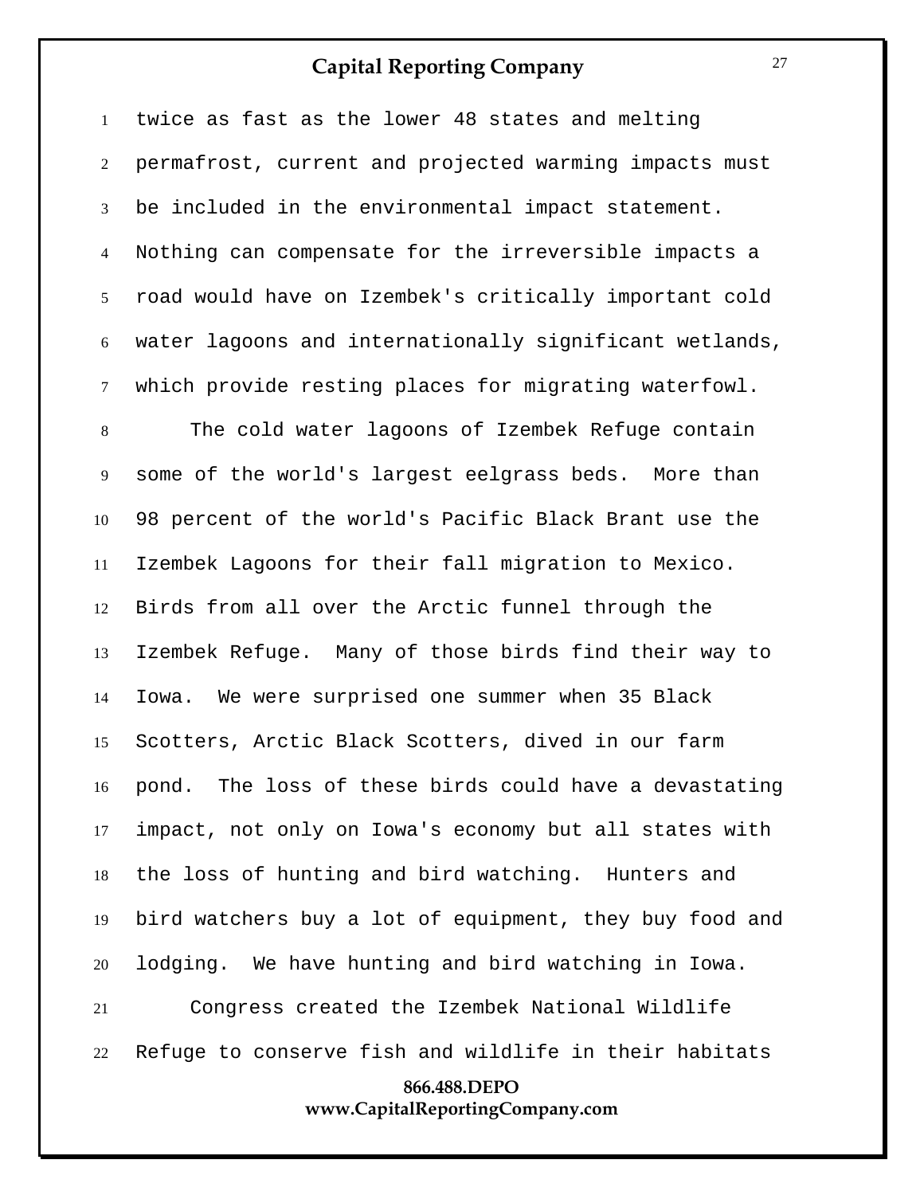twice as fast as the lower 48 states and melting permafrost, current and projected warming impacts must be included in the environmental impact statement. Nothing can compensate for the irreversible impacts a road would have on Izembek's critically important cold water lagoons and internationally significant wetlands, which provide resting places for migrating waterfowl.

The cold water lagoons of Izembek Refuge contain some of the world's largest eelgrass beds. More than 98 percent of the world's Pacific Black Brant use the Izembek Lagoons for their fall migration to Mexico. Birds from all over the Arctic funnel through the Izembek Refuge. Many of those birds find their way to Iowa. We were surprised one summer when 35 Black Scotters, Arctic Black Scotters, dived in our farm pond. The loss of these birds could have a devastating impact, not only on Iowa's economy but all states with the loss of hunting and bird watching. Hunters and bird watchers buy a lot of equipment, they buy food and lodging. We have hunting and bird watching in Iowa.

Congress created the Izembek National Wildlife Refuge to conserve fish and wildlife in their habitats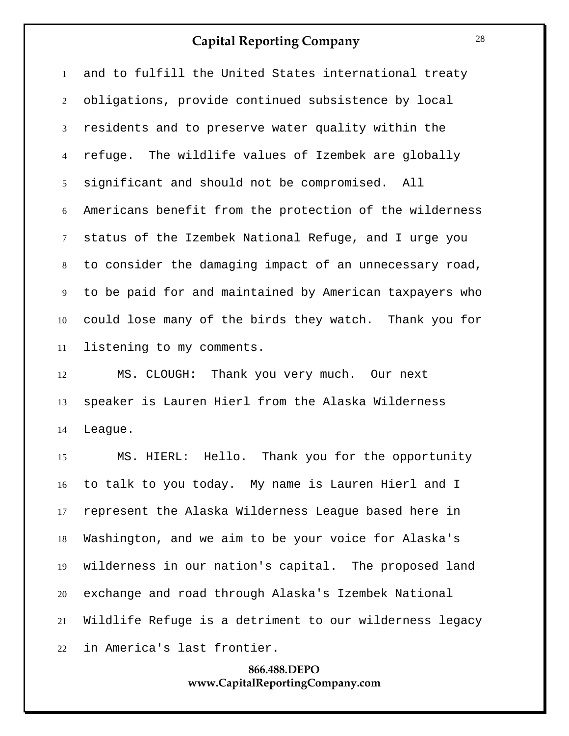and to fulfill the United States international treaty obligations, provide continued subsistence by local residents and to preserve water quality within the refuge. The wildlife values of Izembek are globally significant and should not be compromised. All Americans benefit from the protection of the wilderness status of the Izembek National Refuge, and I urge you to consider the damaging impact of an unnecessary road, to be paid for and maintained by American taxpayers who could lose many of the birds they watch. Thank you for listening to my comments.

MS. CLOUGH: Thank you very much. Our next speaker is Lauren Hierl from the Alaska Wilderness League.

MS. HIERL: Hello. Thank you for the opportunity to talk to you today. My name is Lauren Hierl and I represent the Alaska Wilderness League based here in Washington, and we aim to be your voice for Alaska's wilderness in our nation's capital. The proposed land exchange and road through Alaska's Izembek National Wildlife Refuge is a detriment to our wilderness legacy in America's last frontier.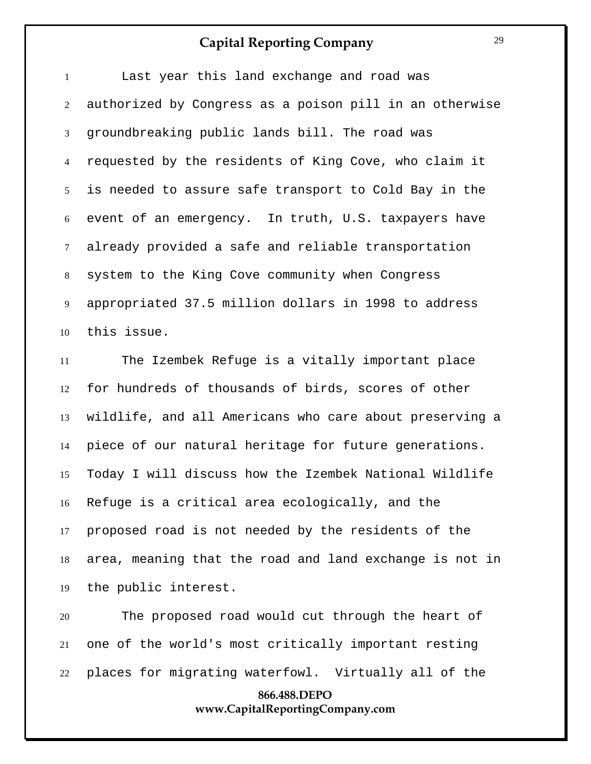Last year this land exchange and road was authorized by Congress as a poison pill in an otherwise groundbreaking public lands bill. The road was requested by the residents of King Cove, who claim it is needed to assure safe transport to Cold Bay in the event of an emergency. In truth, U.S. taxpayers have already provided a safe and reliable transportation system to the King Cove community when Congress appropriated 37.5 million dollars in 1998 to address this issue.

The Izembek Refuge is a vitally important place for hundreds of thousands of birds, scores of other wildlife, and all Americans who care about preserving a piece of our natural heritage for future generations. Today I will discuss how the Izembek National Wildlife Refuge is a critical area ecologically, and the proposed road is not needed by the residents of the area, meaning that the road and land exchange is not in the public interest.

The proposed road would cut through the heart of one of the world's most critically important resting places for migrating waterfowl. Virtually all of the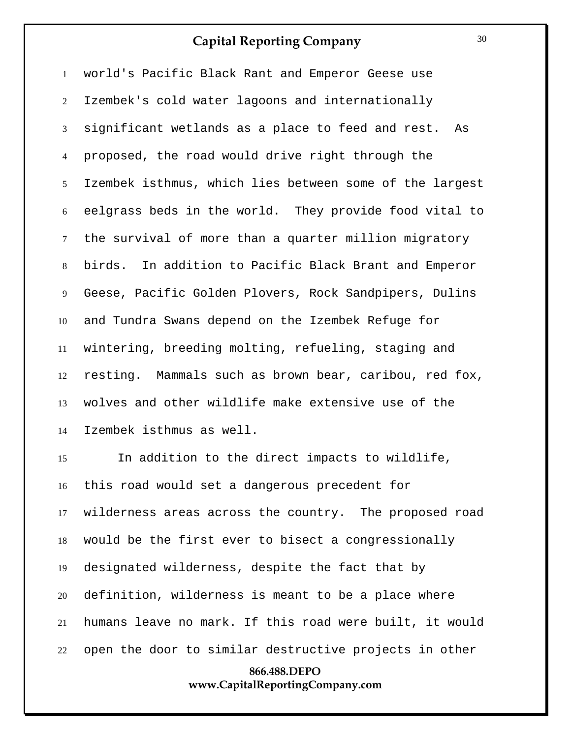world's Pacific Black Rant and Emperor Geese use Izembek's cold water lagoons and internationally significant wetlands as a place to feed and rest. As proposed, the road would drive right through the Izembek isthmus, which lies between some of the largest eelgrass beds in the world. They provide food vital to the survival of more than a quarter million migratory birds. In addition to Pacific Black Brant and Emperor Geese, Pacific Golden Plovers, Rock Sandpipers, Dulins and Tundra Swans depend on the Izembek Refuge for wintering, breeding molting, refueling, staging and resting. Mammals such as brown bear, caribou, red fox, wolves and other wildlife make extensive use of the Izembek isthmus as well.

In addition to the direct impacts to wildlife, this road would set a dangerous precedent for wilderness areas across the country. The proposed road would be the first ever to bisect a congressionally designated wilderness, despite the fact that by definition, wilderness is meant to be a place where humans leave no mark. If this road were built, it would open the door to similar destructive projects in other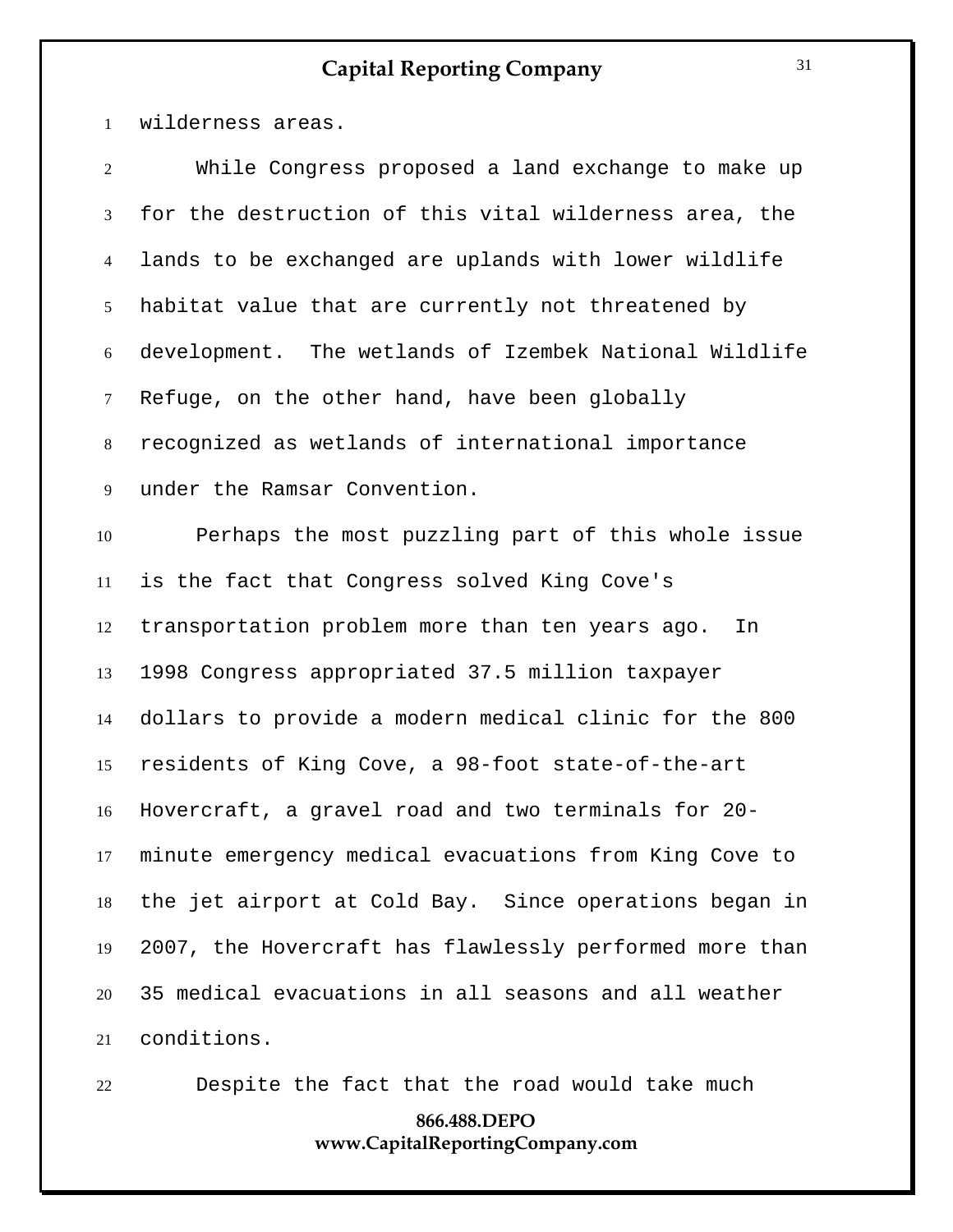wilderness areas.

While Congress proposed a land exchange to make up for the destruction of this vital wilderness area, the lands to be exchanged are uplands with lower wildlife habitat value that are currently not threatened by development. The wetlands of Izembek National Wildlife Refuge, on the other hand, have been globally recognized as wetlands of international importance under the Ramsar Convention.

Perhaps the most puzzling part of this whole issue is the fact that Congress solved King Cove's transportation problem more than ten years ago. In 1998 Congress appropriated 37.5 million taxpayer dollars to provide a modern medical clinic for the 800 residents of King Cove, a 98-foot state-of-the-art Hovercraft, a gravel road and two terminals for 20-minute emergency medical evacuations from King Cove to the jet airport at Cold Bay. Since operations began in 2007, the Hovercraft has flawlessly performed more than 35 medical evacuations in all seasons and all weather conditions.

Despite the fact that the road would take much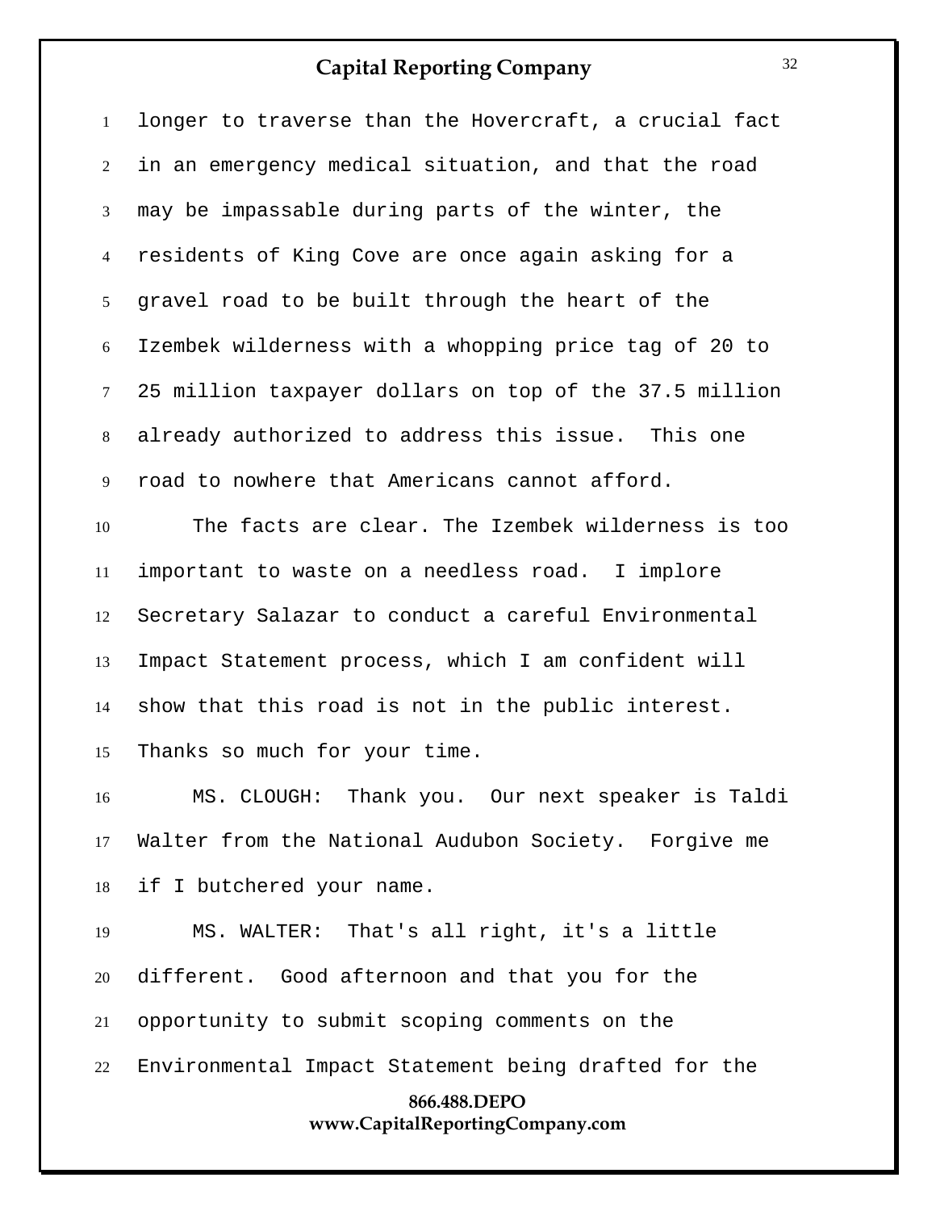longer to traverse than the Hovercraft, a crucial fact in an emergency medical situation, and that the road may be impassable during parts of the winter, the residents of King Cove are once again asking for a gravel road to be built through the heart of the Izembek wilderness with a whopping price tag of 20 to 25 million taxpayer dollars on top of the 37.5 million already authorized to address this issue. This one road to nowhere that Americans cannot afford.

The facts are clear. The Izembek wilderness is too important to waste on a needless road. I implore Secretary Salazar to conduct a careful Environmental Impact Statement process, which I am confident will show that this road is not in the public interest. Thanks so much for your time.

MS. CLOUGH: Thank you. Our next speaker is Taldi Walter from the National Audubon Society. Forgive me if I butchered your name.

MS. WALTER: That's all right, it's a little different. Good afternoon and that you for the opportunity to submit scoping comments on the Environmental Impact Statement being drafted for the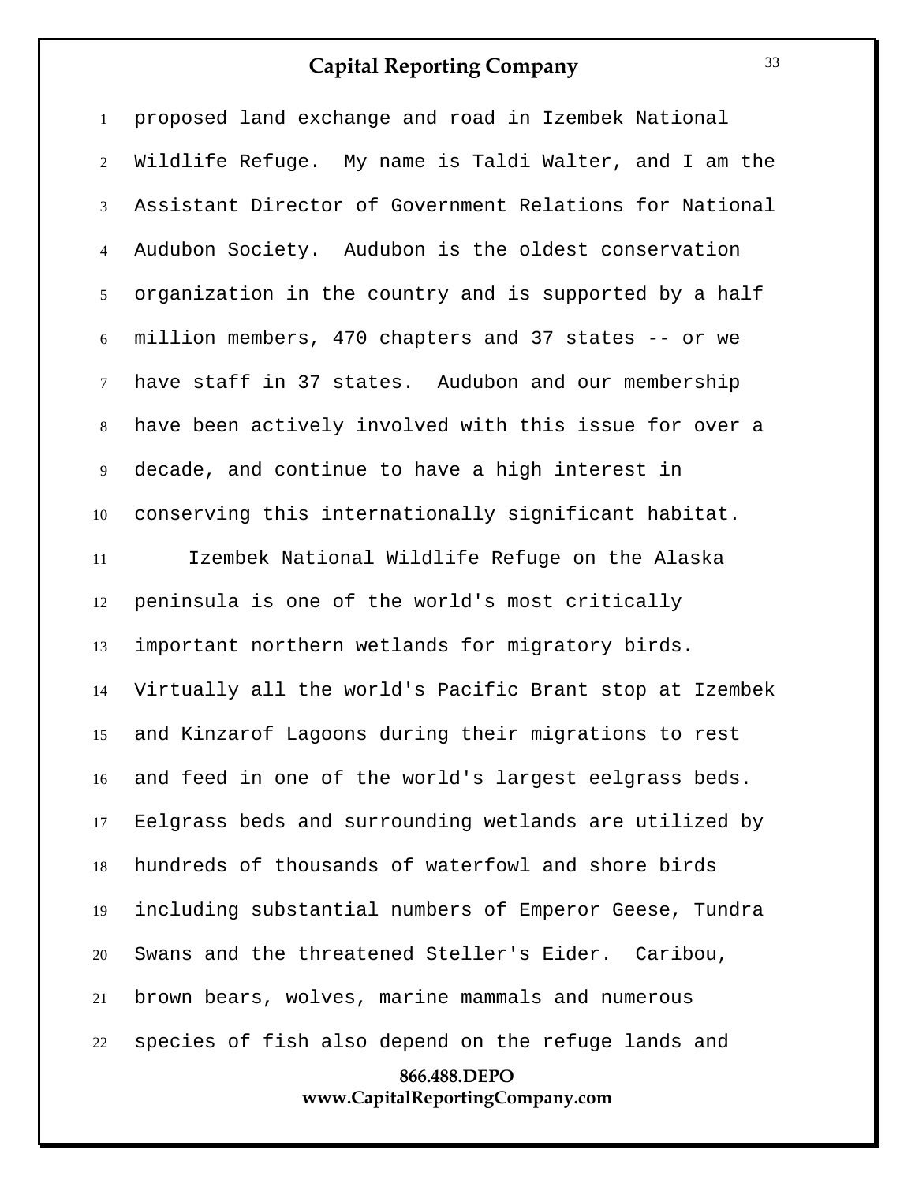proposed land exchange and road in Izembek National Wildlife Refuge. My name is Taldi Walter, and I am the Assistant Director of Government Relations for National Audubon Society. Audubon is the oldest conservation organization in the country and is supported by a half million members, 470 chapters and 37 states -- or we have staff in 37 states. Audubon and our membership have been actively involved with this issue for over a decade, and continue to have a high interest in conserving this internationally significant habitat.

Izembek National Wildlife Refuge on the Alaska peninsula is one of the world's most critically important northern wetlands for migratory birds. Virtually all the world's Pacific Brant stop at Izembek and Kinzarof Lagoons during their migrations to rest and feed in one of the world's largest eelgrass beds. Eelgrass beds and surrounding wetlands are utilized by hundreds of thousands of waterfowl and shore birds including substantial numbers of Emperor Geese, Tundra Swans and the threatened Steller's Eider. Caribou, brown bears, wolves, marine mammals and numerous species of fish also depend on the refuge lands and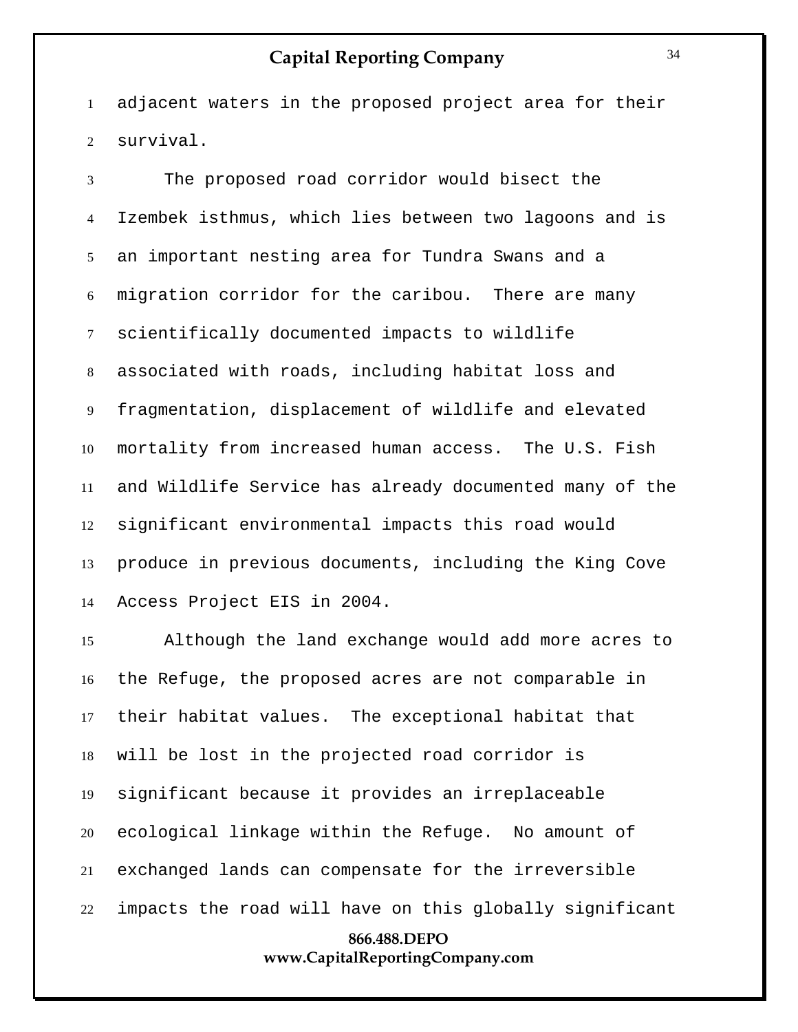adjacent waters in the proposed project area for their survival.

The proposed road corridor would bisect the Izembek isthmus, which lies between two lagoons and is an important nesting area for Tundra Swans and a migration corridor for the caribou. There are many scientifically documented impacts to wildlife associated with roads, including habitat loss and fragmentation, displacement of wildlife and elevated mortality from increased human access. The U.S. Fish and Wildlife Service has already documented many of the significant environmental impacts this road would produce in previous documents, including the King Cove Access Project EIS in 2004.

Although the land exchange would add more acres to the Refuge, the proposed acres are not comparable in their habitat values. The exceptional habitat that will be lost in the projected road corridor is significant because it provides an irreplaceable ecological linkage within the Refuge. No amount of exchanged lands can compensate for the irreversible impacts the road will have on this globally significant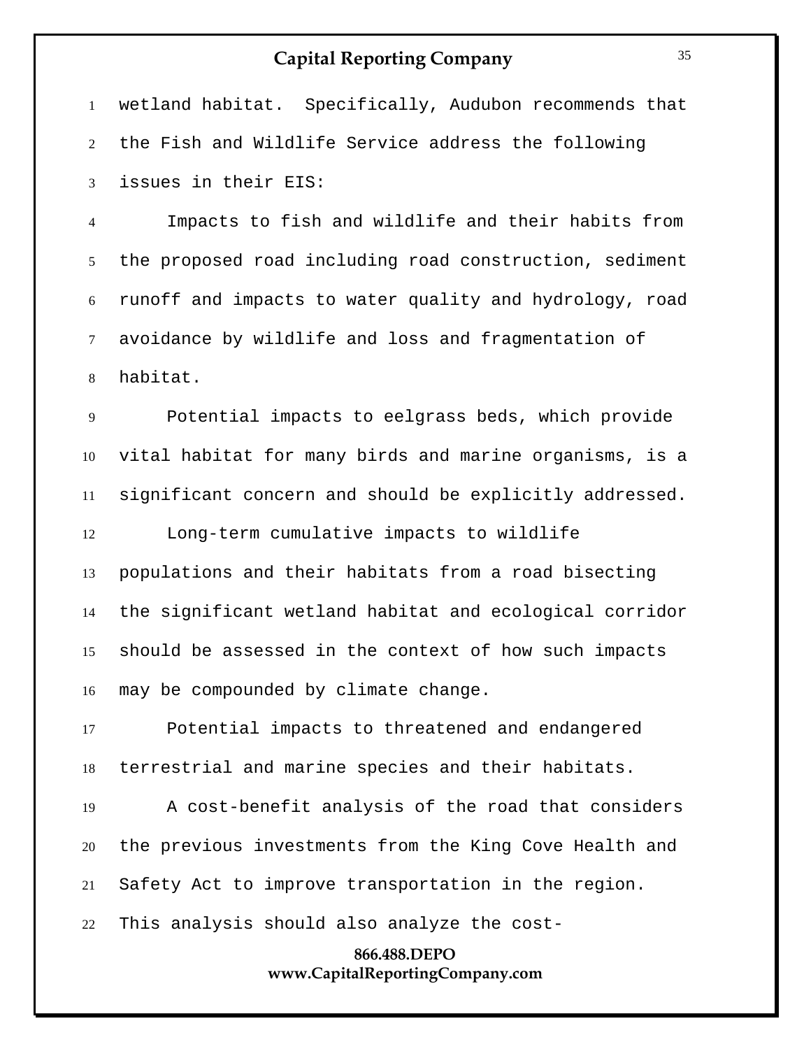wetland habitat. Specifically, Audubon recommends that the Fish and Wildlife Service address the following issues in their EIS:

Impacts to fish and wildlife and their habits from the proposed road including road construction, sediment runoff and impacts to water quality and hydrology, road avoidance by wildlife and loss and fragmentation of habitat.

Potential impacts to eelgrass beds, which provide vital habitat for many birds and marine organisms, is a significant concern and should be explicitly addressed.

Long-term cumulative impacts to wildlife populations and their habitats from a road bisecting the significant wetland habitat and ecological corridor should be assessed in the context of how such impacts may be compounded by climate change.

Potential impacts to threatened and endangered terrestrial and marine species and their habitats.

A cost-benefit analysis of the road that considers the previous investments from the King Cove Health and Safety Act to improve transportation in the region. This analysis should also analyze the cost-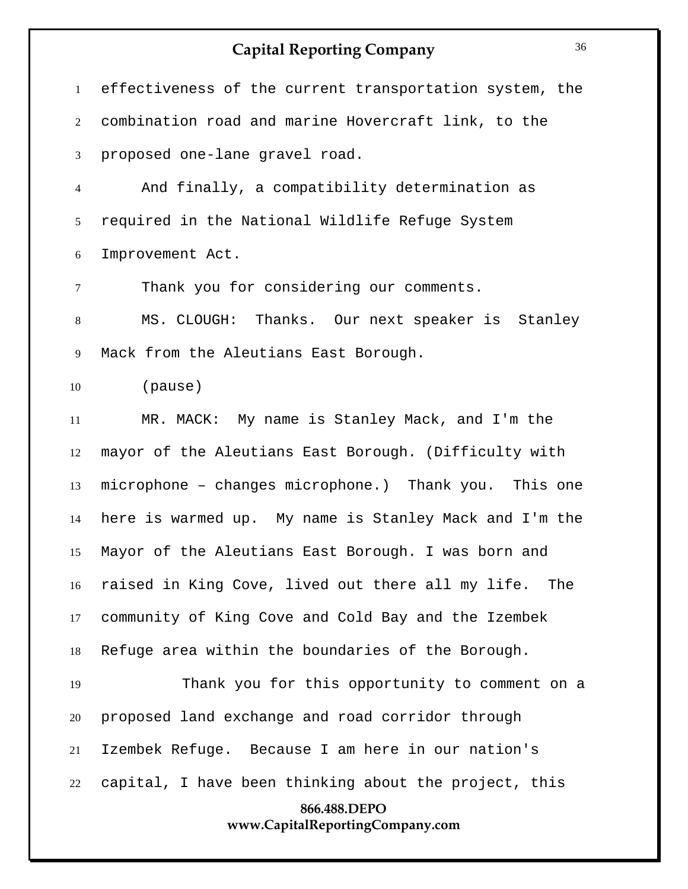effectiveness of the current transportation system, the combination road and marine Hovercraft link, to the proposed one-lane gravel road.

And finally, a compatibility determination as required in the National Wildlife Refuge System Improvement Act.

Thank you for considering our comments.

MS. CLOUGH: Thanks. Our next speaker is Stanley Mack from the Aleutians East Borough.

(pause)

MR. MACK: My name is Stanley Mack, and I'm the mayor of the Aleutians East Borough. (Difficulty with microphone – changes microphone.) Thank you. This one here is warmed up. My name is Stanley Mack and I'm the Mayor of the Aleutians East Borough. I was born and raised in King Cove, lived out there all my life. The community of King Cove and Cold Bay and the Izembek Refuge area within the boundaries of the Borough.

Thank you for this opportunity to comment on a proposed land exchange and road corridor through Izembek Refuge. Because I am here in our nation's capital, I have been thinking about the project, this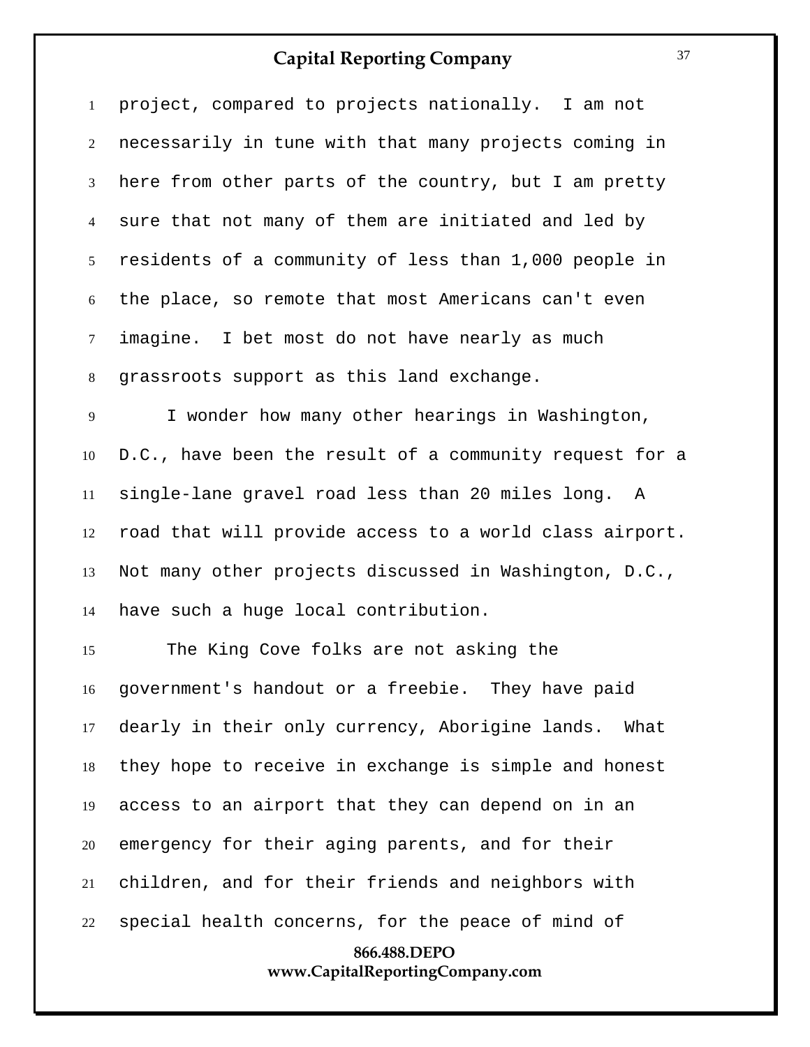project, compared to projects nationally. I am not necessarily in tune with that many projects coming in here from other parts of the country, but I am pretty sure that not many of them are initiated and led by residents of a community of less than 1,000 people in the place, so remote that most Americans can't even imagine. I bet most do not have nearly as much grassroots support as this land exchange.

I wonder how many other hearings in Washington, D.C., have been the result of a community request for a single-lane gravel road less than 20 miles long. A road that will provide access to a world class airport. Not many other projects discussed in Washington, D.C., have such a huge local contribution.

The King Cove folks are not asking the government's handout or a freebie. They have paid dearly in their only currency, Aborigine lands. What they hope to receive in exchange is simple and honest access to an airport that they can depend on in an emergency for their aging parents, and for their children, and for their friends and neighbors with special health concerns, for the peace of mind of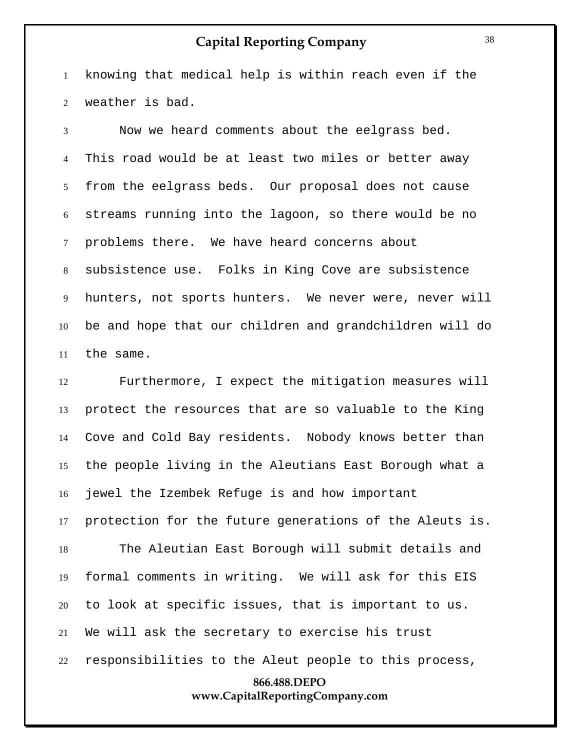knowing that medical help is within reach even if the weather is bad.

Now we heard comments about the eelgrass bed. This road would be at least two miles or better away from the eelgrass beds. Our proposal does not cause streams running into the lagoon, so there would be no problems there. We have heard concerns about subsistence use. Folks in King Cove are subsistence hunters, not sports hunters. We never were, never will be and hope that our children and grandchildren will do the same.

Furthermore, I expect the mitigation measures will protect the resources that are so valuable to the King Cove and Cold Bay residents. Nobody knows better than the people living in the Aleutians East Borough what a jewel the Izembek Refuge is and how important protection for the future generations of the Aleuts is.

The Aleutian East Borough will submit details and formal comments in writing. We will ask for this EIS to look at specific issues, that is important to us. We will ask the secretary to exercise his trust responsibilities to the Aleut people to this process,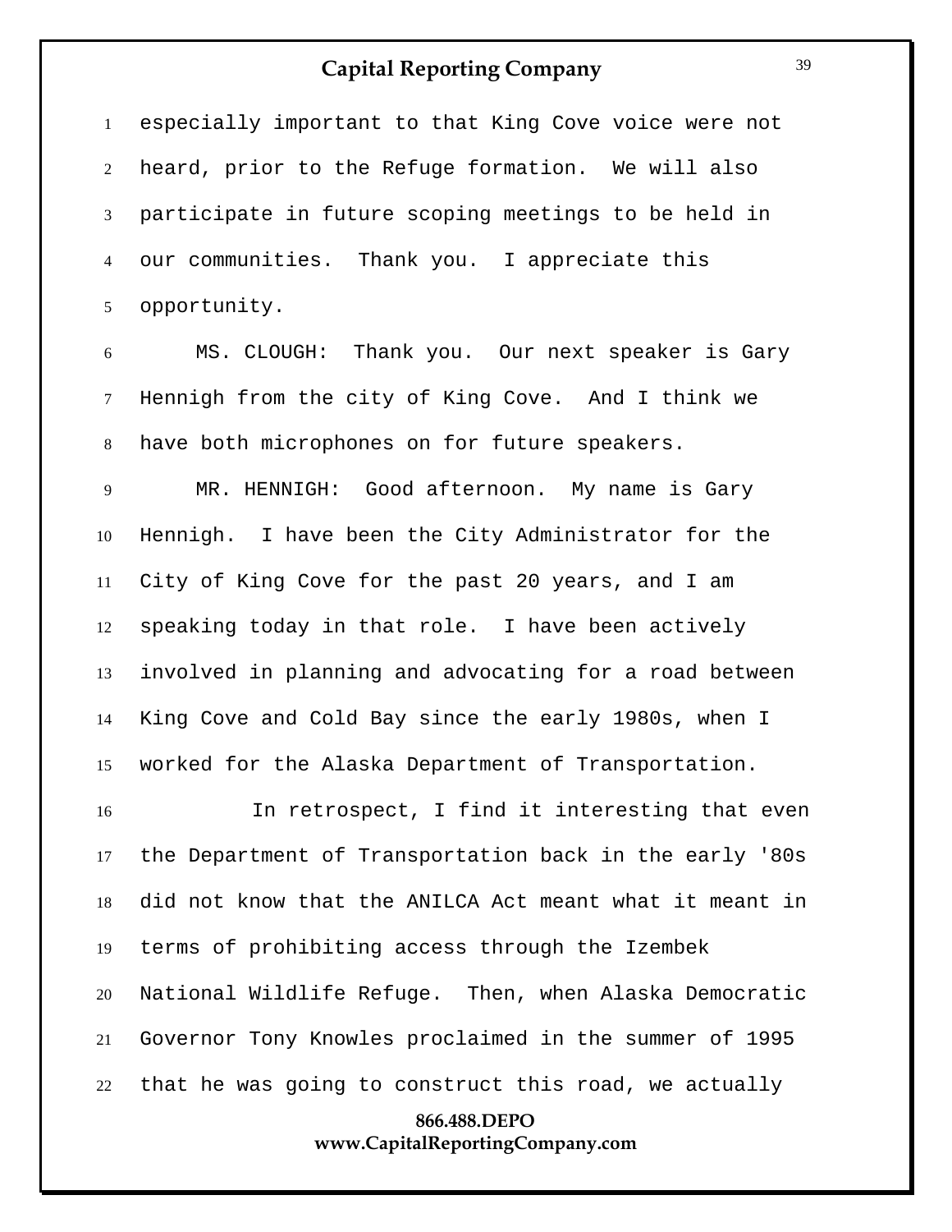especially important to that King Cove voice were not heard, prior to the Refuge formation. We will also participate in future scoping meetings to be held in our communities. Thank you. I appreciate this opportunity.

MS. CLOUGH: Thank you. Our next speaker is Gary Hennigh from the city of King Cove. And I think we have both microphones on for future speakers.

MR. HENNIGH: Good afternoon. My name is Gary Hennigh. I have been the City Administrator for the City of King Cove for the past 20 years, and I am speaking today in that role. I have been actively involved in planning and advocating for a road between King Cove and Cold Bay since the early 1980s, when I worked for the Alaska Department of Transportation.

In retrospect, I find it interesting that even the Department of Transportation back in the early '80s did not know that the ANILCA Act meant what it meant in terms of prohibiting access through the Izembek National Wildlife Refuge. Then, when Alaska Democratic Governor Tony Knowles proclaimed in the summer of 1995 that he was going to construct this road, we actually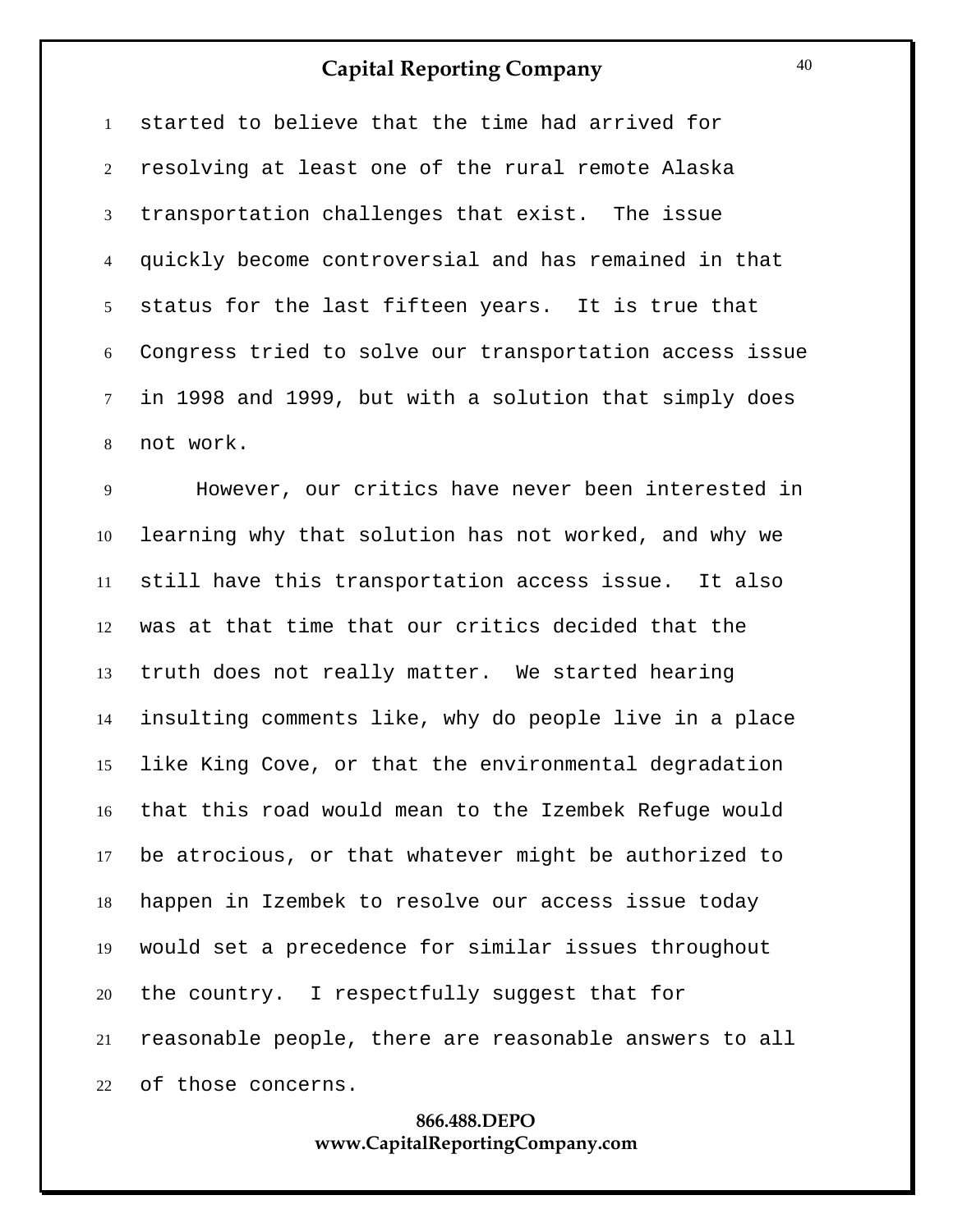started to believe that the time had arrived for resolving at least one of the rural remote Alaska transportation challenges that exist. The issue quickly become controversial and has remained in that status for the last fifteen years. It is true that Congress tried to solve our transportation access issue in 1998 and 1999, but with a solution that simply does not work.

However, our critics have never been interested in learning why that solution has not worked, and why we still have this transportation access issue. It also was at that time that our critics decided that the truth does not really matter. We started hearing insulting comments like, why do people live in a place like King Cove, or that the environmental degradation that this road would mean to the Izembek Refuge would be atrocious, or that whatever might be authorized to happen in Izembek to resolve our access issue today would set a precedence for similar issues throughout the country. I respectfully suggest that for reasonable people, there are reasonable answers to all of those concerns.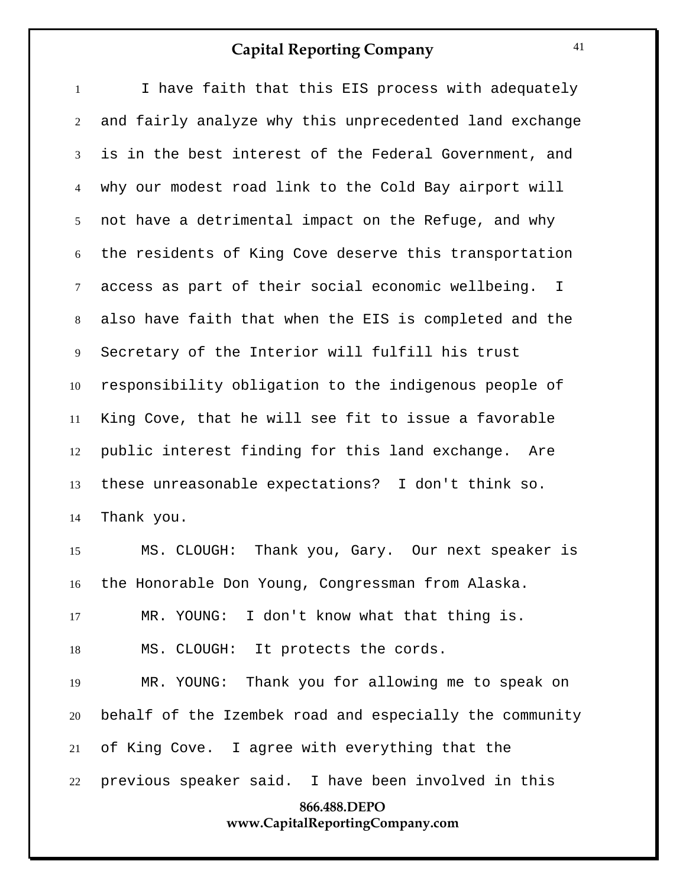I have faith that this EIS process with adequately and fairly analyze why this unprecedented land exchange is in the best interest of the Federal Government, and why our modest road link to the Cold Bay airport will not have a detrimental impact on the Refuge, and why the residents of King Cove deserve this transportation access as part of their social economic wellbeing. I also have faith that when the EIS is completed and the Secretary of the Interior will fulfill his trust responsibility obligation to the indigenous people of King Cove, that he will see fit to issue a favorable public interest finding for this land exchange. Are these unreasonable expectations? I don't think so. Thank you.

MS. CLOUGH: Thank you, Gary. Our next speaker is the Honorable Don Young, Congressman from Alaska.

MR. YOUNG: I don't know what that thing is.

MS. CLOUGH: It protects the cords.

MR. YOUNG: Thank you for allowing me to speak on behalf of the Izembek road and especially the community of King Cove. I agree with everything that the previous speaker said. I have been involved in this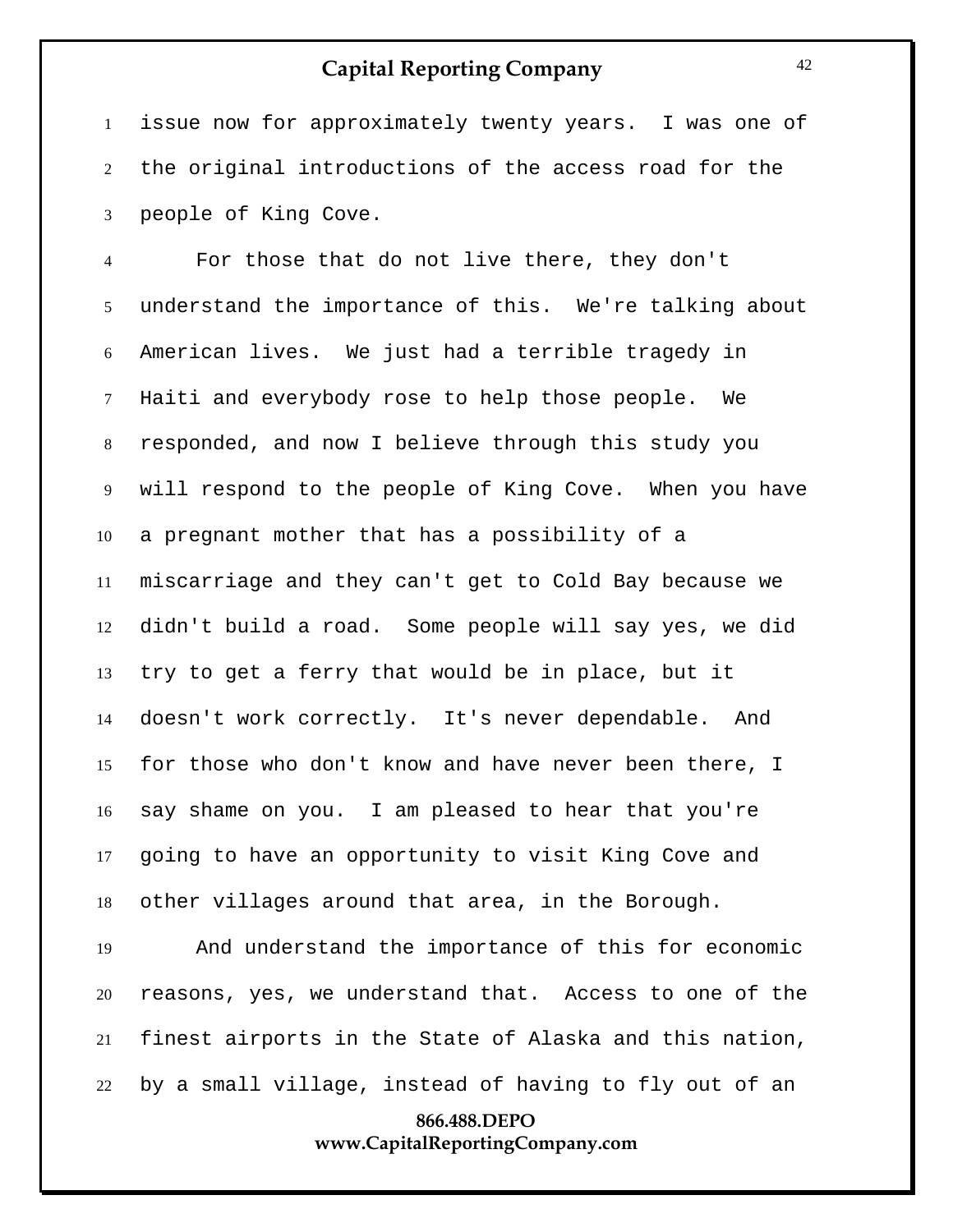issue now for approximately twenty years. I was one of the original introductions of the access road for the people of King Cove.

For those that do not live there, they don't understand the importance of this. We're talking about American lives. We just had a terrible tragedy in Haiti and everybody rose to help those people. We responded, and now I believe through this study you will respond to the people of King Cove. When you have a pregnant mother that has a possibility of a miscarriage and they can't get to Cold Bay because we didn't build a road. Some people will say yes, we did try to get a ferry that would be in place, but it doesn't work correctly. It's never dependable. And for those who don't know and have never been there, I say shame on you. I am pleased to hear that you're going to have an opportunity to visit King Cove and other villages around that area, in the Borough.

And understand the importance of this for economic reasons, yes, we understand that. Access to one of the finest airports in the State of Alaska and this nation, by a small village, instead of having to fly out of an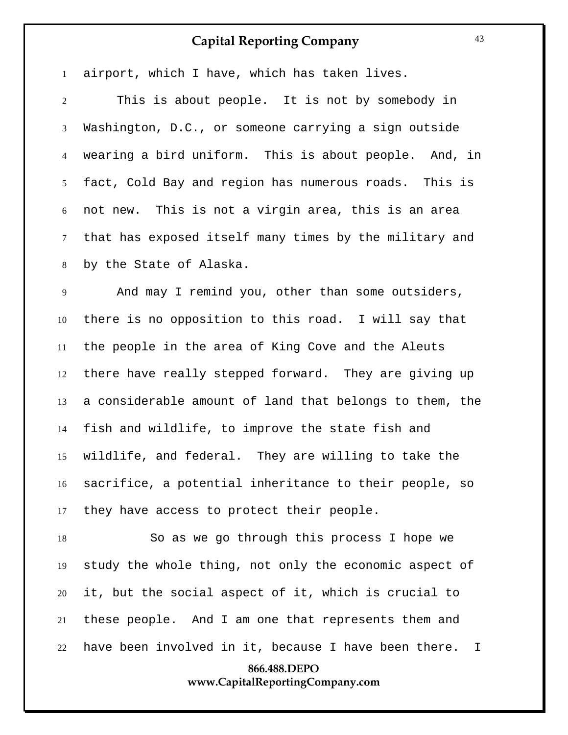airport, which I have, which has taken lives.

This is about people. It is not by somebody in Washington, D.C., or someone carrying a sign outside wearing a bird uniform. This is about people. And, in fact, Cold Bay and region has numerous roads. This is not new. This is not a virgin area, this is an area that has exposed itself many times by the military and by the State of Alaska.

And may I remind you, other than some outsiders, there is no opposition to this road. I will say that the people in the area of King Cove and the Aleuts there have really stepped forward. They are giving up a considerable amount of land that belongs to them, the fish and wildlife, to improve the state fish and wildlife, and federal. They are willing to take the sacrifice, a potential inheritance to their people, so they have access to protect their people.

So as we go through this process I hope we study the whole thing, not only the economic aspect of it, but the social aspect of it, which is crucial to these people. And I am one that represents them and have been involved in it, because I have been there. I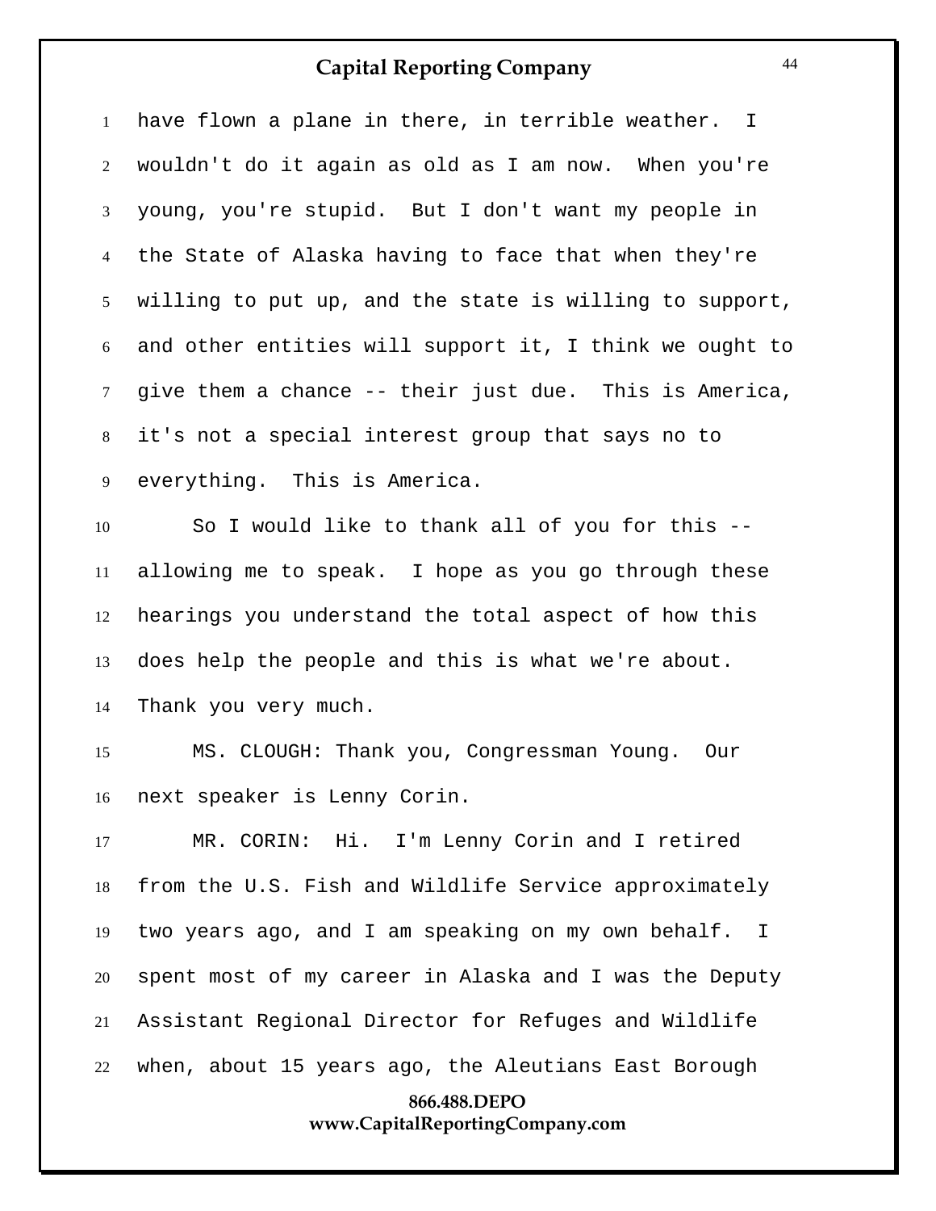have flown a plane in there, in terrible weather. I wouldn't do it again as old as I am now. When you're young, you're stupid. But I don't want my people in the State of Alaska having to face that when they're willing to put up, and the state is willing to support, and other entities will support it, I think we ought to give them a chance -- their just due. This is America, it's not a special interest group that says no to everything. This is America.

So I would like to thank all of you for this -- allowing me to speak. I hope as you go through these hearings you understand the total aspect of how this does help the people and this is what we're about. Thank you very much.

MS. CLOUGH: Thank you, Congressman Young. Our next speaker is Lenny Corin.

MR. CORIN: Hi. I'm Lenny Corin and I retired from the U.S. Fish and Wildlife Service approximately two years ago, and I am speaking on my own behalf. I spent most of my career in Alaska and I was the Deputy Assistant Regional Director for Refuges and Wildlife when, about 15 years ago, the Aleutians East Borough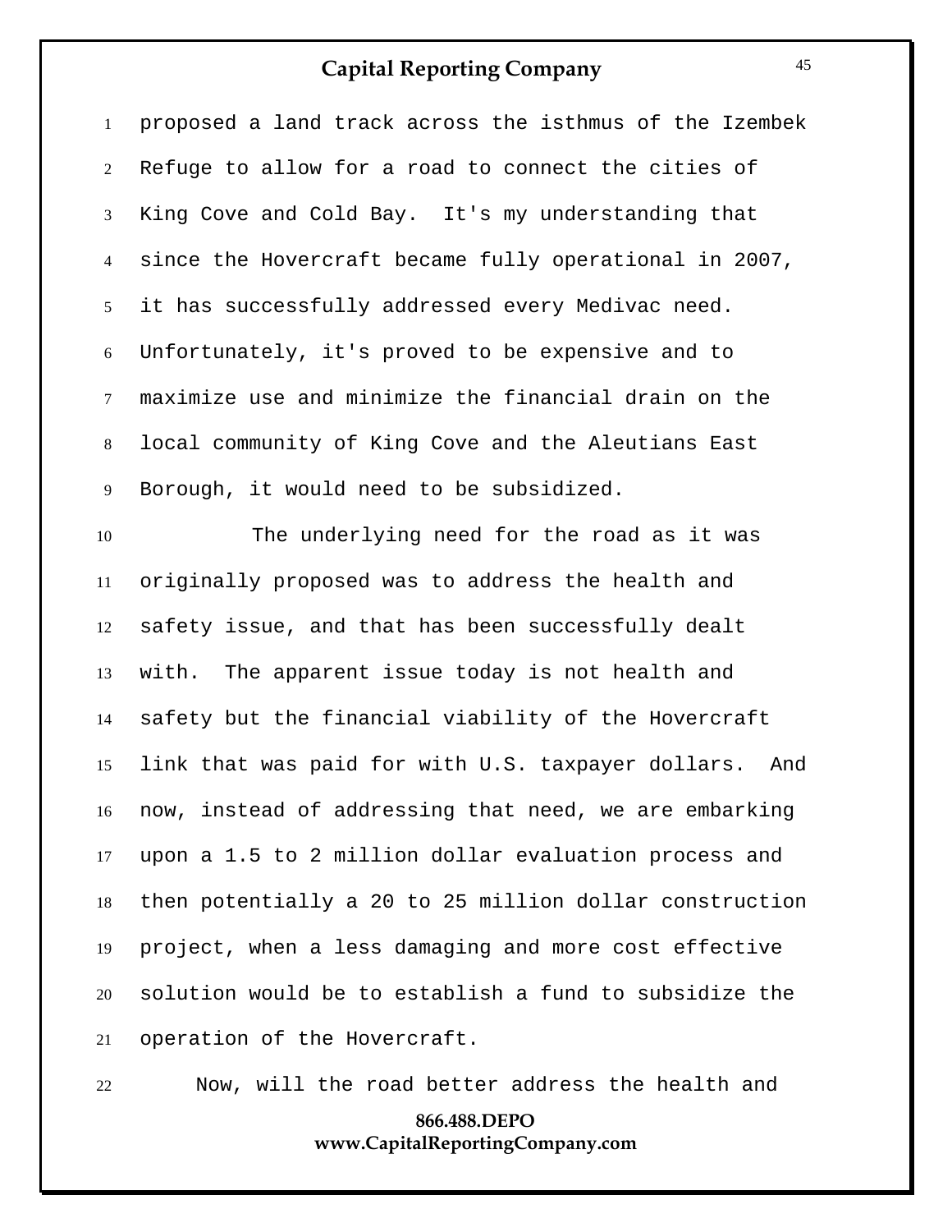proposed a land track across the isthmus of the Izembek Refuge to allow for a road to connect the cities of King Cove and Cold Bay. It's my understanding that since the Hovercraft became fully operational in 2007, it has successfully addressed every Medivac need. Unfortunately, it's proved to be expensive and to maximize use and minimize the financial drain on the local community of King Cove and the Aleutians East Borough, it would need to be subsidized.

The underlying need for the road as it was originally proposed was to address the health and safety issue, and that has been successfully dealt with. The apparent issue today is not health and safety but the financial viability of the Hovercraft link that was paid for with U.S. taxpayer dollars. And now, instead of addressing that need, we are embarking upon a 1.5 to 2 million dollar evaluation process and then potentially a 20 to 25 million dollar construction project, when a less damaging and more cost effective solution would be to establish a fund to subsidize the operation of the Hovercraft.

Now, will the road better address the health and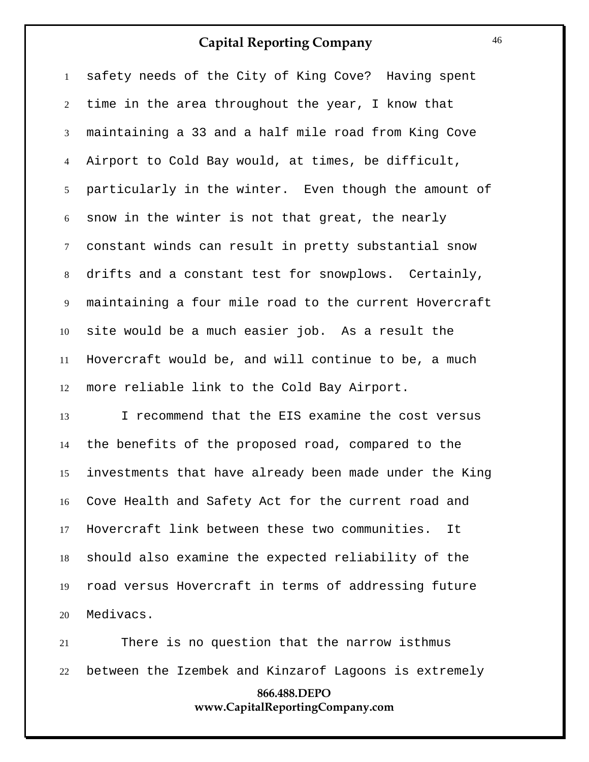safety needs of the City of King Cove? Having spent time in the area throughout the year, I know that maintaining a 33 and a half mile road from King Cove Airport to Cold Bay would, at times, be difficult, particularly in the winter. Even though the amount of snow in the winter is not that great, the nearly constant winds can result in pretty substantial snow drifts and a constant test for snowplows. Certainly, maintaining a four mile road to the current Hovercraft site would be a much easier job. As a result the Hovercraft would be, and will continue to be, a much more reliable link to the Cold Bay Airport.

I recommend that the EIS examine the cost versus the benefits of the proposed road, compared to the investments that have already been made under the King Cove Health and Safety Act for the current road and Hovercraft link between these two communities. It should also examine the expected reliability of the road versus Hovercraft in terms of addressing future Medivacs.

There is no question that the narrow isthmus between the Izembek and Kinzarof Lagoons is extremely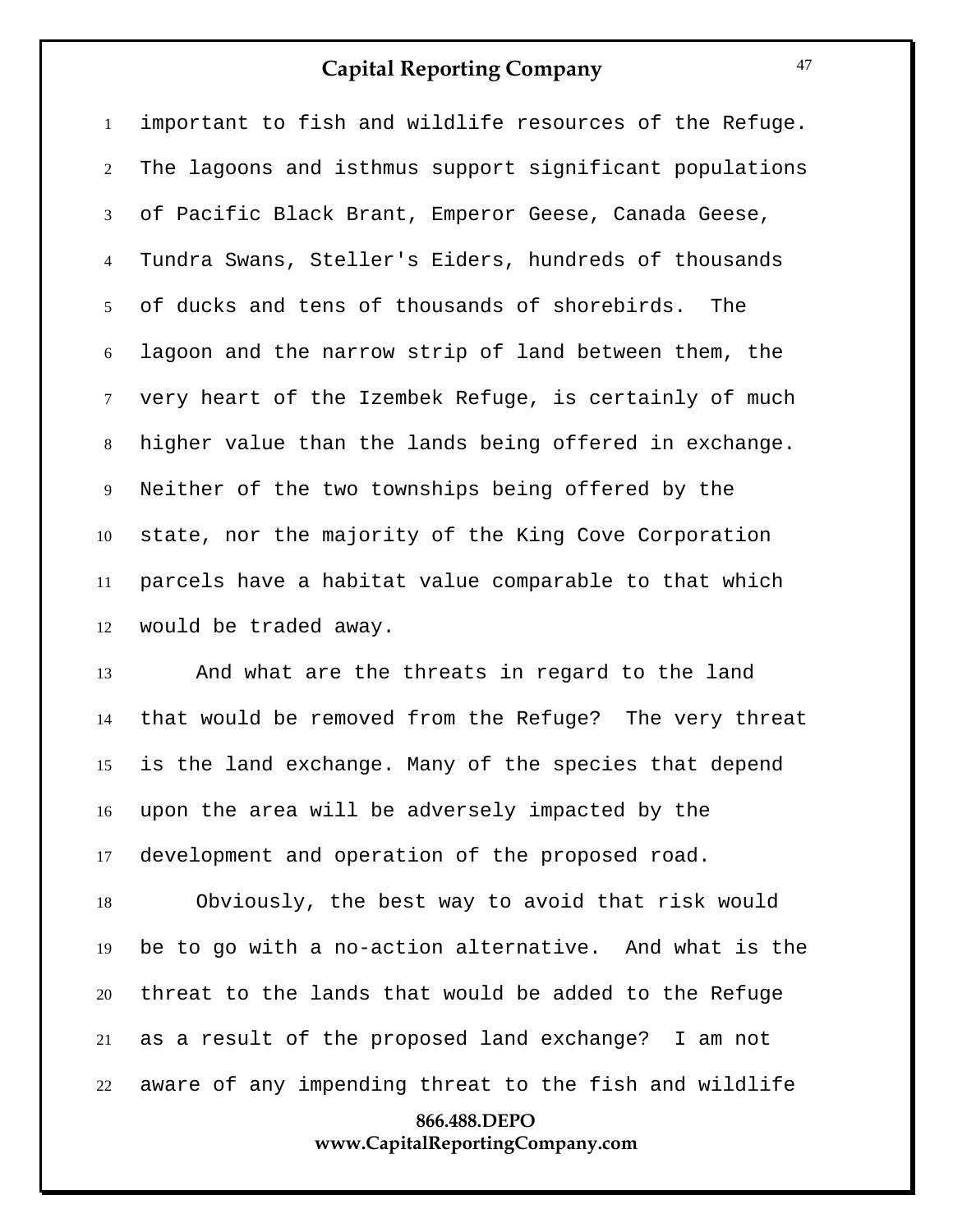important to fish and wildlife resources of the Refuge. The lagoons and isthmus support significant populations of Pacific Black Brant, Emperor Geese, Canada Geese, Tundra Swans, Steller's Eiders, hundreds of thousands of ducks and tens of thousands of shorebirds. The lagoon and the narrow strip of land between them, the very heart of the Izembek Refuge, is certainly of much higher value than the lands being offered in exchange. Neither of the two townships being offered by the state, nor the majority of the King Cove Corporation parcels have a habitat value comparable to that which would be traded away.

And what are the threats in regard to the land that would be removed from the Refuge? The very threat is the land exchange. Many of the species that depend upon the area will be adversely impacted by the development and operation of the proposed road.

Obviously, the best way to avoid that risk would be to go with a no-action alternative. And what is the threat to the lands that would be added to the Refuge as a result of the proposed land exchange? I am not aware of any impending threat to the fish and wildlife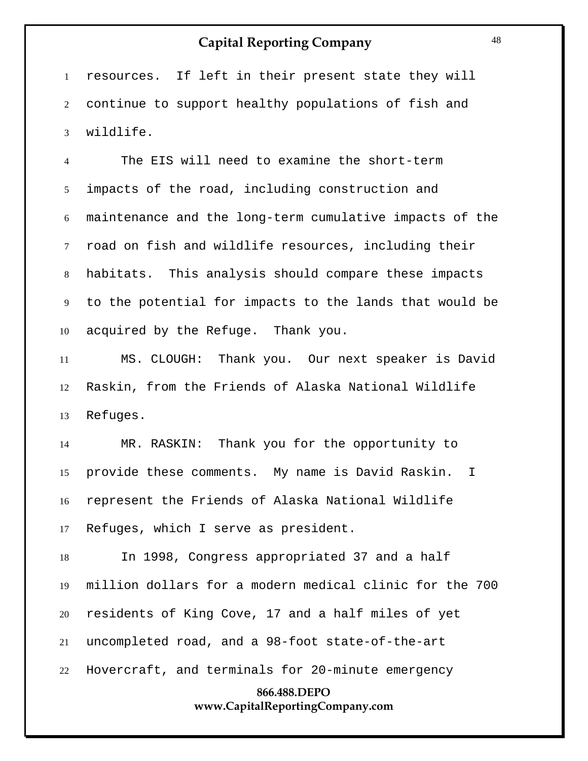resources. If left in their present state they will continue to support healthy populations of fish and wildlife.

The EIS will need to examine the short-term impacts of the road, including construction and maintenance and the long-term cumulative impacts of the road on fish and wildlife resources, including their habitats. This analysis should compare these impacts to the potential for impacts to the lands that would be acquired by the Refuge. Thank you.

MS. CLOUGH: Thank you. Our next speaker is David Raskin, from the Friends of Alaska National Wildlife Refuges.

MR. RASKIN: Thank you for the opportunity to provide these comments. My name is David Raskin. I represent the Friends of Alaska National Wildlife Refuges, which I serve as president.

In 1998, Congress appropriated 37 and a half million dollars for a modern medical clinic for the 700 residents of King Cove, 17 and a half miles of yet uncompleted road, and a 98-foot state-of-the-art Hovercraft, and terminals for 20-minute emergency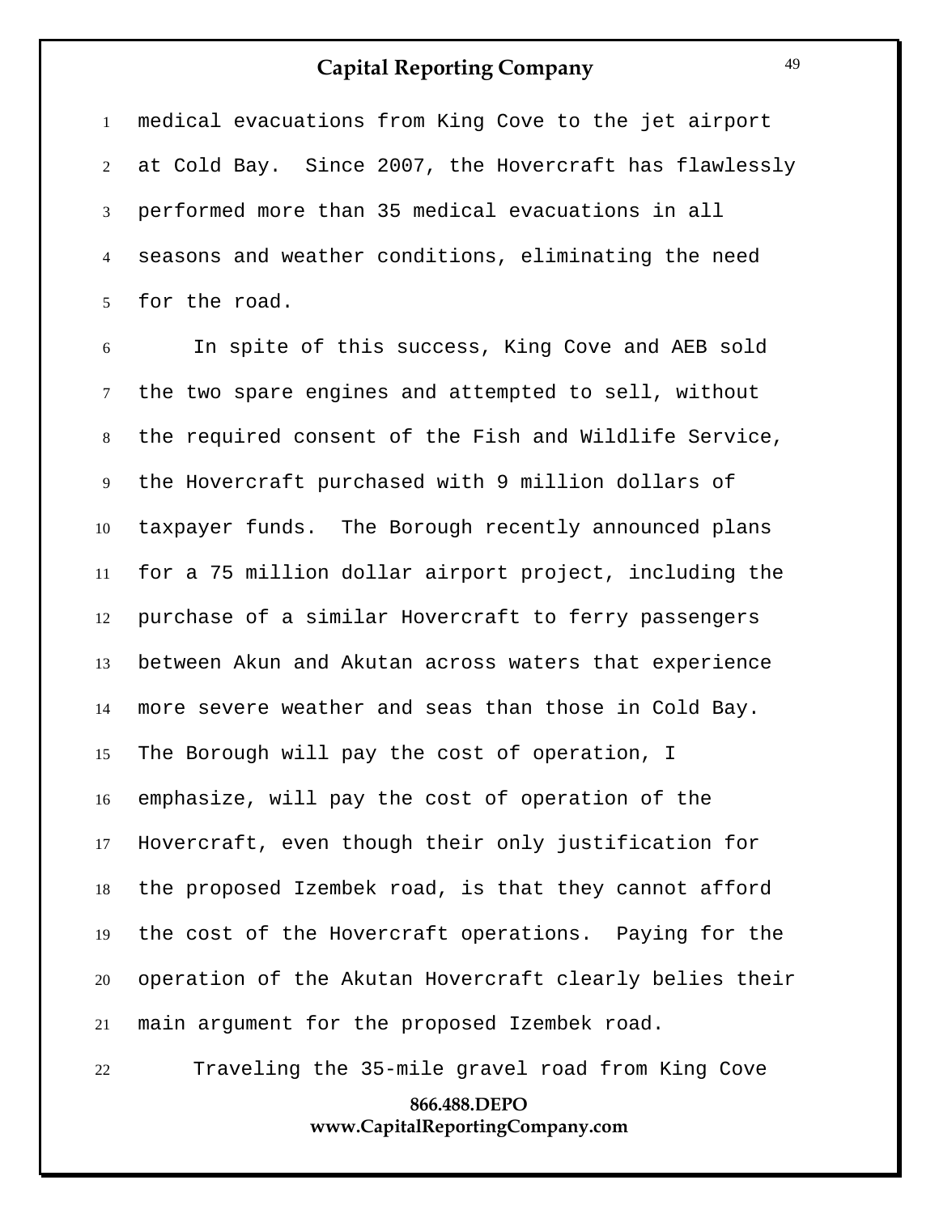medical evacuations from King Cove to the jet airport at Cold Bay. Since 2007, the Hovercraft has flawlessly performed more than 35 medical evacuations in all seasons and weather conditions, eliminating the need for the road.

In spite of this success, King Cove and AEB sold the two spare engines and attempted to sell, without the required consent of the Fish and Wildlife Service, the Hovercraft purchased with 9 million dollars of taxpayer funds. The Borough recently announced plans for a 75 million dollar airport project, including the purchase of a similar Hovercraft to ferry passengers between Akun and Akutan across waters that experience more severe weather and seas than those in Cold Bay. The Borough will pay the cost of operation, I emphasize, will pay the cost of operation of the Hovercraft, even though their only justification for the proposed Izembek road, is that they cannot afford the cost of the Hovercraft operations. Paying for the operation of the Akutan Hovercraft clearly belies their main argument for the proposed Izembek road.

Traveling the 35-mile gravel road from King Cove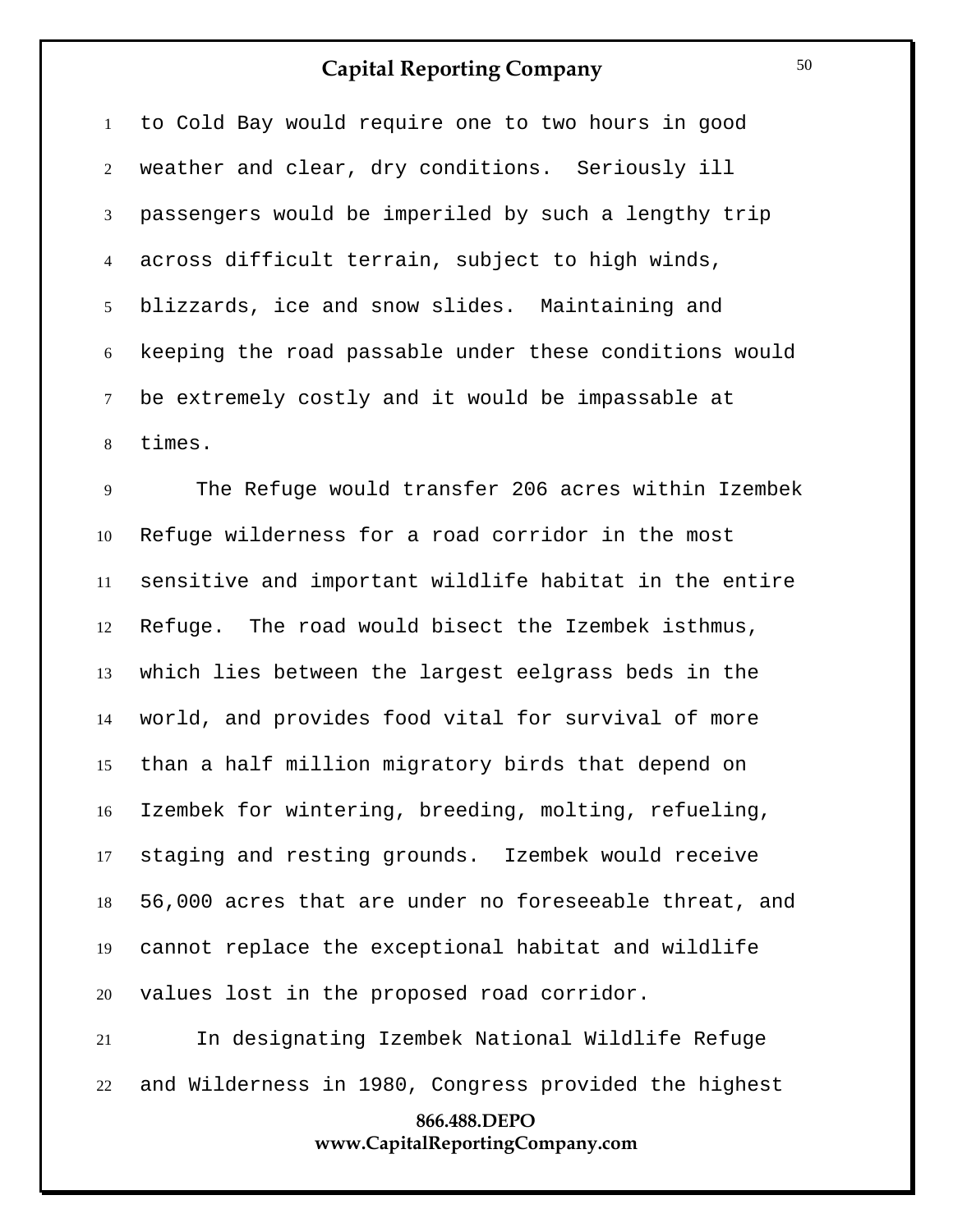to Cold Bay would require one to two hours in good weather and clear, dry conditions. Seriously ill passengers would be imperiled by such a lengthy trip across difficult terrain, subject to high winds, blizzards, ice and snow slides. Maintaining and keeping the road passable under these conditions would be extremely costly and it would be impassable at times.

The Refuge would transfer 206 acres within Izembek Refuge wilderness for a road corridor in the most sensitive and important wildlife habitat in the entire Refuge. The road would bisect the Izembek isthmus, which lies between the largest eelgrass beds in the world, and provides food vital for survival of more than a half million migratory birds that depend on Izembek for wintering, breeding, molting, refueling, staging and resting grounds. Izembek would receive 56,000 acres that are under no foreseeable threat, and cannot replace the exceptional habitat and wildlife values lost in the proposed road corridor.

In designating Izembek National Wildlife Refuge and Wilderness in 1980, Congress provided the highest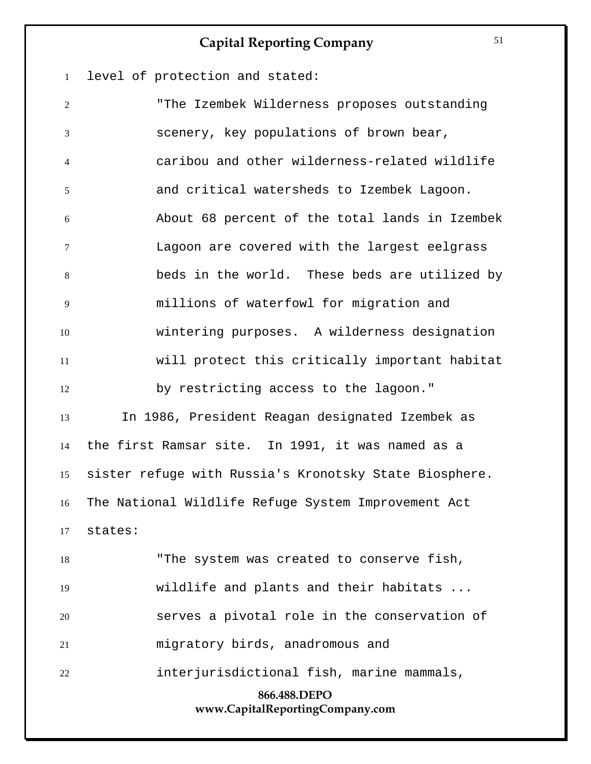level of protection and stated:

> "The Izembek Wilderness proposes outstanding scenery, key populations of brown bear, caribou and other wilderness-related wildlife and critical watersheds to Izembek Lagoon. About 68 percent of the total lands in Izembek Lagoon are covered with the largest eelgrass beds in the world. These beds are utilized by millions of waterfowl for migration and wintering purposes. A wilderness designation will protect this critically important habitat by restricting access to the lagoon."

In 1986, President Reagan designated Izembek as the first Ramsar site. In 1991, it was named as a sister refuge with Russia's Kronotsky State Biosphere. The National Wildlife Refuge System Improvement Act states:

> "The system was created to conserve fish, wildlife and plants and their habitats ... serves a pivotal role in the conservation of migratory birds, anadromous and interjurisdictional fish, marine mammals,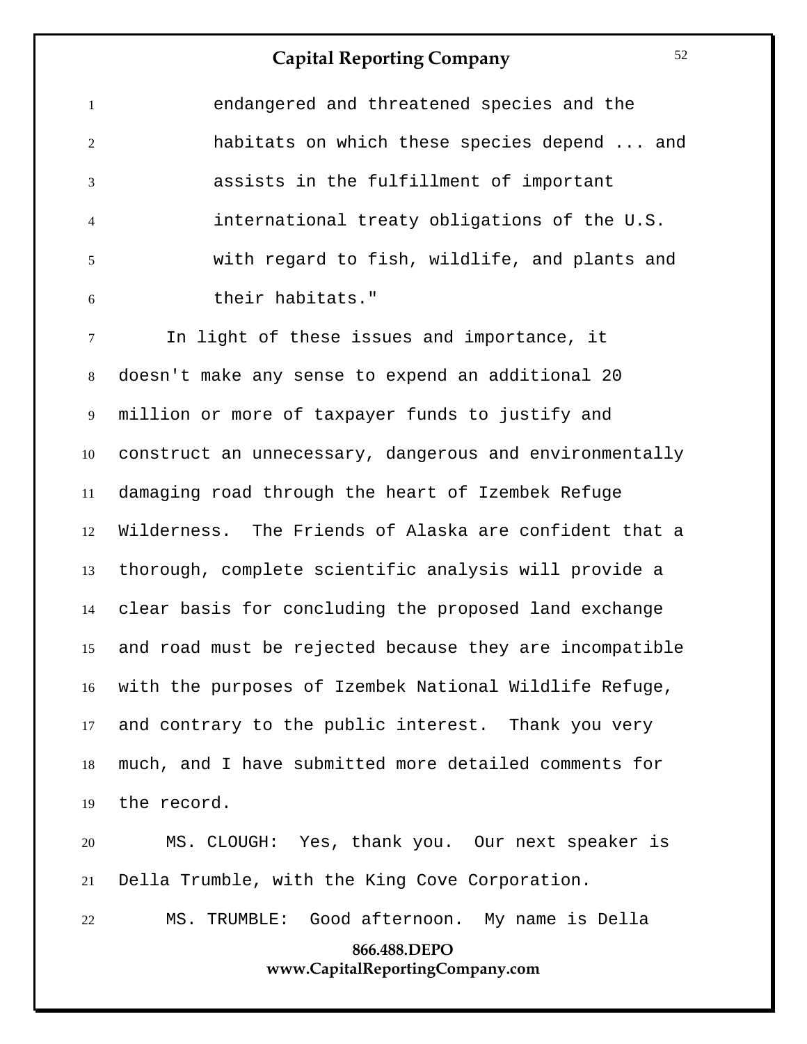endangered and threatened species and the habitats on which these species depend ... and assists in the fulfillment of important international treaty obligations of the U.S. with regard to fish, wildlife, and plants and their habitats."

In light of these issues and importance, it doesn't make any sense to expend an additional 20 million or more of taxpayer funds to justify and construct an unnecessary, dangerous and environmentally damaging road through the heart of Izembek Refuge Wilderness. The Friends of Alaska are confident that a thorough, complete scientific analysis will provide a clear basis for concluding the proposed land exchange and road must be rejected because they are incompatible with the purposes of Izembek National Wildlife Refuge, and contrary to the public interest. Thank you very much, and I have submitted more detailed comments for the record.

MS. CLOUGH: Yes, thank you. Our next speaker is Della Trumble, with the King Cove Corporation.

MS. TRUMBLE: Good afternoon. My name is Della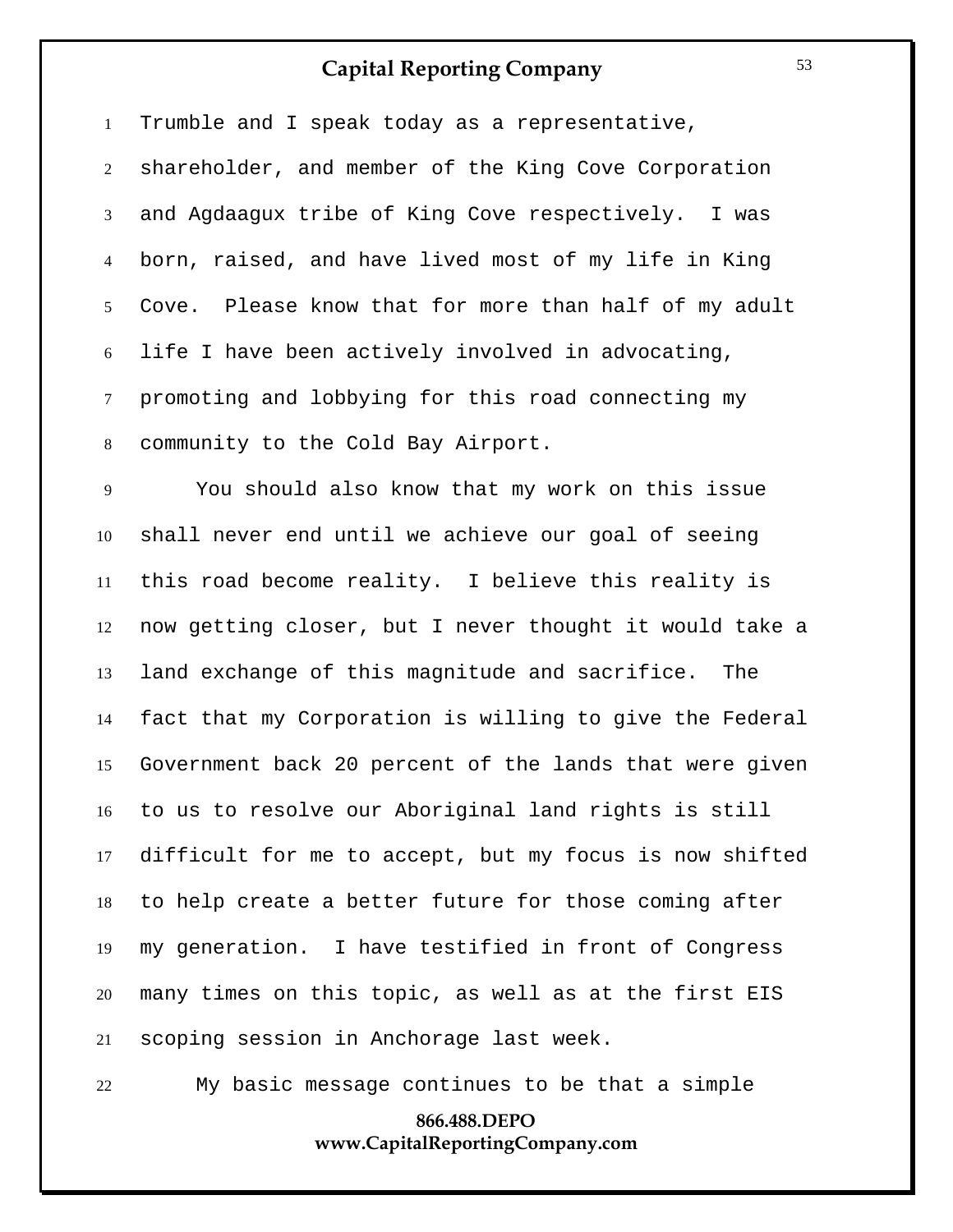Trumble and I speak today as a representative, shareholder, and member of the King Cove Corporation and Agdaagux tribe of King Cove respectively. I was born, raised, and have lived most of my life in King Cove. Please know that for more than half of my adult life I have been actively involved in advocating, promoting and lobbying for this road connecting my community to the Cold Bay Airport.

You should also know that my work on this issue shall never end until we achieve our goal of seeing this road become reality. I believe this reality is now getting closer, but I never thought it would take a land exchange of this magnitude and sacrifice. The fact that my Corporation is willing to give the Federal Government back 20 percent of the lands that were given to us to resolve our Aboriginal land rights is still difficult for me to accept, but my focus is now shifted to help create a better future for those coming after my generation. I have testified in front of Congress many times on this topic, as well as at the first EIS scoping session in Anchorage last week.

My basic message continues to be that a simple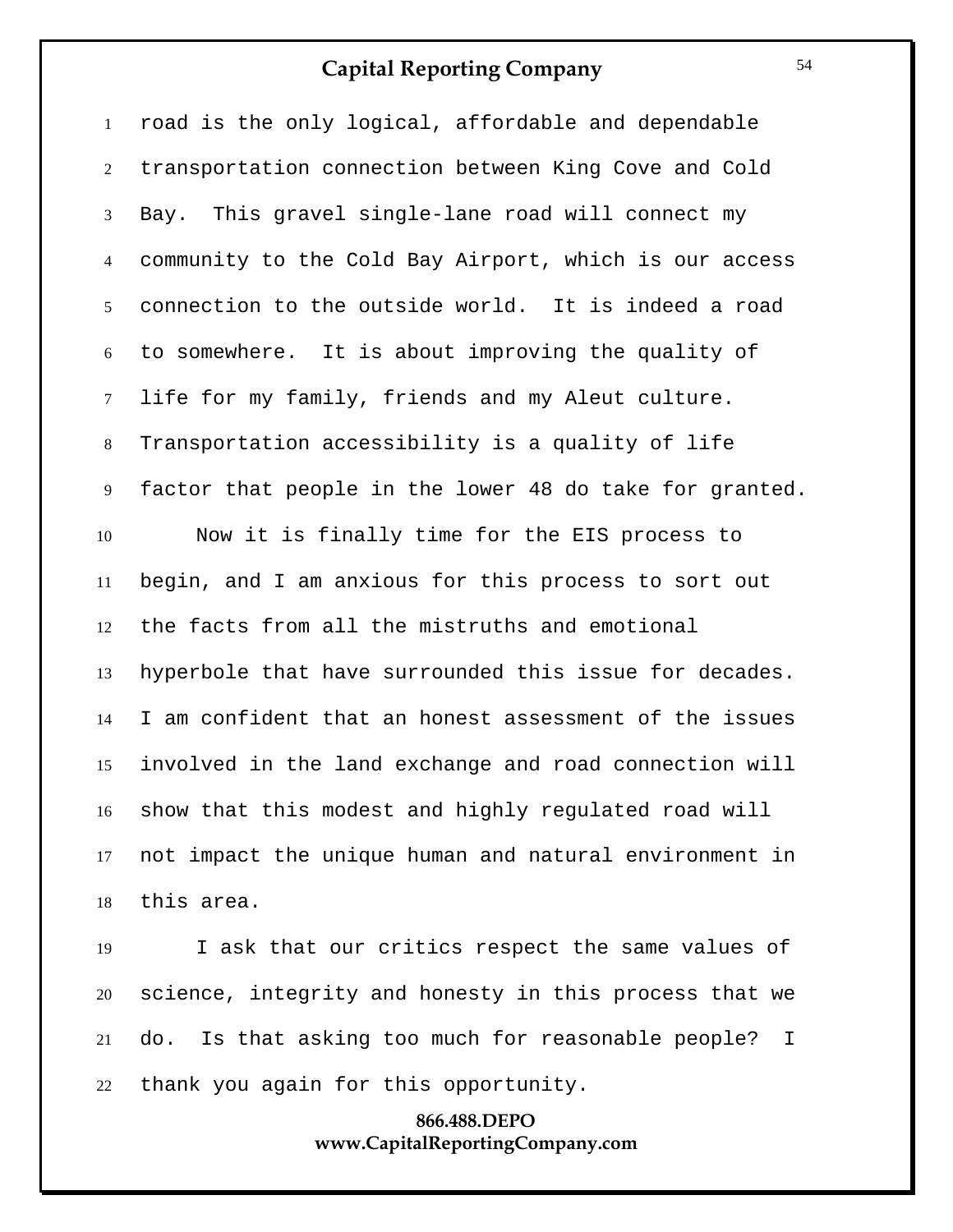road is the only logical, affordable and dependable transportation connection between King Cove and Cold Bay. This gravel single-lane road will connect my community to the Cold Bay Airport, which is our access connection to the outside world. It is indeed a road to somewhere. It is about improving the quality of life for my family, friends and my Aleut culture. Transportation accessibility is a quality of life factor that people in the lower 48 do take for granted.

Now it is finally time for the EIS process to begin, and I am anxious for this process to sort out the facts from all the mistruths and emotional hyperbole that have surrounded this issue for decades. I am confident that an honest assessment of the issues involved in the land exchange and road connection will show that this modest and highly regulated road will not impact the unique human and natural environment in this area.

I ask that our critics respect the same values of science, integrity and honesty in this process that we do. Is that asking too much for reasonable people? I thank you again for this opportunity.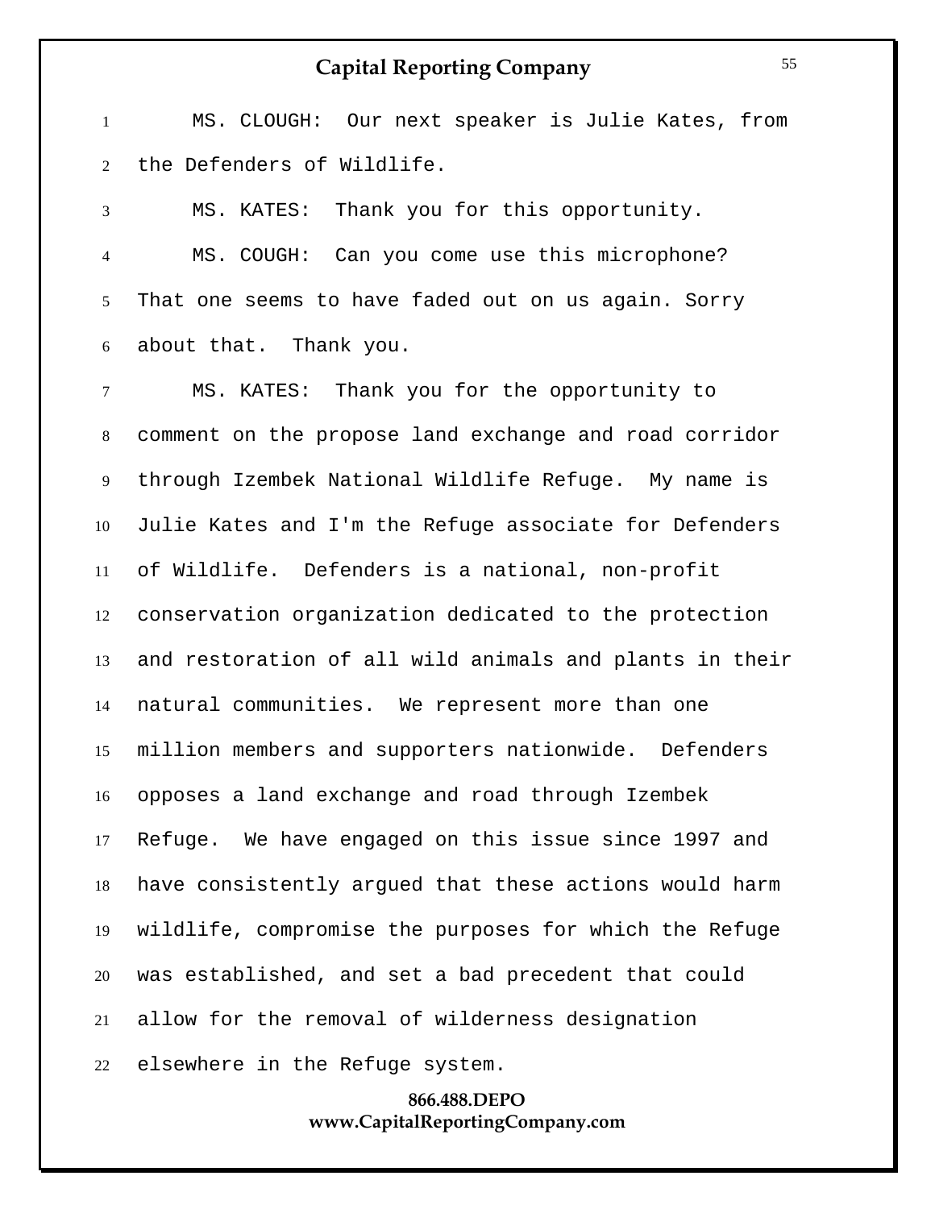MS. CLOUGH: Our next speaker is Julie Kates, from the Defenders of Wildlife.

MS. KATES: Thank you for this opportunity.

MS. COUGH: Can you come use this microphone? That one seems to have faded out on us again. Sorry about that. Thank you.

MS. KATES: Thank you for the opportunity to comment on the propose land exchange and road corridor through Izembek National Wildlife Refuge. My name is Julie Kates and I'm the Refuge associate for Defenders of Wildlife. Defenders is a national, non-profit conservation organization dedicated to the protection and restoration of all wild animals and plants in their natural communities. We represent more than one million members and supporters nationwide. Defenders opposes a land exchange and road through Izembek Refuge. We have engaged on this issue since 1997 and have consistently argued that these actions would harm wildlife, compromise the purposes for which the Refuge was established, and set a bad precedent that could allow for the removal of wilderness designation elsewhere in the Refuge system.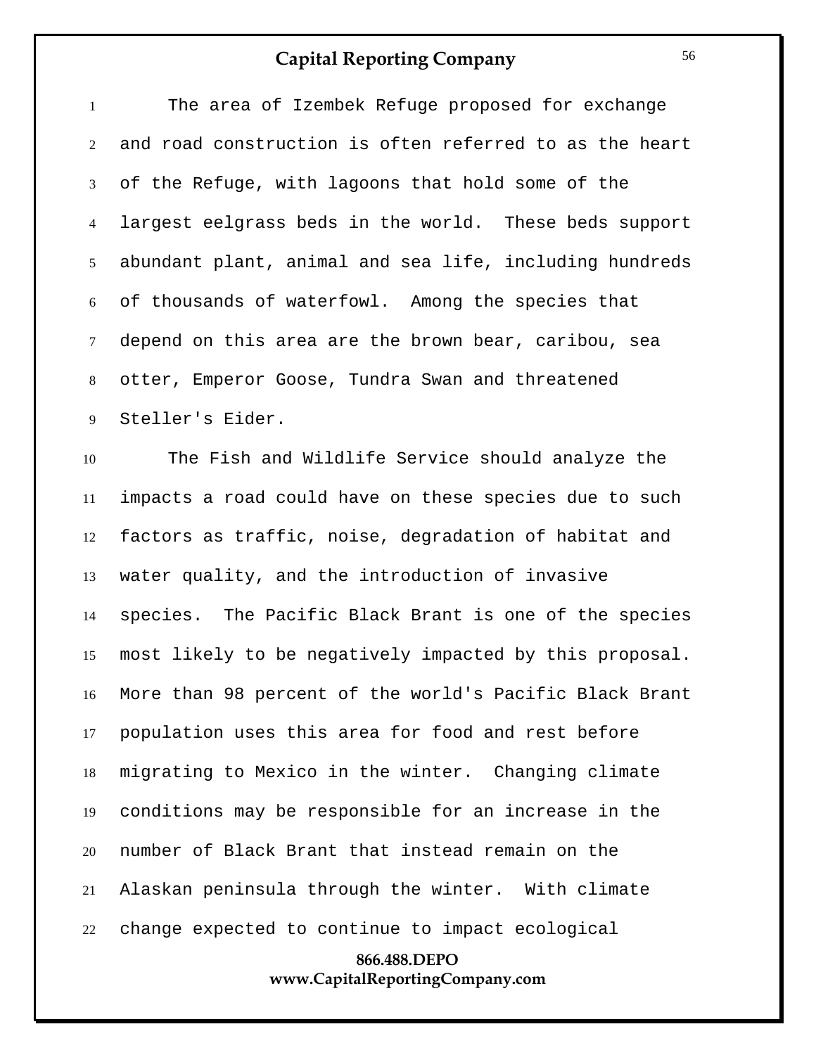The area of Izembek Refuge proposed for exchange and road construction is often referred to as the heart of the Refuge, with lagoons that hold some of the largest eelgrass beds in the world. These beds support abundant plant, animal and sea life, including hundreds of thousands of waterfowl. Among the species that depend on this area are the brown bear, caribou, sea otter, Emperor Goose, Tundra Swan and threatened Steller's Eider.

The Fish and Wildlife Service should analyze the impacts a road could have on these species due to such factors as traffic, noise, degradation of habitat and water quality, and the introduction of invasive species. The Pacific Black Brant is one of the species most likely to be negatively impacted by this proposal. More than 98 percent of the world's Pacific Black Brant population uses this area for food and rest before migrating to Mexico in the winter. Changing climate conditions may be responsible for an increase in the number of Black Brant that instead remain on the Alaskan peninsula through the winter. With climate change expected to continue to impact ecological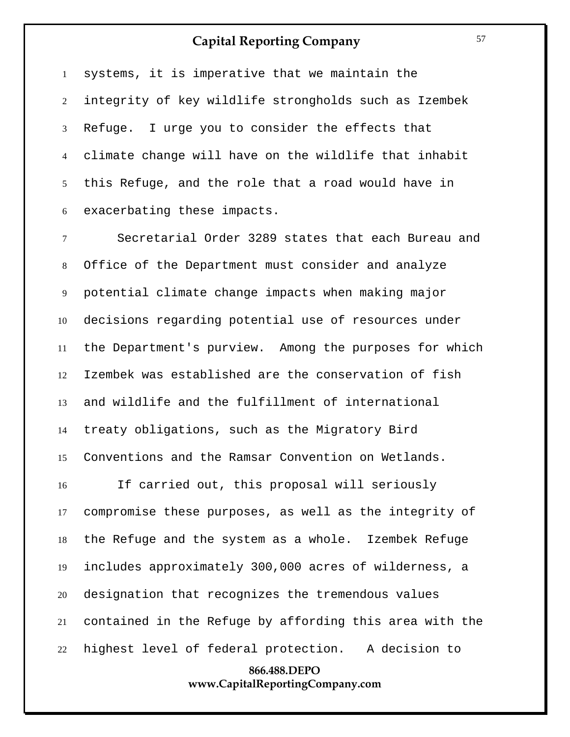systems, it is imperative that we maintain the integrity of key wildlife strongholds such as Izembek Refuge. I urge you to consider the effects that climate change will have on the wildlife that inhabit this Refuge, and the role that a road would have in exacerbating these impacts.

Secretarial Order 3289 states that each Bureau and Office of the Department must consider and analyze potential climate change impacts when making major decisions regarding potential use of resources under the Department's purview. Among the purposes for which Izembek was established are the conservation of fish and wildlife and the fulfillment of international treaty obligations, such as the Migratory Bird Conventions and the Ramsar Convention on Wetlands.

If carried out, this proposal will seriously compromise these purposes, as well as the integrity of the Refuge and the system as a whole. Izembek Refuge includes approximately 300,000 acres of wilderness, a designation that recognizes the tremendous values contained in the Refuge by affording this area with the highest level of federal protection. A decision to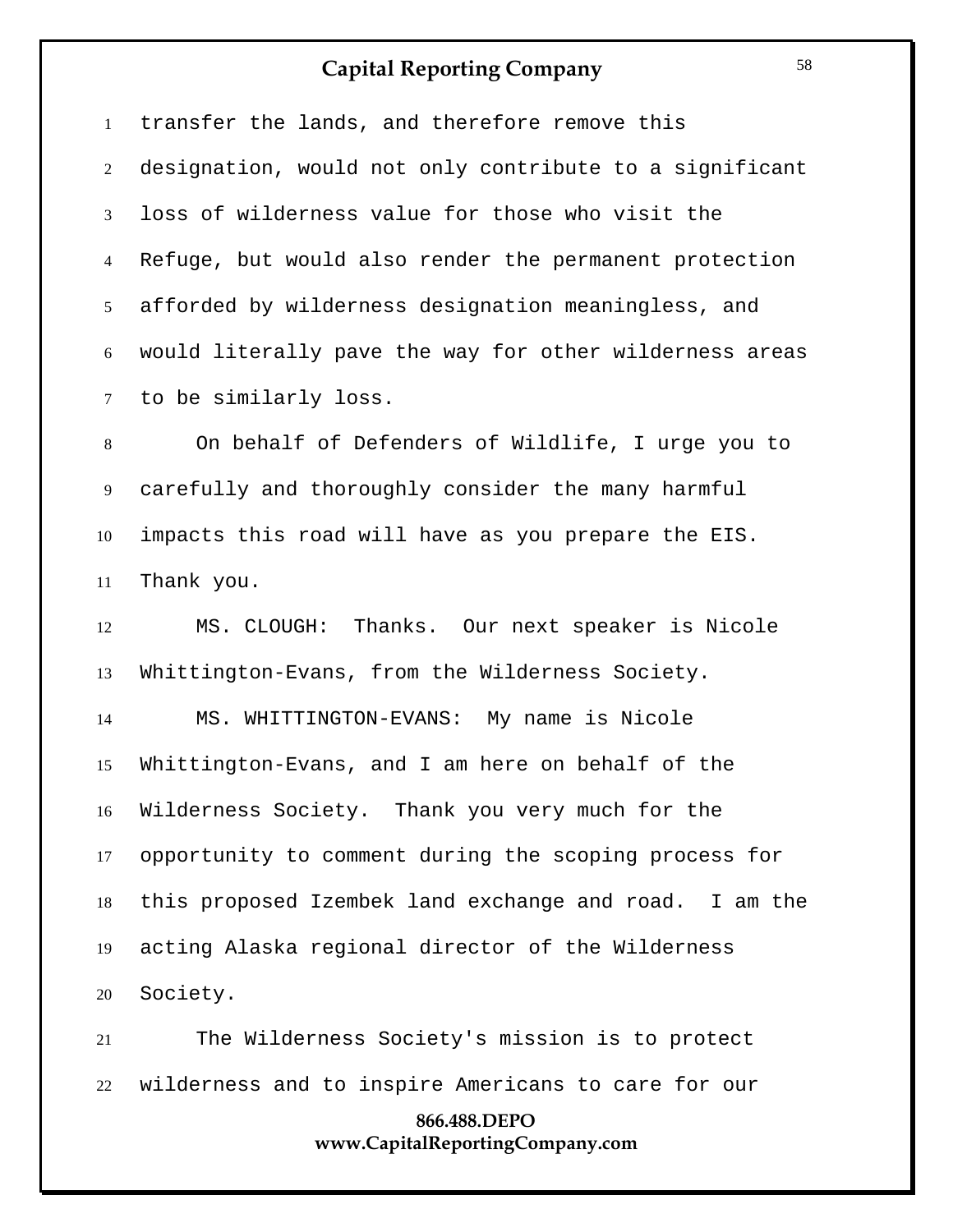transfer the lands, and therefore remove this designation, would not only contribute to a significant loss of wilderness value for those who visit the Refuge, but would also render the permanent protection afforded by wilderness designation meaningless, and would literally pave the way for other wilderness areas to be similarly loss.

On behalf of Defenders of Wildlife, I urge you to carefully and thoroughly consider the many harmful impacts this road will have as you prepare the EIS. Thank you.

MS. CLOUGH: Thanks. Our next speaker is Nicole Whittington-Evans, from the Wilderness Society.

MS. WHITTINGTON-EVANS: My name is Nicole Whittington-Evans, and I am here on behalf of the Wilderness Society. Thank you very much for the opportunity to comment during the scoping process for this proposed Izembek land exchange and road. I am the acting Alaska regional director of the Wilderness Society.

The Wilderness Society's mission is to protect wilderness and to inspire Americans to care for our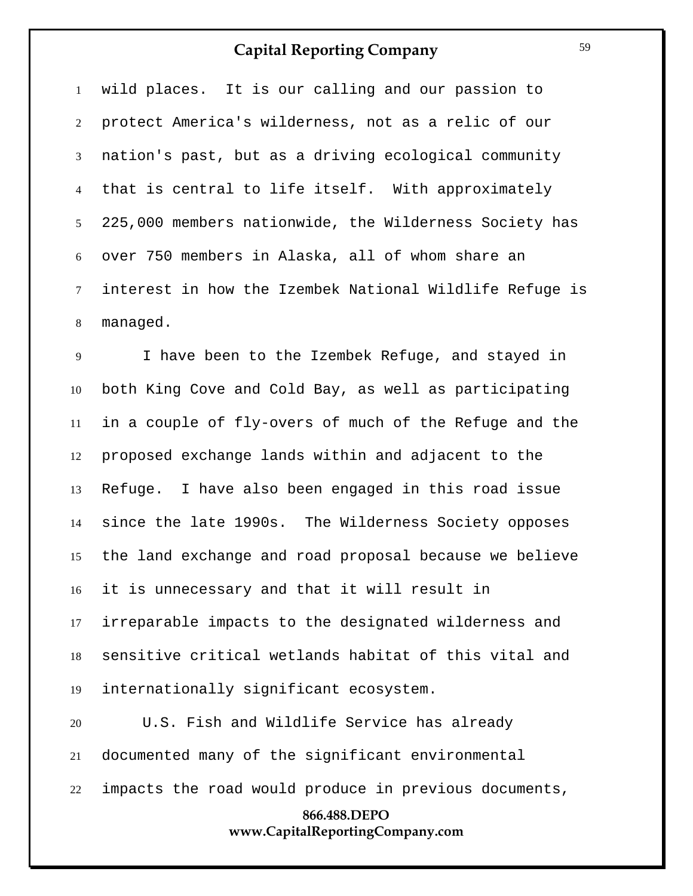wild places. It is our calling and our passion to protect America's wilderness, not as a relic of our nation's past, but as a driving ecological community that is central to life itself. With approximately 225,000 members nationwide, the Wilderness Society has over 750 members in Alaska, all of whom share an interest in how the Izembek National Wildlife Refuge is managed.

I have been to the Izembek Refuge, and stayed in both King Cove and Cold Bay, as well as participating in a couple of fly-overs of much of the Refuge and the proposed exchange lands within and adjacent to the Refuge. I have also been engaged in this road issue since the late 1990s. The Wilderness Society opposes the land exchange and road proposal because we believe it is unnecessary and that it will result in irreparable impacts to the designated wilderness and sensitive critical wetlands habitat of this vital and internationally significant ecosystem.

U.S. Fish and Wildlife Service has already documented many of the significant environmental impacts the road would produce in previous documents,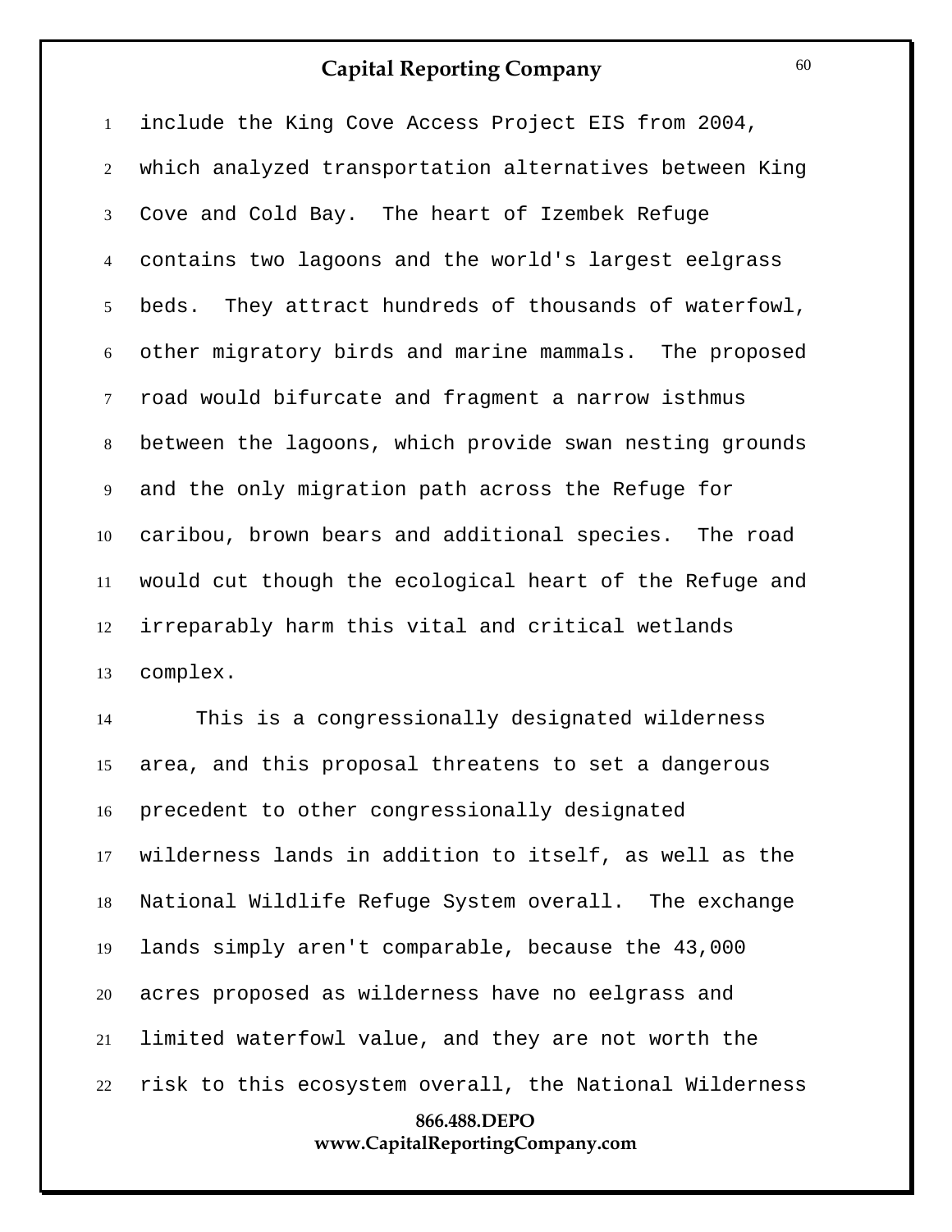include the King Cove Access Project EIS from 2004, which analyzed transportation alternatives between King Cove and Cold Bay. The heart of Izembek Refuge contains two lagoons and the world's largest eelgrass beds. They attract hundreds of thousands of waterfowl, other migratory birds and marine mammals. The proposed road would bifurcate and fragment a narrow isthmus between the lagoons, which provide swan nesting grounds and the only migration path across the Refuge for caribou, brown bears and additional species. The road would cut though the ecological heart of the Refuge and irreparably harm this vital and critical wetlands complex.

This is a congressionally designated wilderness area, and this proposal threatens to set a dangerous precedent to other congressionally designated wilderness lands in addition to itself, as well as the National Wildlife Refuge System overall. The exchange lands simply aren't comparable, because the 43,000 acres proposed as wilderness have no eelgrass and limited waterfowl value, and they are not worth the risk to this ecosystem overall, the National Wilderness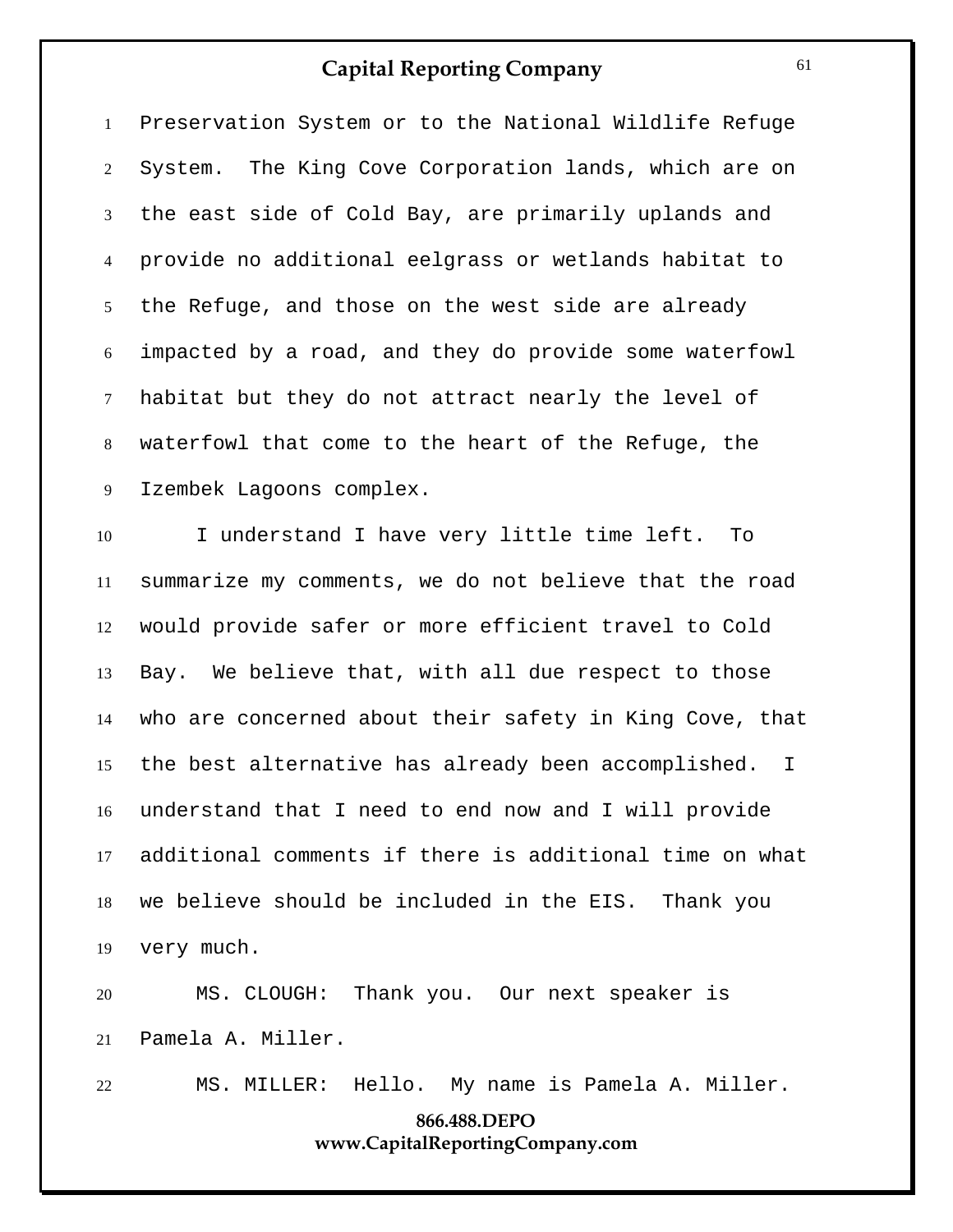Preservation System or to the National Wildlife Refuge System. The King Cove Corporation lands, which are on the east side of Cold Bay, are primarily uplands and provide no additional eelgrass or wetlands habitat to the Refuge, and those on the west side are already impacted by a road, and they do provide some waterfowl habitat but they do not attract nearly the level of waterfowl that come to the heart of the Refuge, the Izembek Lagoons complex.

I understand I have very little time left. To summarize my comments, we do not believe that the road would provide safer or more efficient travel to Cold Bay. We believe that, with all due respect to those who are concerned about their safety in King Cove, that the best alternative has already been accomplished. I understand that I need to end now and I will provide additional comments if there is additional time on what we believe should be included in the EIS. Thank you very much.

MS. CLOUGH: Thank you. Our next speaker is Pamela A. Miller.

MS. MILLER: Hello. My name is Pamela A. Miller.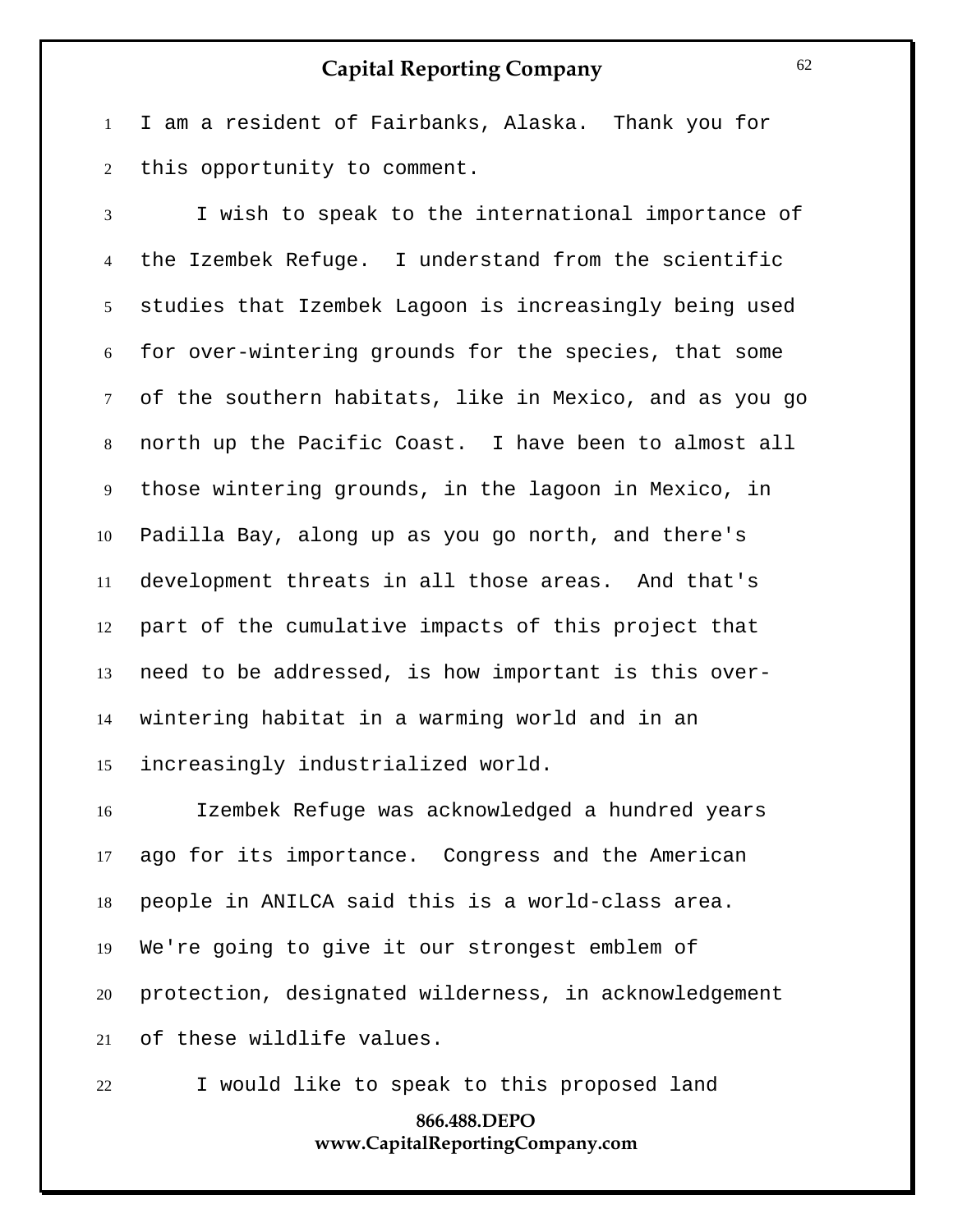I am a resident of Fairbanks, Alaska. Thank you for this opportunity to comment.

I wish to speak to the international importance of the Izembek Refuge. I understand from the scientific studies that Izembek Lagoon is increasingly being used for over-wintering grounds for the species, that some of the southern habitats, like in Mexico, and as you go north up the Pacific Coast. I have been to almost all those wintering grounds, in the lagoon in Mexico, in Padilla Bay, along up as you go north, and there's development threats in all those areas. And that's part of the cumulative impacts of this project that need to be addressed, is how important is this over-wintering habitat in a warming world and in an increasingly industrialized world.

Izembek Refuge was acknowledged a hundred years ago for its importance. Congress and the American people in ANILCA said this is a world-class area. We're going to give it our strongest emblem of protection, designated wilderness, in acknowledgement of these wildlife values.

I would like to speak to this proposed land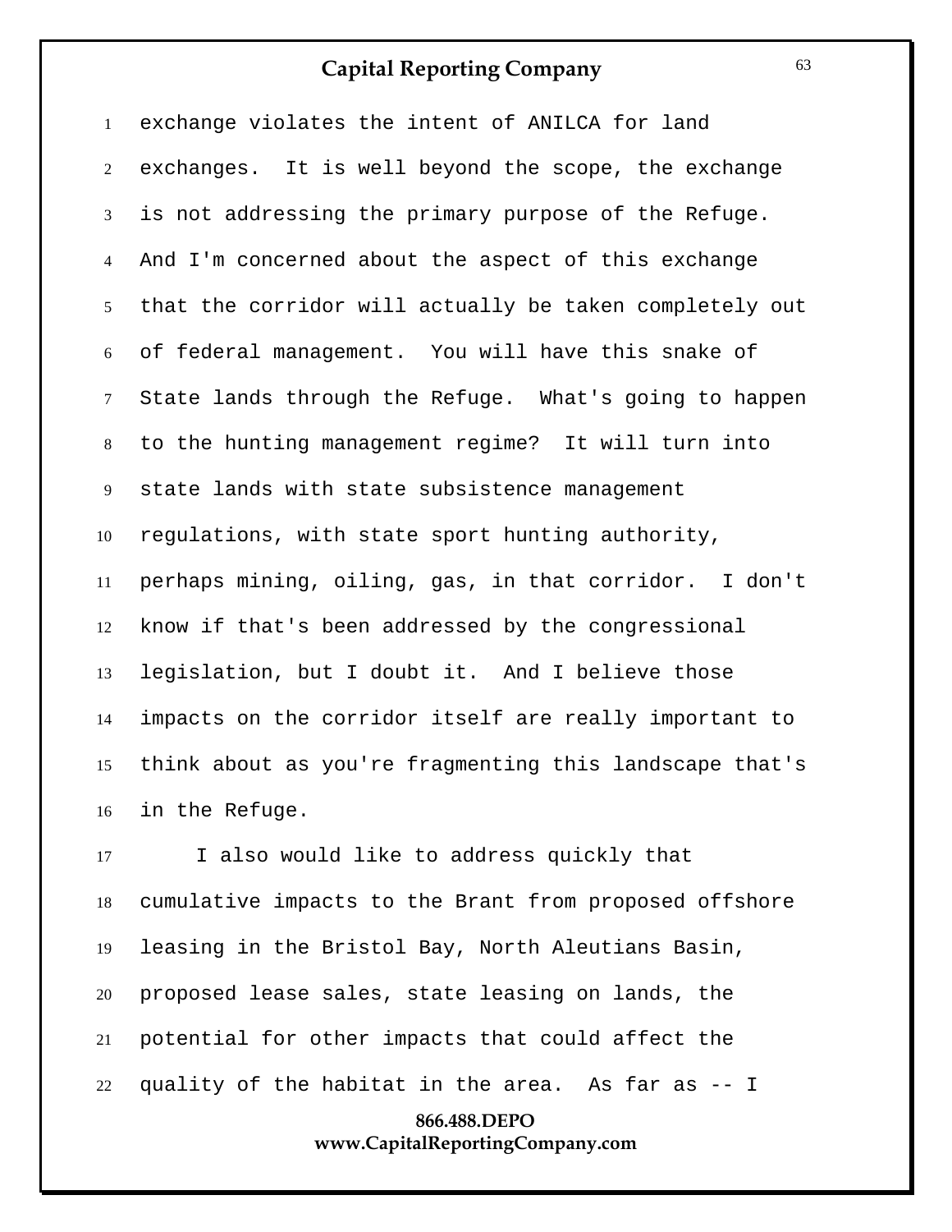exchange violates the intent of ANILCA for land exchanges. It is well beyond the scope, the exchange is not addressing the primary purpose of the Refuge. And I'm concerned about the aspect of this exchange that the corridor will actually be taken completely out of federal management. You will have this snake of State lands through the Refuge. What's going to happen to the hunting management regime? It will turn into state lands with state subsistence management regulations, with state sport hunting authority, perhaps mining, oiling, gas, in that corridor. I don't know if that's been addressed by the congressional legislation, but I doubt it. And I believe those impacts on the corridor itself are really important to think about as you're fragmenting this landscape that's in the Refuge.

I also would like to address quickly that cumulative impacts to the Brant from proposed offshore leasing in the Bristol Bay, North Aleutians Basin, proposed lease sales, state leasing on lands, the potential for other impacts that could affect the quality of the habitat in the area. As far as -- I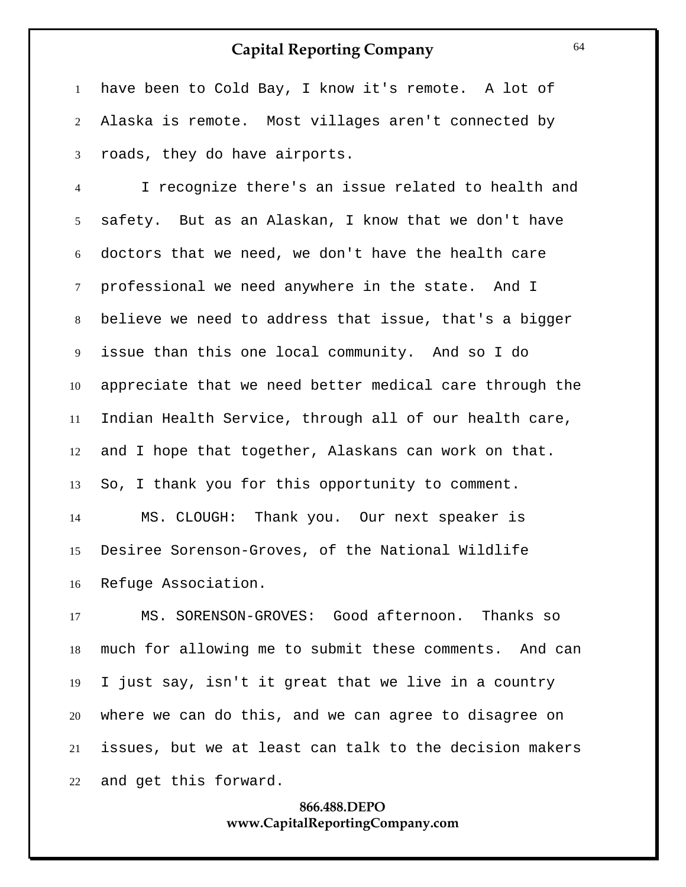have been to Cold Bay, I know it's remote. A lot of Alaska is remote. Most villages aren't connected by roads, they do have airports.

I recognize there's an issue related to health and safety. But as an Alaskan, I know that we don't have doctors that we need, we don't have the health care professional we need anywhere in the state. And I believe we need to address that issue, that's a bigger issue than this one local community. And so I do appreciate that we need better medical care through the Indian Health Service, through all of our health care, and I hope that together, Alaskans can work on that. So, I thank you for this opportunity to comment.

MS. CLOUGH: Thank you. Our next speaker is Desiree Sorenson-Groves, of the National Wildlife Refuge Association.

MS. SORENSON-GROVES: Good afternoon. Thanks so much for allowing me to submit these comments. And can I just say, isn't it great that we live in a country where we can do this, and we can agree to disagree on issues, but we at least can talk to the decision makers and get this forward.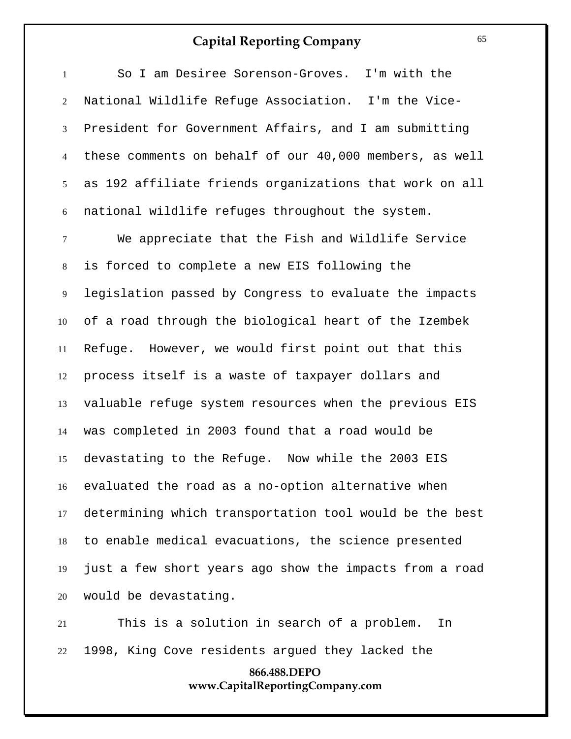So I am Desiree Sorenson-Groves. I'm with the National Wildlife Refuge Association. I'm the Vice-President for Government Affairs, and I am submitting these comments on behalf of our 40,000 members, as well as 192 affiliate friends organizations that work on all national wildlife refuges throughout the system.

We appreciate that the Fish and Wildlife Service is forced to complete a new EIS following the legislation passed by Congress to evaluate the impacts of a road through the biological heart of the Izembek Refuge. However, we would first point out that this process itself is a waste of taxpayer dollars and valuable refuge system resources when the previous EIS was completed in 2003 found that a road would be devastating to the Refuge. Now while the 2003 EIS evaluated the road as a no-option alternative when determining which transportation tool would be the best to enable medical evacuations, the science presented just a few short years ago show the impacts from a road would be devastating.

This is a solution in search of a problem. In 1998, King Cove residents argued they lacked the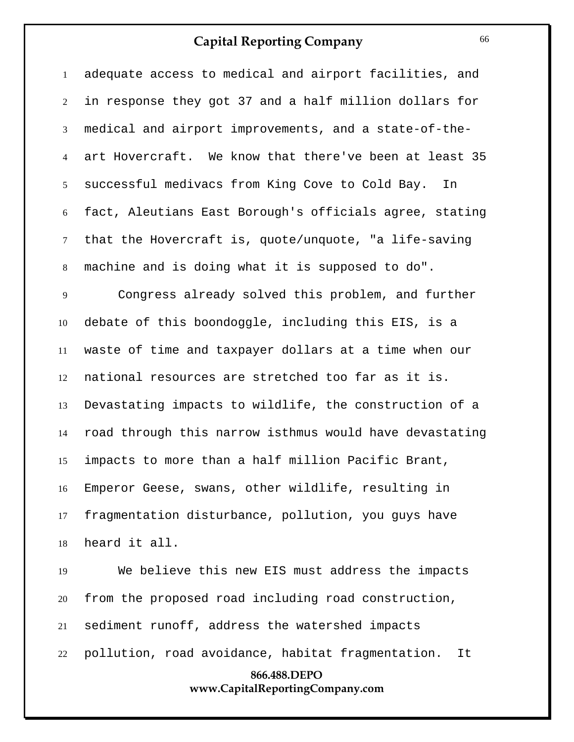adequate access to medical and airport facilities, and in response they got 37 and a half million dollars for medical and airport improvements, and a state-of-the-art Hovercraft. We know that there've been at least 35 successful medivacs from King Cove to Cold Bay. In fact, Aleutians East Borough's officials agree, stating that the Hovercraft is, quote/unquote, "a life-saving machine and is doing what it is supposed to do".

Congress already solved this problem, and further debate of this boondoggle, including this EIS, is a waste of time and taxpayer dollars at a time when our national resources are stretched too far as it is. Devastating impacts to wildlife, the construction of a road through this narrow isthmus would have devastating impacts to more than a half million Pacific Brant, Emperor Geese, swans, other wildlife, resulting in fragmentation disturbance, pollution, you guys have heard it all.

We believe this new EIS must address the impacts from the proposed road including road construction, sediment runoff, address the watershed impacts pollution, road avoidance, habitat fragmentation. It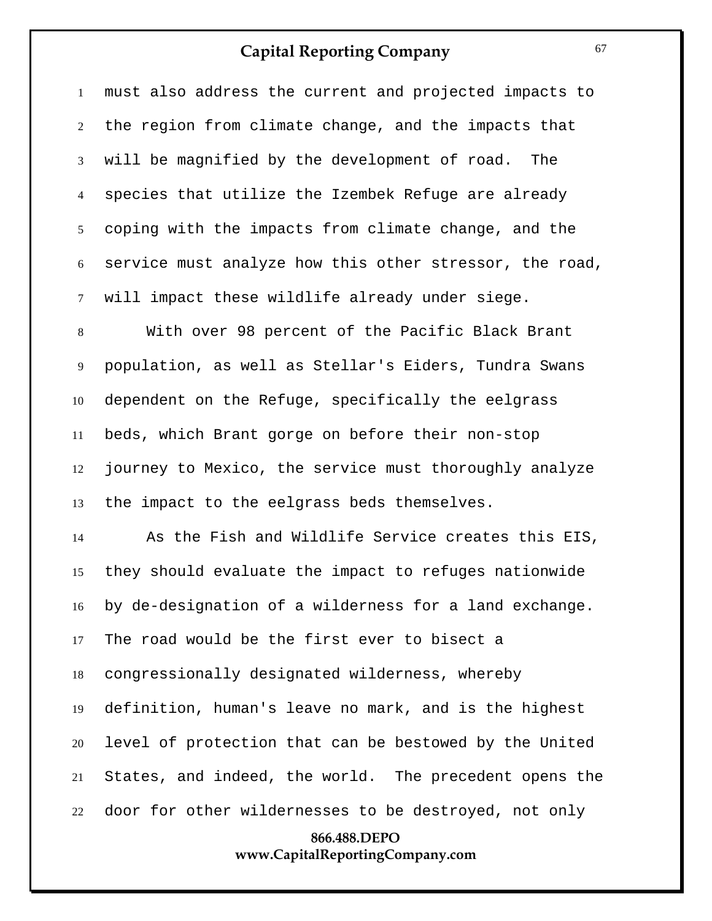must also address the current and projected impacts to the region from climate change, and the impacts that will be magnified by the development of road. The species that utilize the Izembek Refuge are already coping with the impacts from climate change, and the service must analyze how this other stressor, the road, will impact these wildlife already under siege.

With over 98 percent of the Pacific Black Brant population, as well as Stellar's Eiders, Tundra Swans dependent on the Refuge, specifically the eelgrass beds, which Brant gorge on before their non-stop journey to Mexico, the service must thoroughly analyze the impact to the eelgrass beds themselves.

As the Fish and Wildlife Service creates this EIS, they should evaluate the impact to refuges nationwide by de-designation of a wilderness for a land exchange. The road would be the first ever to bisect a congressionally designated wilderness, whereby definition, human's leave no mark, and is the highest level of protection that can be bestowed by the United States, and indeed, the world. The precedent opens the door for other wildernesses to be destroyed, not only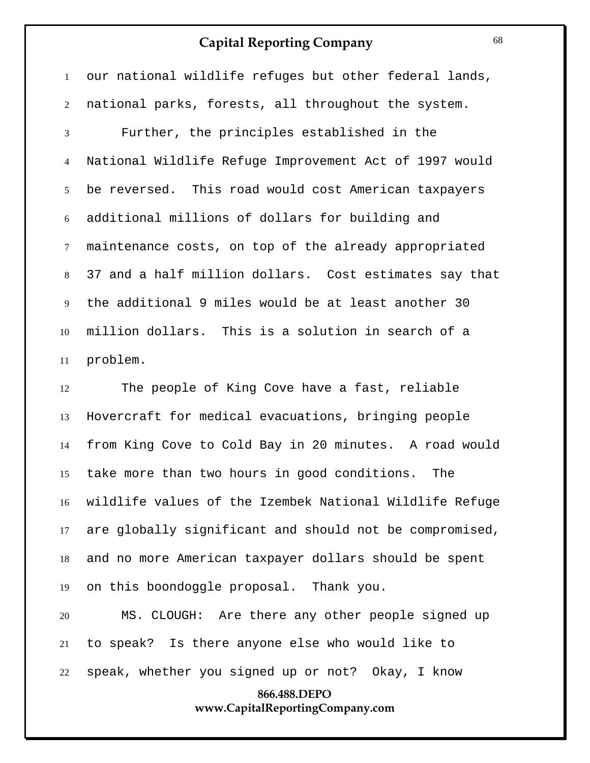our national wildlife refuges but other federal lands, national parks, forests, all throughout the system.

Further, the principles established in the National Wildlife Refuge Improvement Act of 1997 would be reversed. This road would cost American taxpayers additional millions of dollars for building and maintenance costs, on top of the already appropriated 37 and a half million dollars. Cost estimates say that the additional 9 miles would be at least another 30 million dollars. This is a solution in search of a problem.

The people of King Cove have a fast, reliable Hovercraft for medical evacuations, bringing people from King Cove to Cold Bay in 20 minutes. A road would take more than two hours in good conditions. The wildlife values of the Izembek National Wildlife Refuge are globally significant and should not be compromised, and no more American taxpayer dollars should be spent on this boondoggle proposal. Thank you.

MS. CLOUGH: Are there any other people signed up to speak? Is there anyone else who would like to speak, whether you signed up or not? Okay, I know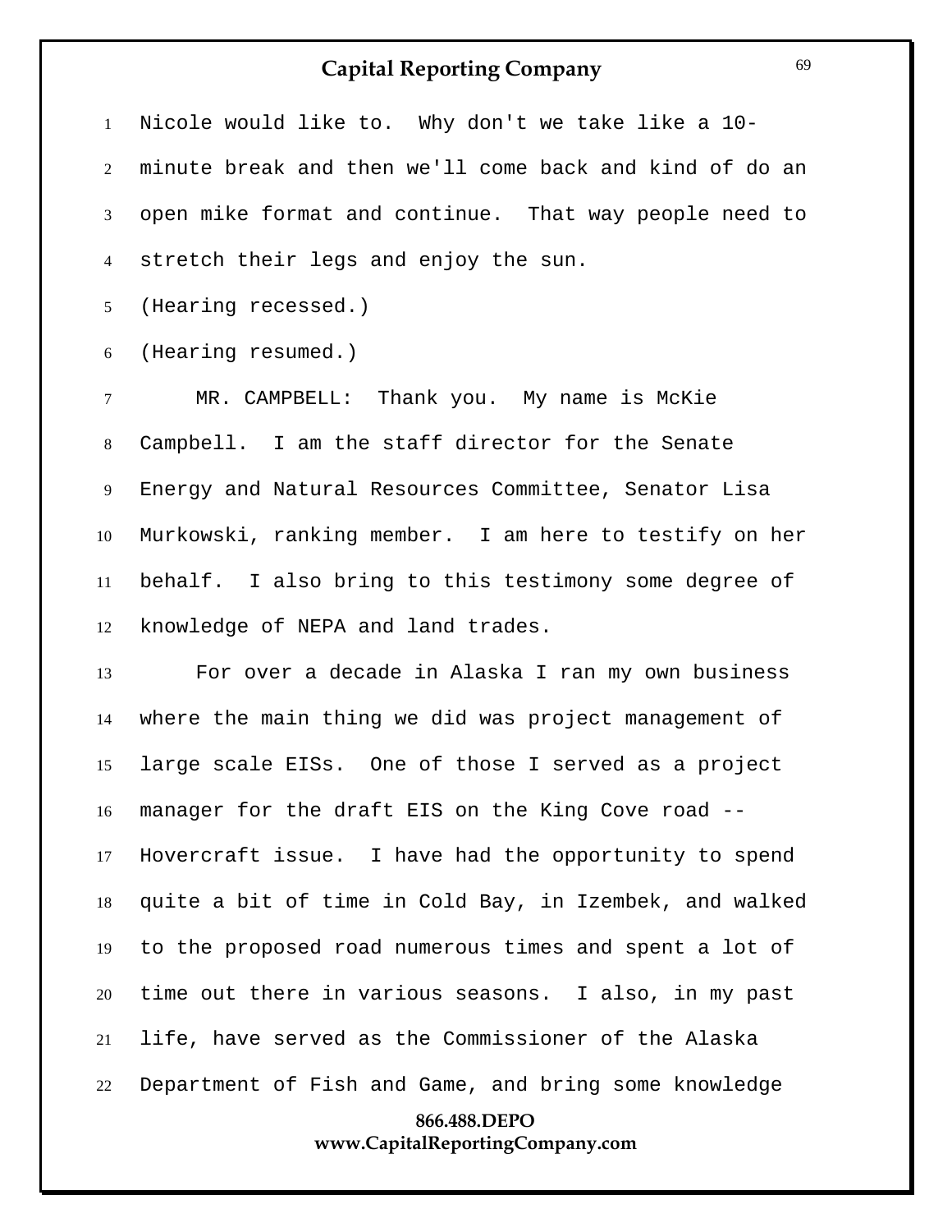Nicole would like to. Why don't we take like a 10-minute break and then we'll come back and kind of do an open mike format and continue. That way people need to stretch their legs and enjoy the sun.

(Hearing recessed.)

(Hearing resumed.)

MR. CAMPBELL: Thank you. My name is McKie Campbell. I am the staff director for the Senate Energy and Natural Resources Committee, Senator Lisa Murkowski, ranking member. I am here to testify on her behalf. I also bring to this testimony some degree of knowledge of NEPA and land trades.

For over a decade in Alaska I ran my own business where the main thing we did was project management of large scale EISs. One of those I served as a project manager for the draft EIS on the King Cove road -- Hovercraft issue. I have had the opportunity to spend quite a bit of time in Cold Bay, in Izembek, and walked to the proposed road numerous times and spent a lot of time out there in various seasons. I also, in my past life, have served as the Commissioner of the Alaska Department of Fish and Game, and bring some knowledge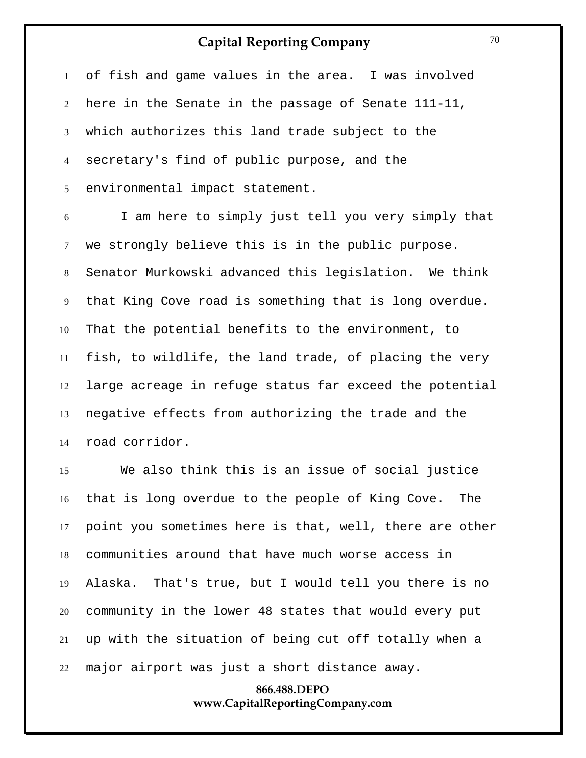of fish and game values in the area. I was involved here in the Senate in the passage of Senate 111-11, which authorizes this land trade subject to the secretary's find of public purpose, and the environmental impact statement.

I am here to simply just tell you very simply that we strongly believe this is in the public purpose. Senator Murkowski advanced this legislation. We think that King Cove road is something that is long overdue. That the potential benefits to the environment, to fish, to wildlife, the land trade, of placing the very large acreage in refuge status far exceed the potential negative effects from authorizing the trade and the road corridor.

We also think this is an issue of social justice that is long overdue to the people of King Cove. The point you sometimes here is that, well, there are other communities around that have much worse access in Alaska. That's true, but I would tell you there is no community in the lower 48 states that would every put up with the situation of being cut off totally when a major airport was just a short distance away.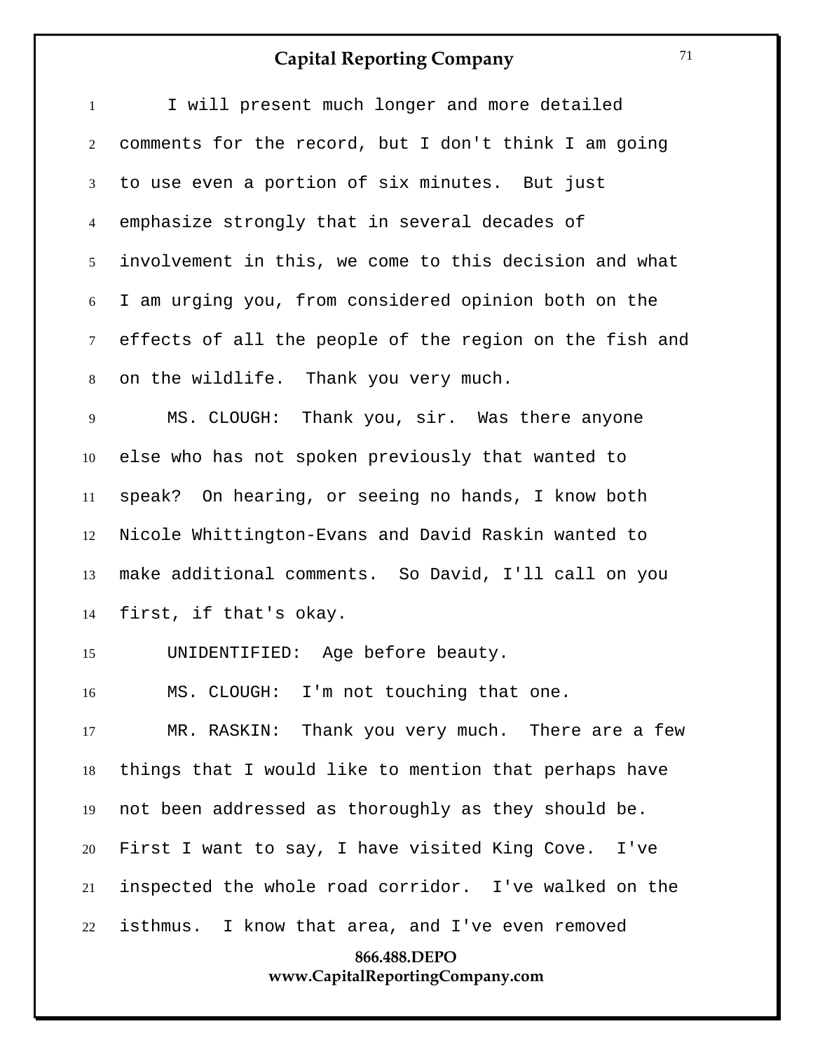I will present much longer and more detailed comments for the record, but I don't think I am going to use even a portion of six minutes. But just emphasize strongly that in several decades of involvement in this, we come to this decision and what I am urging you, from considered opinion both on the effects of all the people of the region on the fish and on the wildlife. Thank you very much.

MS. CLOUGH: Thank you, sir. Was there anyone else who has not spoken previously that wanted to speak? On hearing, or seeing no hands, I know both Nicole Whittington-Evans and David Raskin wanted to make additional comments. So David, I'll call on you first, if that's okay.

UNIDENTIFIED: Age before beauty.

MS. CLOUGH: I'm not touching that one.

MR. RASKIN: Thank you very much. There are a few things that I would like to mention that perhaps have not been addressed as thoroughly as they should be. First I want to say, I have visited King Cove. I've inspected the whole road corridor. I've walked on the isthmus. I know that area, and I've even removed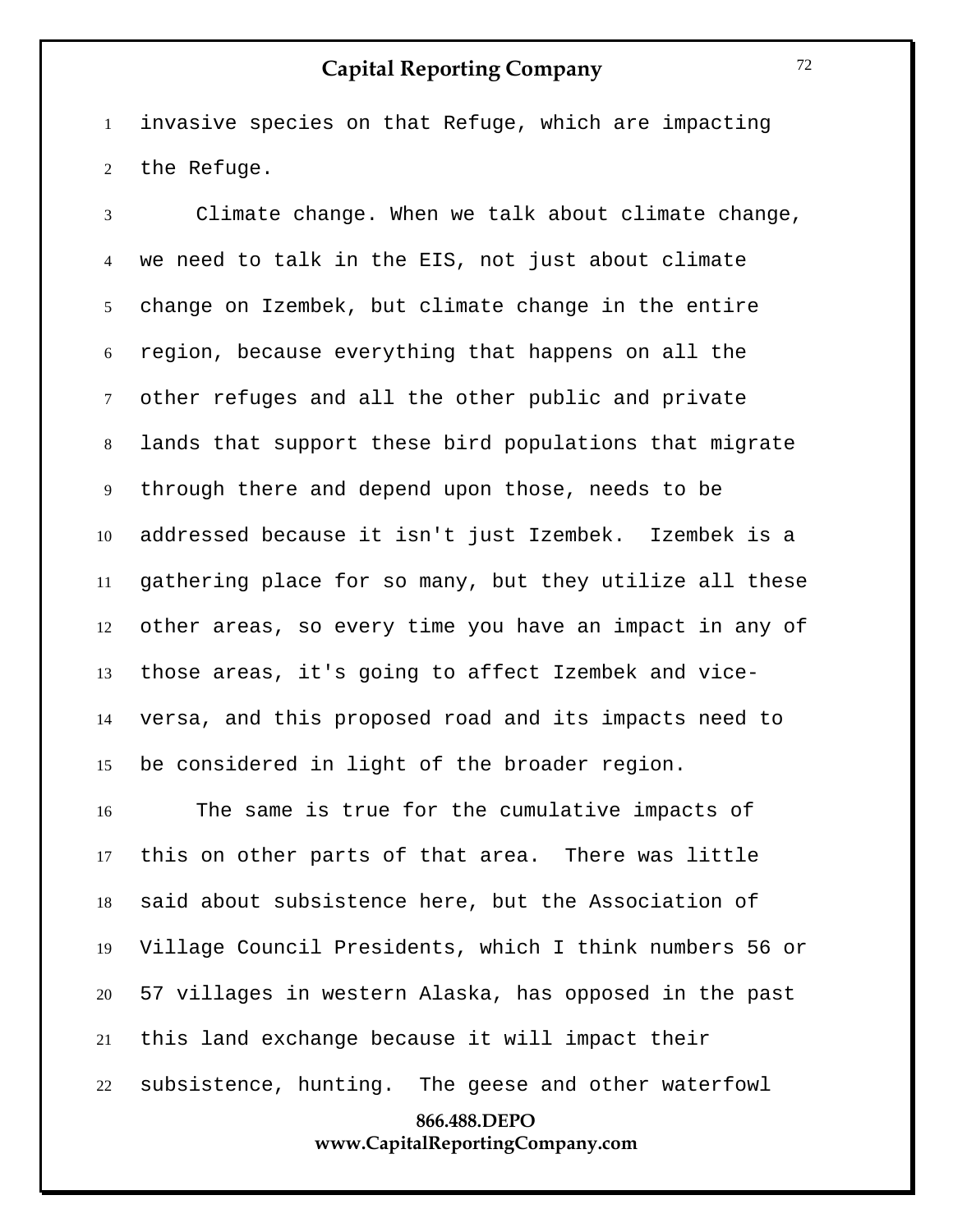invasive species on that Refuge, which are impacting the Refuge.

Climate change. When we talk about climate change, we need to talk in the EIS, not just about climate change on Izembek, but climate change in the entire region, because everything that happens on all the other refuges and all the other public and private lands that support these bird populations that migrate through there and depend upon those, needs to be addressed because it isn't just Izembek. Izembek is a gathering place for so many, but they utilize all these other areas, so every time you have an impact in any of those areas, it's going to affect Izembek and vice-versa, and this proposed road and its impacts need to be considered in light of the broader region.

The same is true for the cumulative impacts of this on other parts of that area. There was little said about subsistence here, but the Association of Village Council Presidents, which I think numbers 56 or 57 villages in western Alaska, has opposed in the past this land exchange because it will impact their subsistence, hunting. The geese and other waterfowl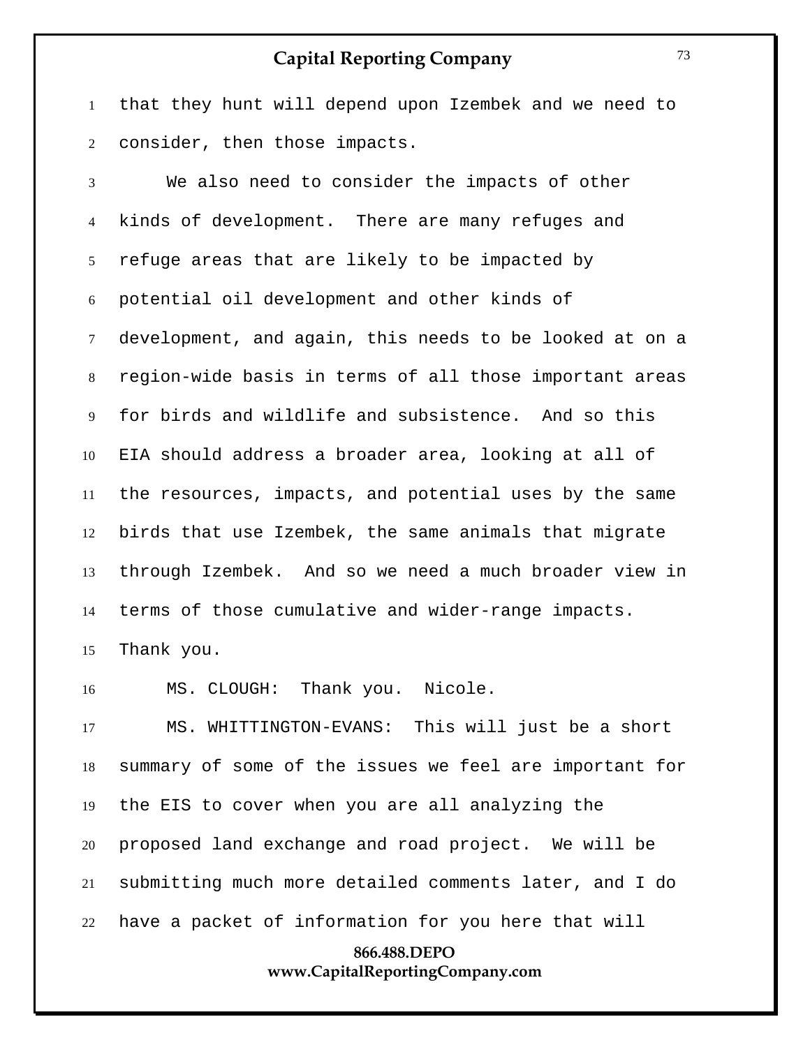that they hunt will depend upon Izembek and we need to consider, then those impacts.

We also need to consider the impacts of other kinds of development. There are many refuges and refuge areas that are likely to be impacted by potential oil development and other kinds of development, and again, this needs to be looked at on a region-wide basis in terms of all those important areas for birds and wildlife and subsistence. And so this EIA should address a broader area, looking at all of the resources, impacts, and potential uses by the same birds that use Izembek, the same animals that migrate through Izembek. And so we need a much broader view in terms of those cumulative and wider-range impacts. Thank you.

MS. CLOUGH: Thank you. Nicole.

MS. WHITTINGTON-EVANS: This will just be a short summary of some of the issues we feel are important for the EIS to cover when you are all analyzing the proposed land exchange and road project. We will be submitting much more detailed comments later, and I do have a packet of information for you here that will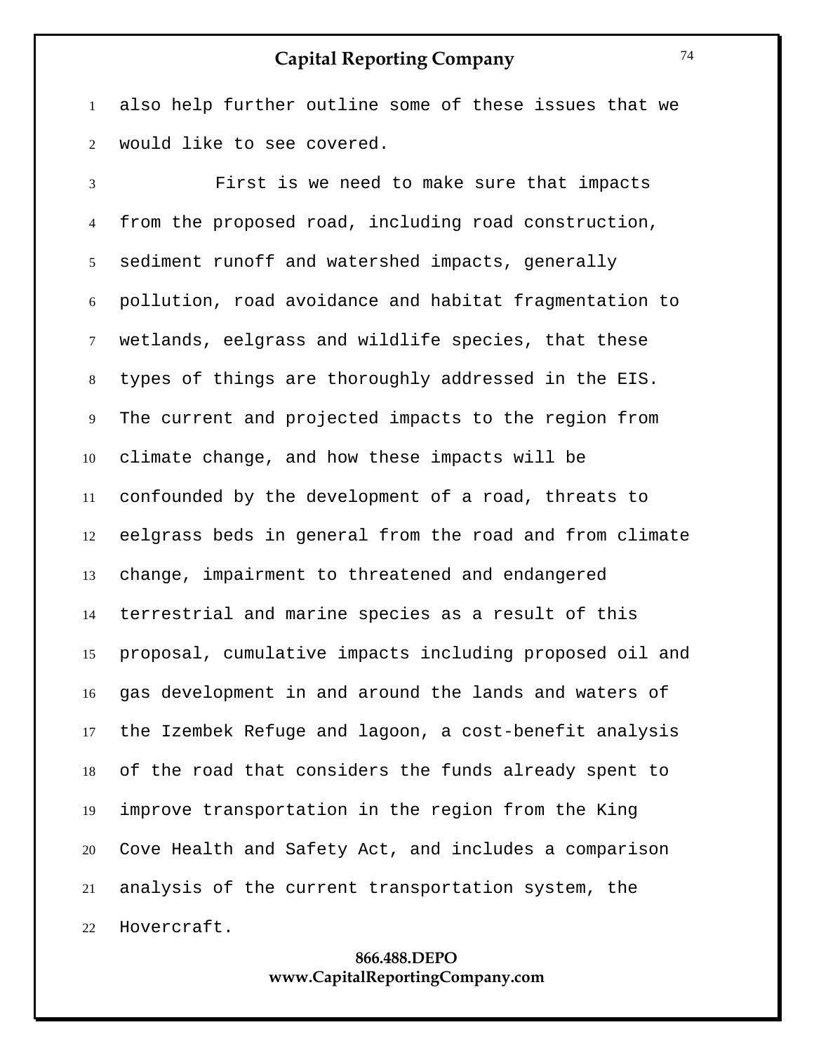also help further outline some of these issues that we would like to see covered.

First is we need to make sure that impacts from the proposed road, including road construction, sediment runoff and watershed impacts, generally pollution, road avoidance and habitat fragmentation to wetlands, eelgrass and wildlife species, that these types of things are thoroughly addressed in the EIS. The current and projected impacts to the region from climate change, and how these impacts will be confounded by the development of a road, threats to eelgrass beds in general from the road and from climate change, impairment to threatened and endangered terrestrial and marine species as a result of this proposal, cumulative impacts including proposed oil and gas development in and around the lands and waters of the Izembek Refuge and lagoon, a cost-benefit analysis of the road that considers the funds already spent to improve transportation in the region from the King Cove Health and Safety Act, and includes a comparison analysis of the current transportation system, the Hovercraft.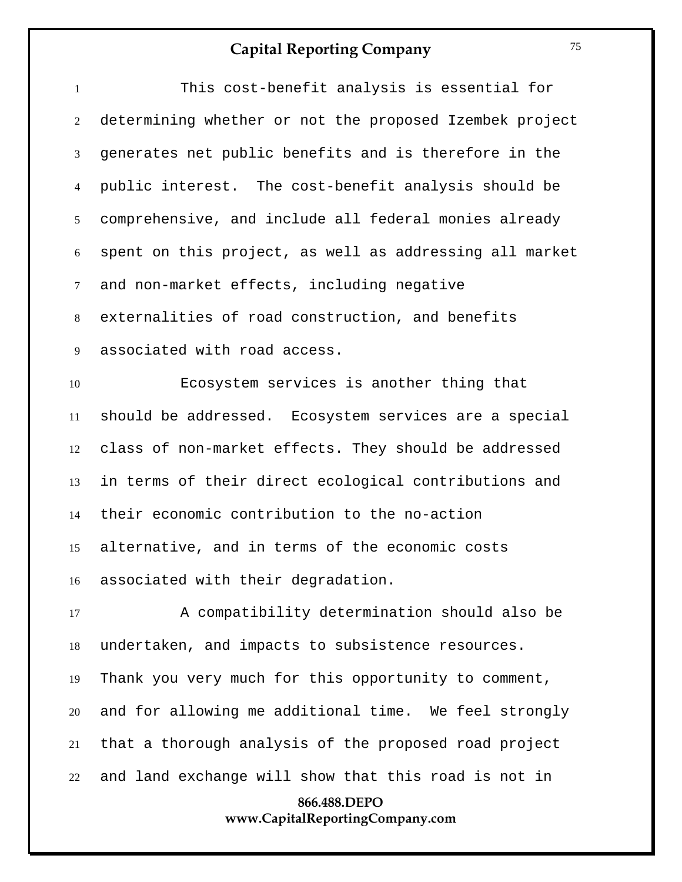This cost-benefit analysis is essential for determining whether or not the proposed Izembek project generates net public benefits and is therefore in the public interest. The cost-benefit analysis should be comprehensive, and include all federal monies already spent on this project, as well as addressing all market and non-market effects, including negative externalities of road construction, and benefits associated with road access.

Ecosystem services is another thing that should be addressed. Ecosystem services are a special class of non-market effects. They should be addressed in terms of their direct ecological contributions and their economic contribution to the no-action alternative, and in terms of the economic costs associated with their degradation.

A compatibility determination should also be undertaken, and impacts to subsistence resources. Thank you very much for this opportunity to comment, and for allowing me additional time. We feel strongly that a thorough analysis of the proposed road project and land exchange will show that this road is not in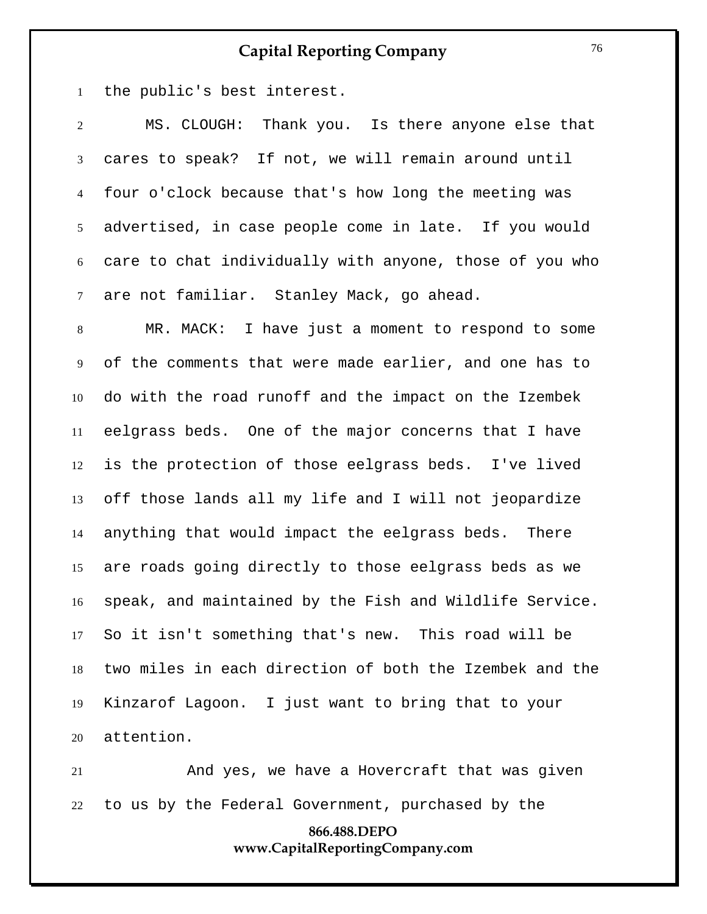the public's best interest.

MS. CLOUGH: Thank you. Is there anyone else that cares to speak? If not, we will remain around until four o'clock because that's how long the meeting was advertised, in case people come in late. If you would care to chat individually with anyone, those of you who are not familiar. Stanley Mack, go ahead.

MR. MACK: I have just a moment to respond to some of the comments that were made earlier, and one has to do with the road runoff and the impact on the Izembek eelgrass beds. One of the major concerns that I have is the protection of those eelgrass beds. I've lived off those lands all my life and I will not jeopardize anything that would impact the eelgrass beds. There are roads going directly to those eelgrass beds as we speak, and maintained by the Fish and Wildlife Service. So it isn't something that's new. This road will be two miles in each direction of both the Izembek and the Kinzarof Lagoon. I just want to bring that to your attention.

And yes, we have a Hovercraft that was given to us by the Federal Government, purchased by the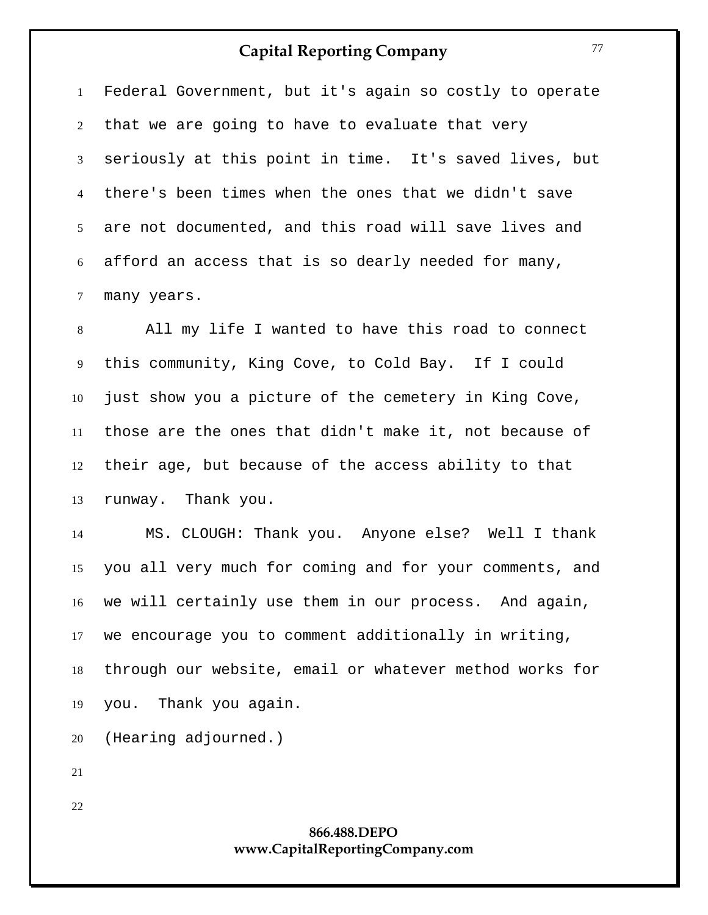Federal Government, but it's again so costly to operate that we are going to have to evaluate that very seriously at this point in time. It's saved lives, but there's been times when the ones that we didn't save are not documented, and this road will save lives and afford an access that is so dearly needed for many, many years.

All my life I wanted to have this road to connect this community, King Cove, to Cold Bay. If I could just show you a picture of the cemetery in King Cove, those are the ones that didn't make it, not because of their age, but because of the access ability to that runway. Thank you.

MS. CLOUGH: Thank you. Anyone else? Well I thank you all very much for coming and for your comments, and we will certainly use them in our process. And again, we encourage you to comment additionally in writing, through our website, email or whatever method works for you. Thank you again.

(Hearing adjourned.)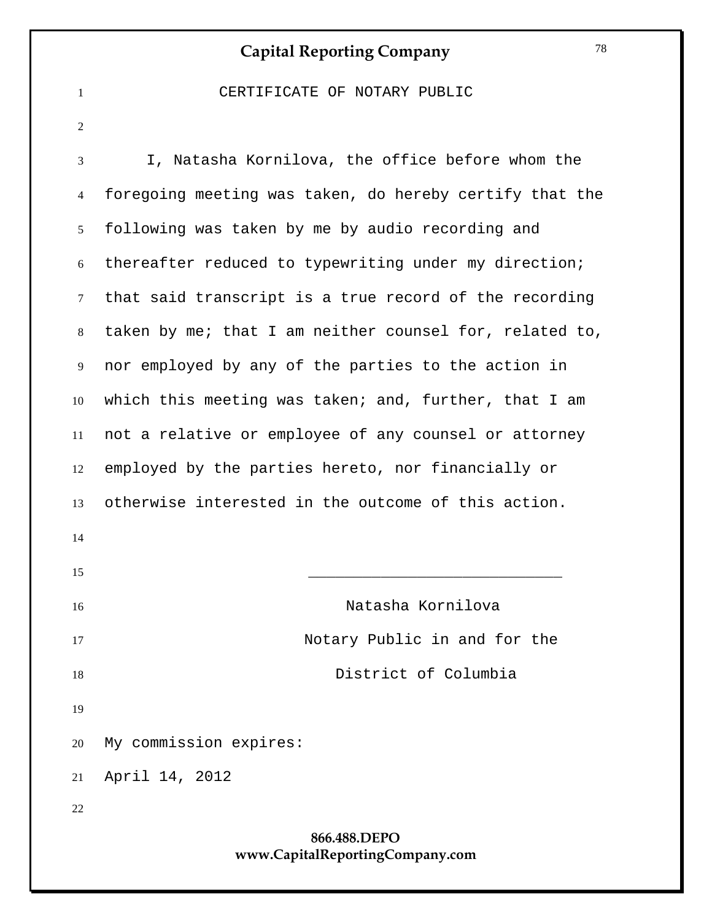# CERTIFICATE OF NOTARY PUBLIC

I, Natasha Kornilova, the office before whom the foregoing meeting was taken, do hereby certify that the following was taken by me by audio recording and thereafter reduced to typewriting under my direction; that said transcript is a true record of the recording taken by me; that I am neither counsel for, related to, nor employed by any of the parties to the action in which this meeting was taken; and, further, that I am not a relative or employee of any counsel or attorney employed by the parties hereto, nor financially or otherwise interested in the outcome of this action.

_____________________________

Natasha Kornilova

Notary Public in and for the

District of Columbia

My commission expires:

April 14, 2012